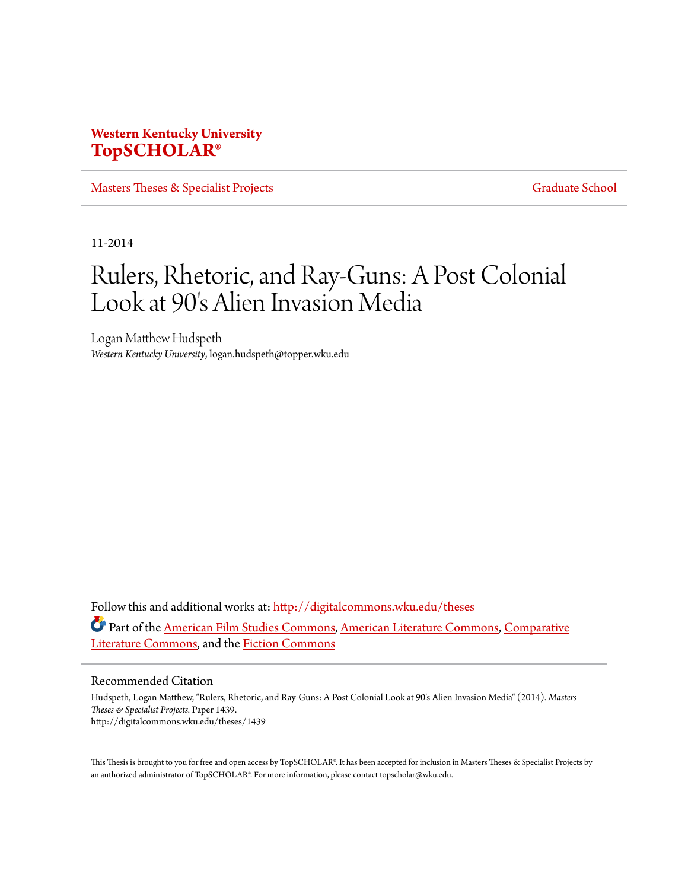**Western Kentucky University**
**TopSCHOLAR®**

Masters Theses & Specialist Projects — Graduate School

11-2014

# Rulers, Rhetoric, and Ray-Guns: A Post Colonial Look at 90's Alien Invasion Media

Logan Matthew Hudspeth
*Western Kentucky University*, logan.hudspeth@topper.wku.edu

Follow this and additional works at: http://digitalcommons.wku.edu/theses

Part of the American Film Studies Commons, American Literature Commons, Comparative Literature Commons, and the Fiction Commons

## Recommended Citation

Hudspeth, Logan Matthew, "Rulers, Rhetoric, and Ray-Guns: A Post Colonial Look at 90's Alien Invasion Media" (2014). *Masters Theses & Specialist Projects.* Paper 1439.
http://digitalcommons.wku.edu/theses/1439

This Thesis is brought to you for free and open access by TopSCHOLAR®. It has been accepted for inclusion in Masters Theses & Specialist Projects by an authorized administrator of TopSCHOLAR®. For more information, please contact topscholar@wku.edu.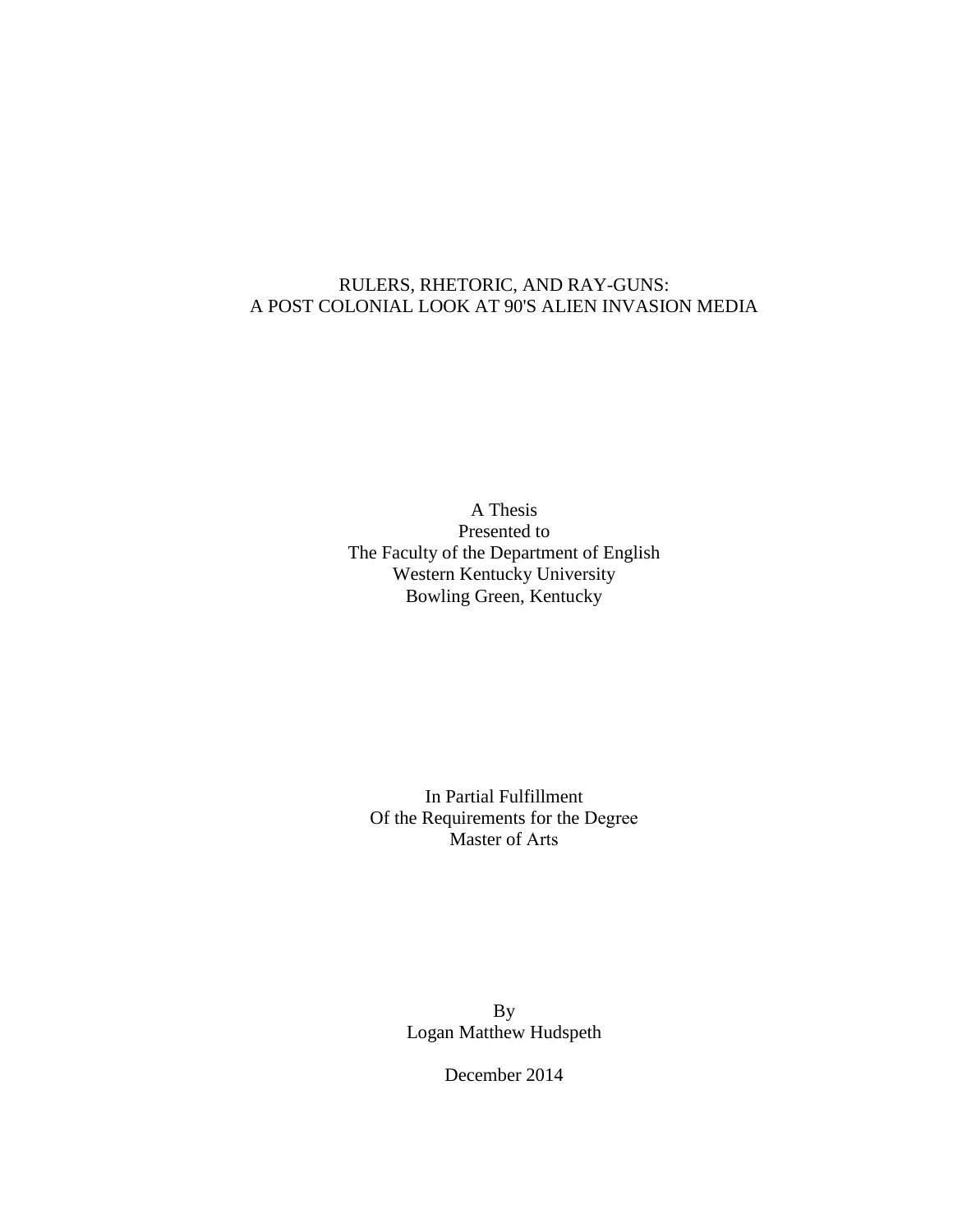# RULERS, RHETORIC, AND RAY-GUNS:
# A POST COLONIAL LOOK AT 90'S ALIEN INVASION MEDIA

A Thesis
Presented to
The Faculty of the Department of English
Western Kentucky University
Bowling Green, Kentucky

In Partial Fulfillment
Of the Requirements for the Degree
Master of Arts

By
Logan Matthew Hudspeth

December 2014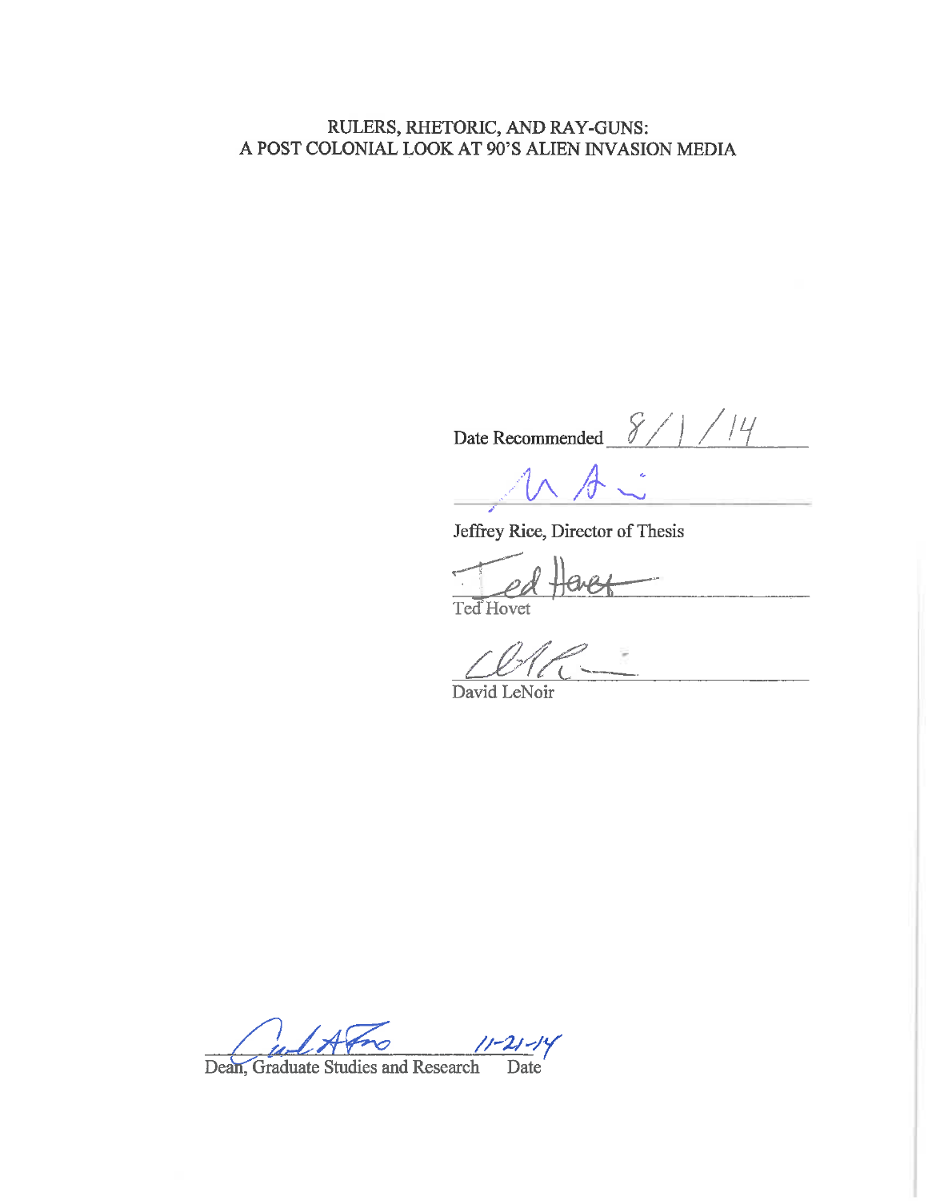RULERS, RHETORIC, AND RAY-GUNS:
A POST COLONIAL LOOK AT 90'S ALIEN INVASION MEDIA

Date Recommended 8/1/14

Jeffrey Rice, Director of Thesis

Ted Hovet

David LeNoir

Dean, Graduate Studies and Research     Date 11-21-14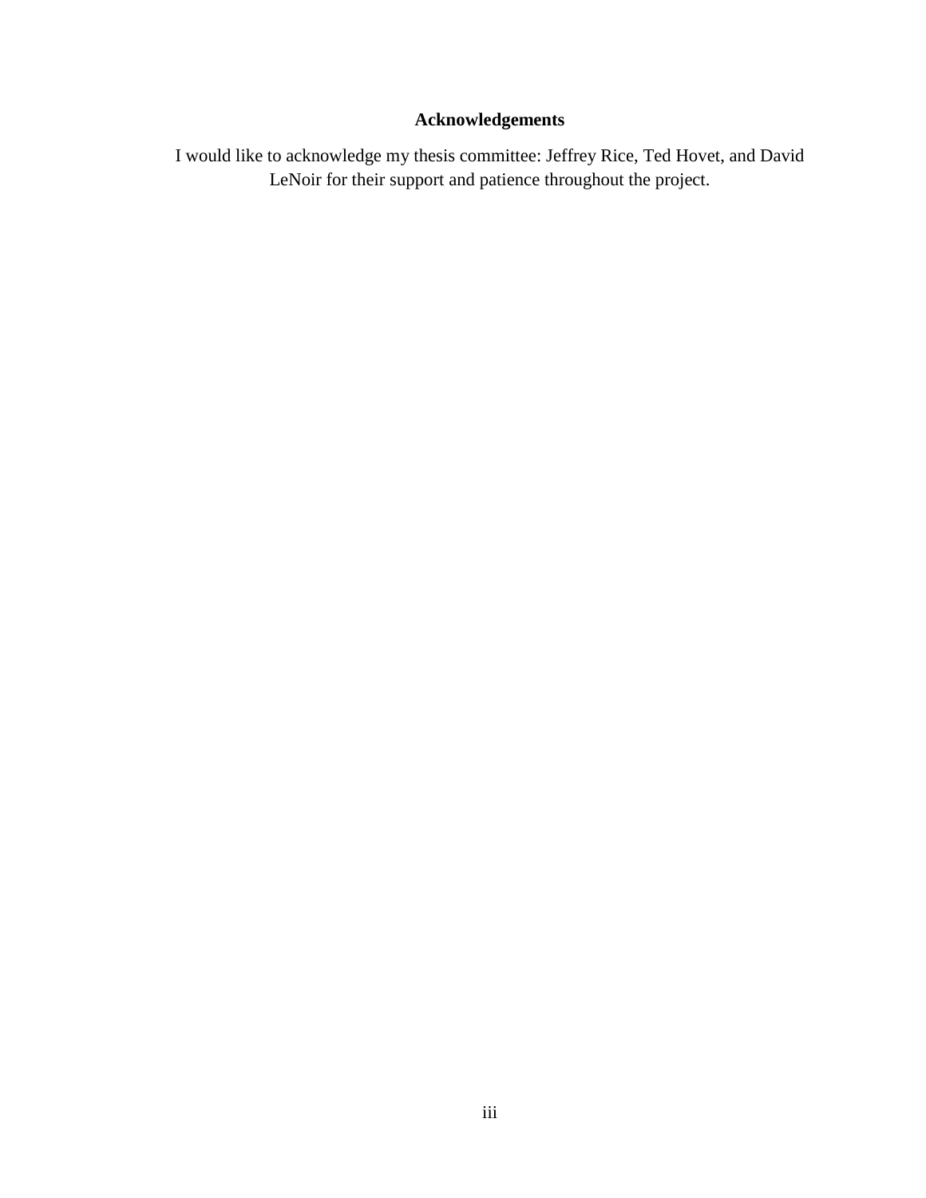# Acknowledgements

I would like to acknowledge my thesis committee: Jeffrey Rice, Ted Hovet, and David LeNoir for their support and patience throughout the project.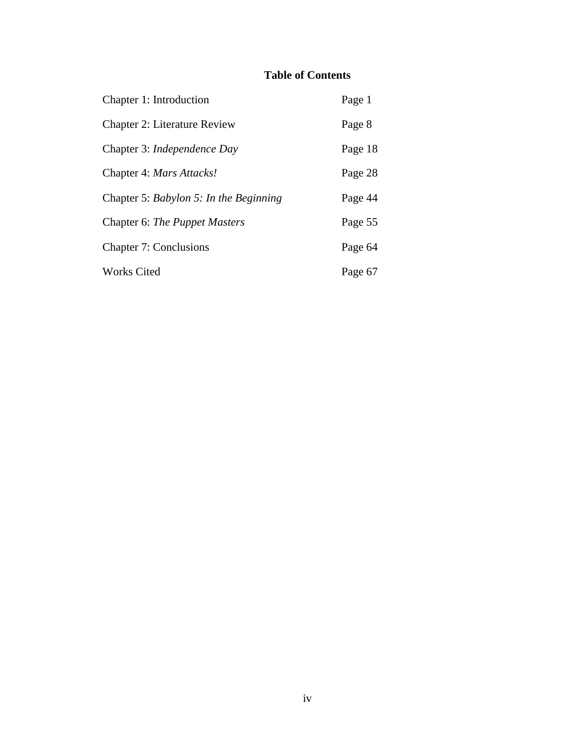# Table of Contents

| | |
|---|---|
| Chapter 1: Introduction | Page 1 |
| Chapter 2: Literature Review | Page 8 |
| Chapter 3: *Independence Day* | Page 18 |
| Chapter 4: *Mars Attacks!* | Page 28 |
| Chapter 5: *Babylon 5: In the Beginning* | Page 44 |
| Chapter 6: *The Puppet Masters* | Page 55 |
| Chapter 7: Conclusions | Page 64 |
| Works Cited | Page 67 |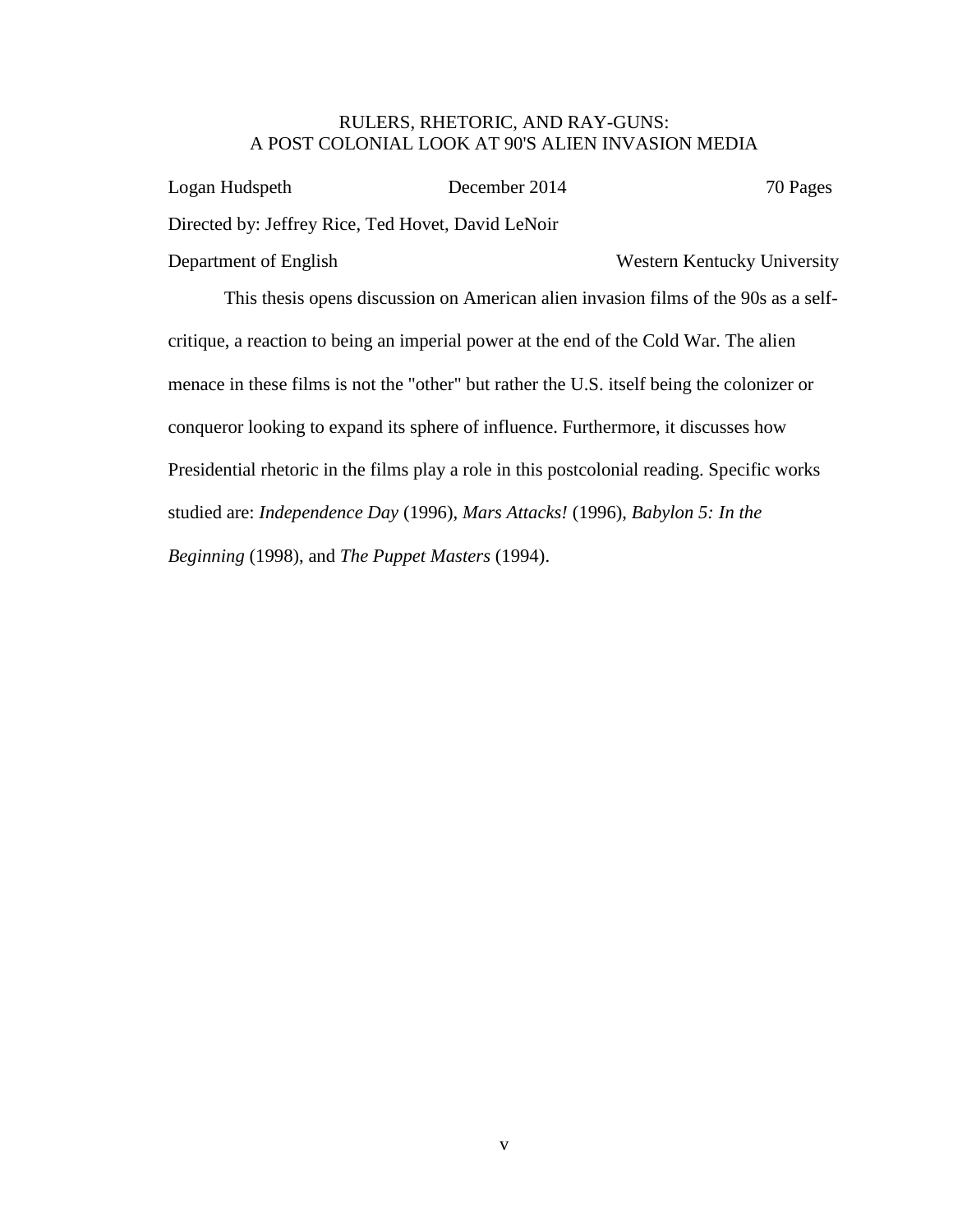RULERS, RHETORIC, AND RAY-GUNS:
A POST COLONIAL LOOK AT 90'S ALIEN INVASION MEDIA

Logan Hudspeth December 2014 70 Pages

Directed by: Jeffrey Rice, Ted Hovet, David LeNoir

Department of English Western Kentucky University

This thesis opens discussion on American alien invasion films of the 90s as a self-critique, a reaction to being an imperial power at the end of the Cold War. The alien menace in these films is not the "other" but rather the U.S. itself being the colonizer or conqueror looking to expand its sphere of influence. Furthermore, it discusses how Presidential rhetoric in the films play a role in this postcolonial reading. Specific works studied are: *Independence Day* (1996), *Mars Attacks!* (1996), *Babylon 5: In the Beginning* (1998), and *The Puppet Masters* (1994).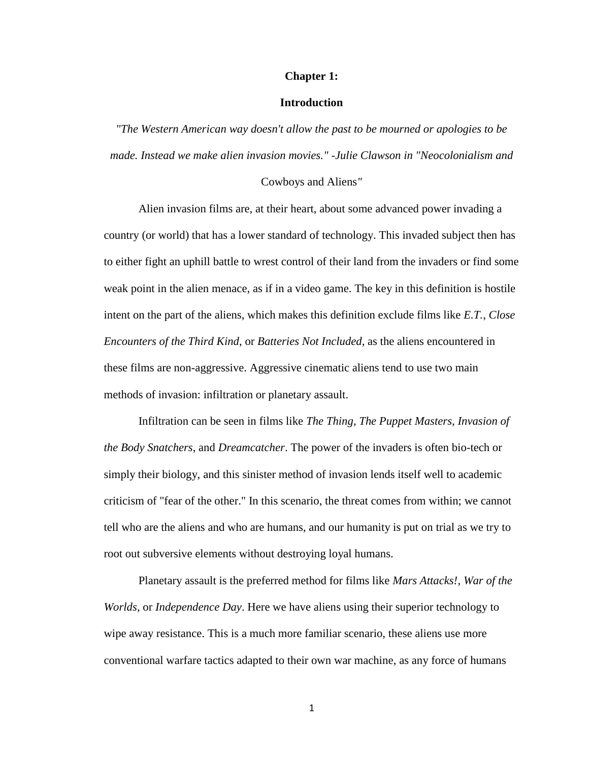# Chapter 1:

## Introduction

*"The Western American way doesn't allow the past to be mourned or apologies to be made. Instead we make alien invasion movies." -Julie Clawson in "Neocolonialism and* Cowboys and Aliens*"*

Alien invasion films are, at their heart, about some advanced power invading a country (or world) that has a lower standard of technology. This invaded subject then has to either fight an uphill battle to wrest control of their land from the invaders or find some weak point in the alien menace, as if in a video game. The key in this definition is hostile intent on the part of the aliens, which makes this definition exclude films like *E.T.*, *Close Encounters of the Third Kind*, or *Batteries Not Included*, as the aliens encountered in these films are non-aggressive. Aggressive cinematic aliens tend to use two main methods of invasion: infiltration or planetary assault.

Infiltration can be seen in films like *The Thing*, *The Puppet Masters*, *Invasion of the Body Snatchers*, and *Dreamcatcher*. The power of the invaders is often bio-tech or simply their biology, and this sinister method of invasion lends itself well to academic criticism of "fear of the other." In this scenario, the threat comes from within; we cannot tell who are the aliens and who are humans, and our humanity is put on trial as we try to root out subversive elements without destroying loyal humans.

Planetary assault is the preferred method for films like *Mars Attacks!*, *War of the Worlds*, or *Independence Day*. Here we have aliens using their superior technology to wipe away resistance. This is a much more familiar scenario, these aliens use more conventional warfare tactics adapted to their own war machine, as any force of humans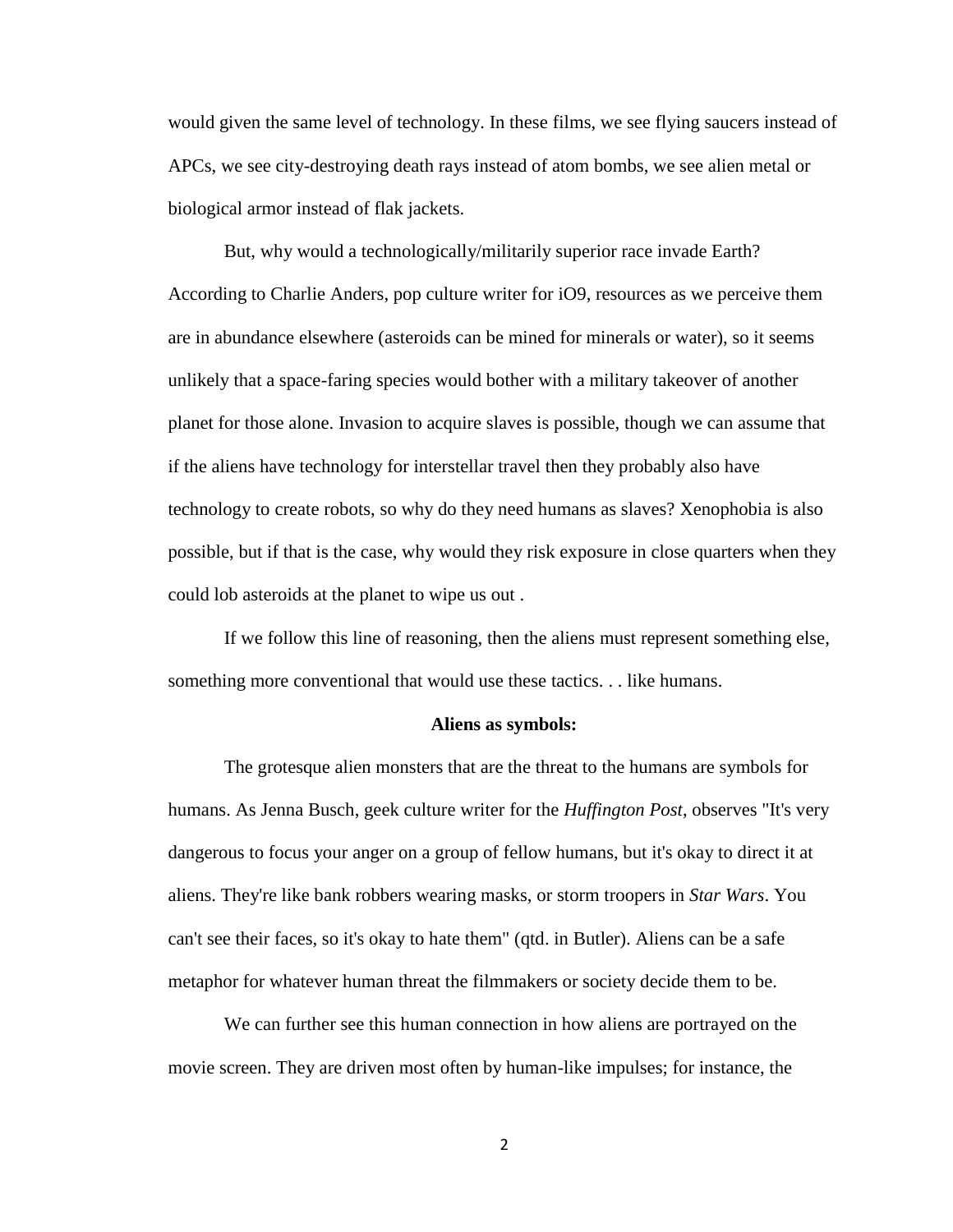would given the same level of technology. In these films, we see flying saucers instead of APCs, we see city-destroying death rays instead of atom bombs, we see alien metal or biological armor instead of flak jackets.

But, why would a technologically/militarily superior race invade Earth? According to Charlie Anders, pop culture writer for iO9, resources as we perceive them are in abundance elsewhere (asteroids can be mined for minerals or water), so it seems unlikely that a space-faring species would bother with a military takeover of another planet for those alone. Invasion to acquire slaves is possible, though we can assume that if the aliens have technology for interstellar travel then they probably also have technology to create robots, so why do they need humans as slaves? Xenophobia is also possible, but if that is the case, why would they risk exposure in close quarters when they could lob asteroids at the planet to wipe us out .

If we follow this line of reasoning, then the aliens must represent something else, something more conventional that would use these tactics. . . like humans.

**Aliens as symbols:**

The grotesque alien monsters that are the threat to the humans are symbols for humans. As Jenna Busch, geek culture writer for the *Huffington Post*, observes "It's very dangerous to focus your anger on a group of fellow humans, but it's okay to direct it at aliens. They're like bank robbers wearing masks, or storm troopers in *Star Wars*. You can't see their faces, so it's okay to hate them" (qtd. in Butler). Aliens can be a safe metaphor for whatever human threat the filmmakers or society decide them to be.

We can further see this human connection in how aliens are portrayed on the movie screen. They are driven most often by human-like impulses; for instance, the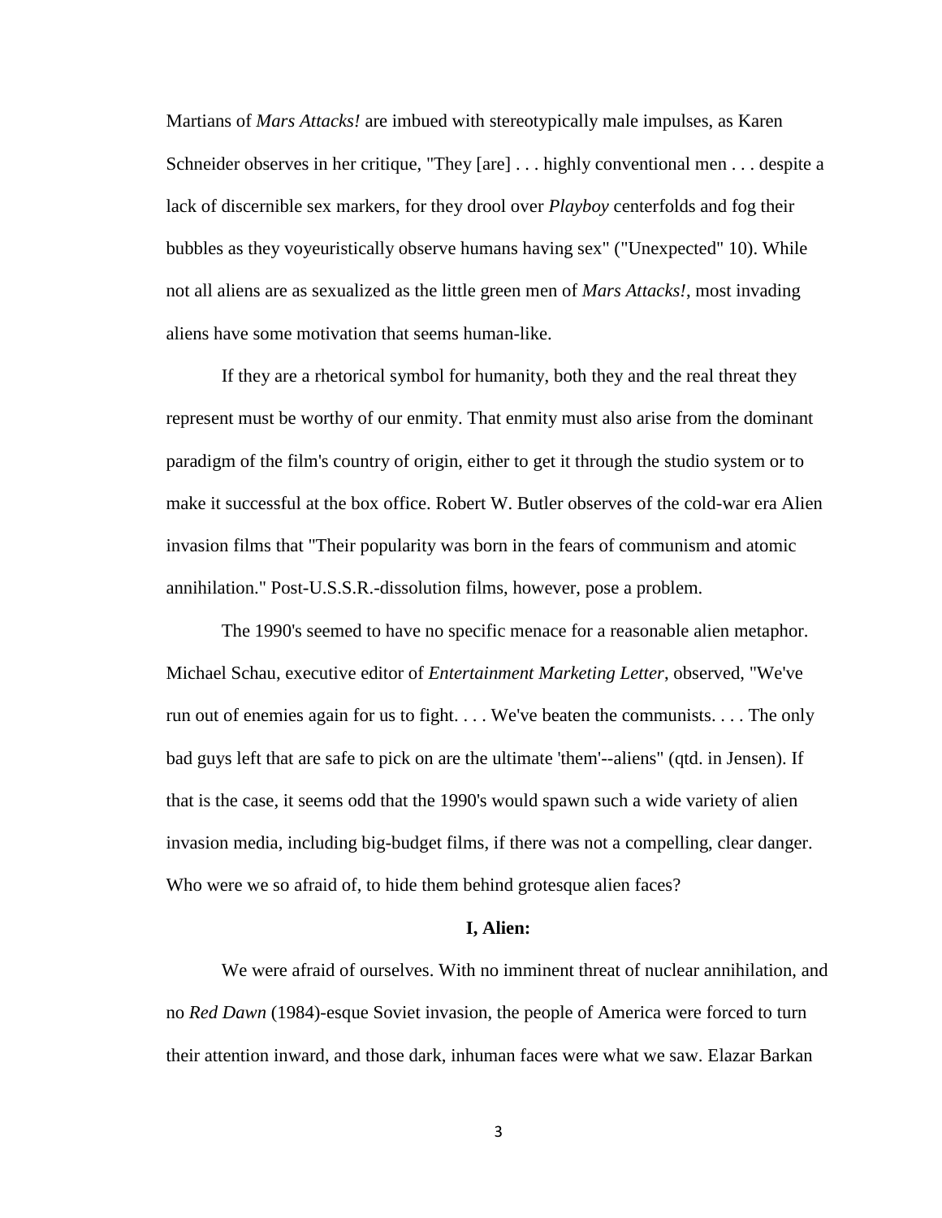Martians of *Mars Attacks!* are imbued with stereotypically male impulses, as Karen Schneider observes in her critique, "They [are] . . . highly conventional men . . . despite a lack of discernible sex markers, for they drool over *Playboy* centerfolds and fog their bubbles as they voyeuristically observe humans having sex" ("Unexpected" 10). While not all aliens are as sexualized as the little green men of *Mars Attacks!*, most invading aliens have some motivation that seems human-like.

If they are a rhetorical symbol for humanity, both they and the real threat they represent must be worthy of our enmity. That enmity must also arise from the dominant paradigm of the film's country of origin, either to get it through the studio system or to make it successful at the box office. Robert W. Butler observes of the cold-war era Alien invasion films that "Their popularity was born in the fears of communism and atomic annihilation." Post-U.S.S.R.-dissolution films, however, pose a problem.

The 1990's seemed to have no specific menace for a reasonable alien metaphor. Michael Schau, executive editor of *Entertainment Marketing Letter*, observed, "We've run out of enemies again for us to fight. . . . We've beaten the communists. . . . The only bad guys left that are safe to pick on are the ultimate 'them'--aliens" (qtd. in Jensen). If that is the case, it seems odd that the 1990's would spawn such a wide variety of alien invasion media, including big-budget films, if there was not a compelling, clear danger. Who were we so afraid of, to hide them behind grotesque alien faces?

**I, Alien:**

We were afraid of ourselves. With no imminent threat of nuclear annihilation, and no *Red Dawn* (1984)-esque Soviet invasion, the people of America were forced to turn their attention inward, and those dark, inhuman faces were what we saw. Elazar Barkan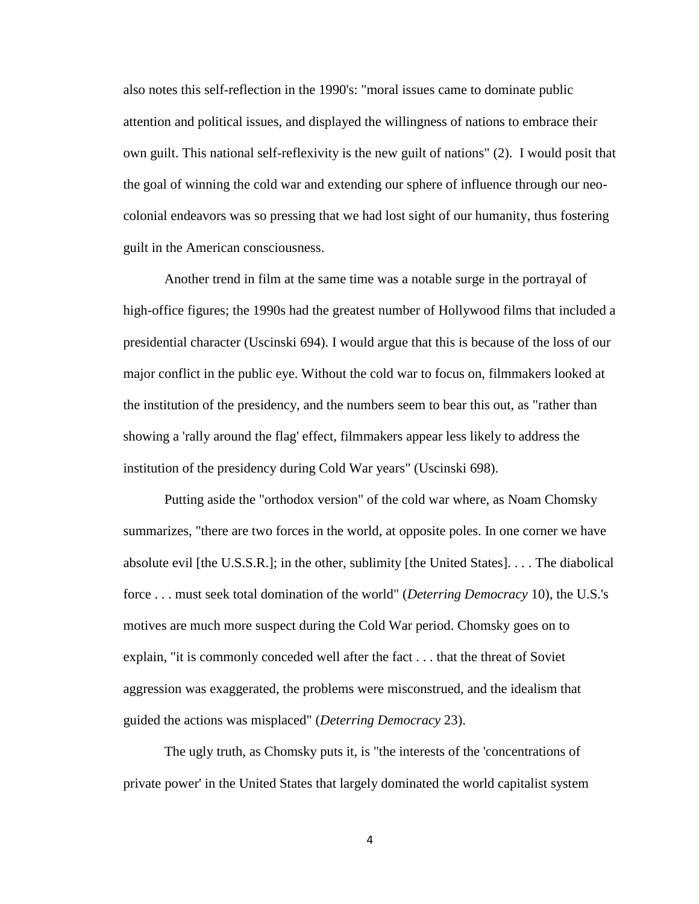also notes this self-reflection in the 1990's: "moral issues came to dominate public attention and political issues, and displayed the willingness of nations to embrace their own guilt. This national self-reflexivity is the new guilt of nations" (2). I would posit that the goal of winning the cold war and extending our sphere of influence through our neo-colonial endeavors was so pressing that we had lost sight of our humanity, thus fostering guilt in the American consciousness.

Another trend in film at the same time was a notable surge in the portrayal of high-office figures; the 1990s had the greatest number of Hollywood films that included a presidential character (Uscinski 694). I would argue that this is because of the loss of our major conflict in the public eye. Without the cold war to focus on, filmmakers looked at the institution of the presidency, and the numbers seem to bear this out, as "rather than showing a 'rally around the flag' effect, filmmakers appear less likely to address the institution of the presidency during Cold War years" (Uscinski 698).

Putting aside the "orthodox version" of the cold war where, as Noam Chomsky summarizes, "there are two forces in the world, at opposite poles. In one corner we have absolute evil [the U.S.S.R.]; in the other, sublimity [the United States]. . . . The diabolical force . . . must seek total domination of the world" (*Deterring Democracy* 10), the U.S.'s motives are much more suspect during the Cold War period. Chomsky goes on to explain, "it is commonly conceded well after the fact . . . that the threat of Soviet aggression was exaggerated, the problems were misconstrued, and the idealism that guided the actions was misplaced" (*Deterring Democracy* 23).

The ugly truth, as Chomsky puts it, is "the interests of the 'concentrations of private power' in the United States that largely dominated the world capitalist system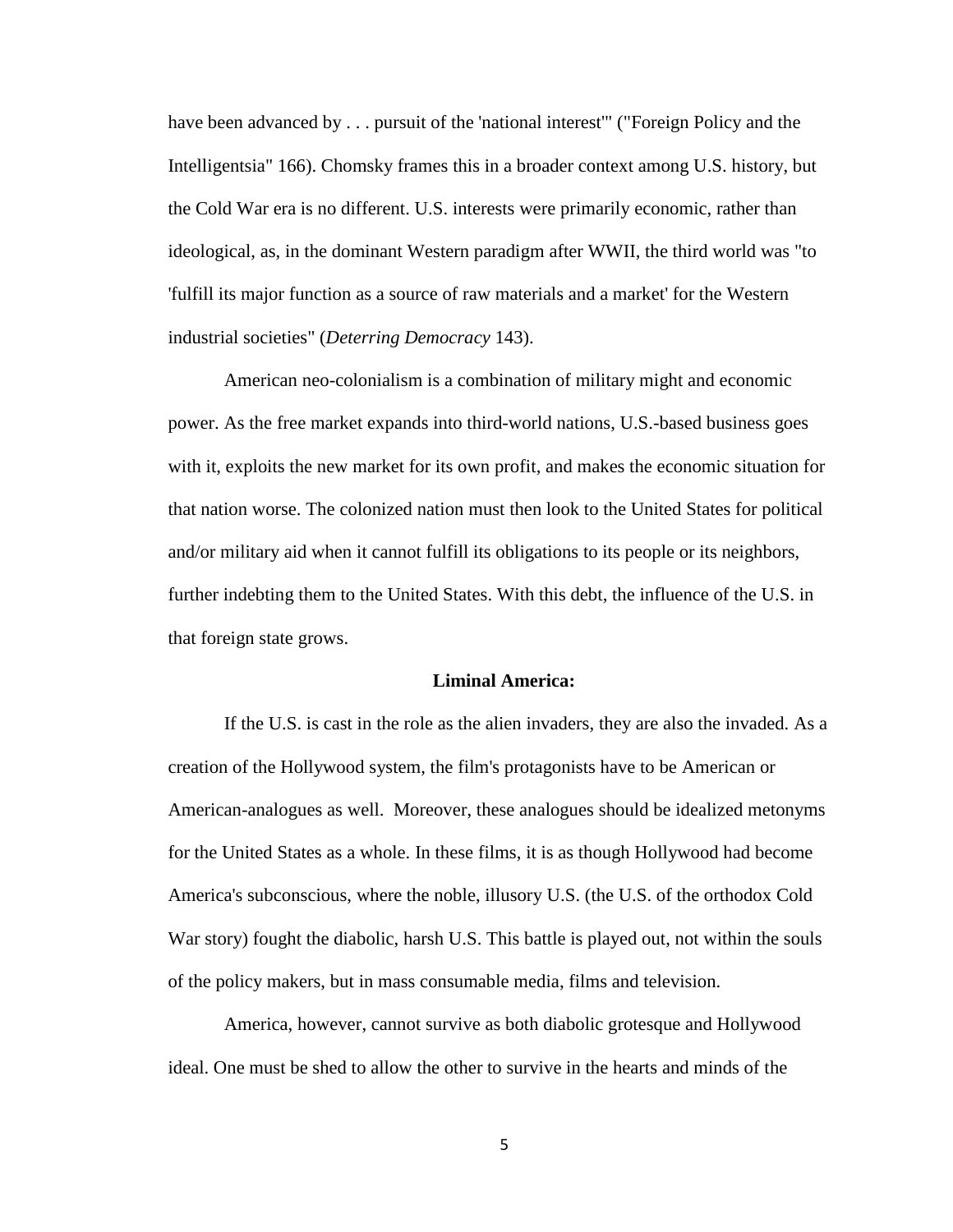have been advanced by . . . pursuit of the 'national interest'" ("Foreign Policy and the Intelligentsia" 166). Chomsky frames this in a broader context among U.S. history, but the Cold War era is no different. U.S. interests were primarily economic, rather than ideological, as, in the dominant Western paradigm after WWII, the third world was "to 'fulfill its major function as a source of raw materials and a market' for the Western industrial societies" (*Deterring Democracy* 143).

American neo-colonialism is a combination of military might and economic power. As the free market expands into third-world nations, U.S.-based business goes with it, exploits the new market for its own profit, and makes the economic situation for that nation worse. The colonized nation must then look to the United States for political and/or military aid when it cannot fulfill its obligations to its people or its neighbors, further indebting them to the United States. With this debt, the influence of the U.S. in that foreign state grows.

**Liminal America:**

If the U.S. is cast in the role as the alien invaders, they are also the invaded. As a creation of the Hollywood system, the film's protagonists have to be American or American-analogues as well. Moreover, these analogues should be idealized metonyms for the United States as a whole. In these films, it is as though Hollywood had become America's subconscious, where the noble, illusory U.S. (the U.S. of the orthodox Cold War story) fought the diabolic, harsh U.S. This battle is played out, not within the souls of the policy makers, but in mass consumable media, films and television.

America, however, cannot survive as both diabolic grotesque and Hollywood ideal. One must be shed to allow the other to survive in the hearts and minds of the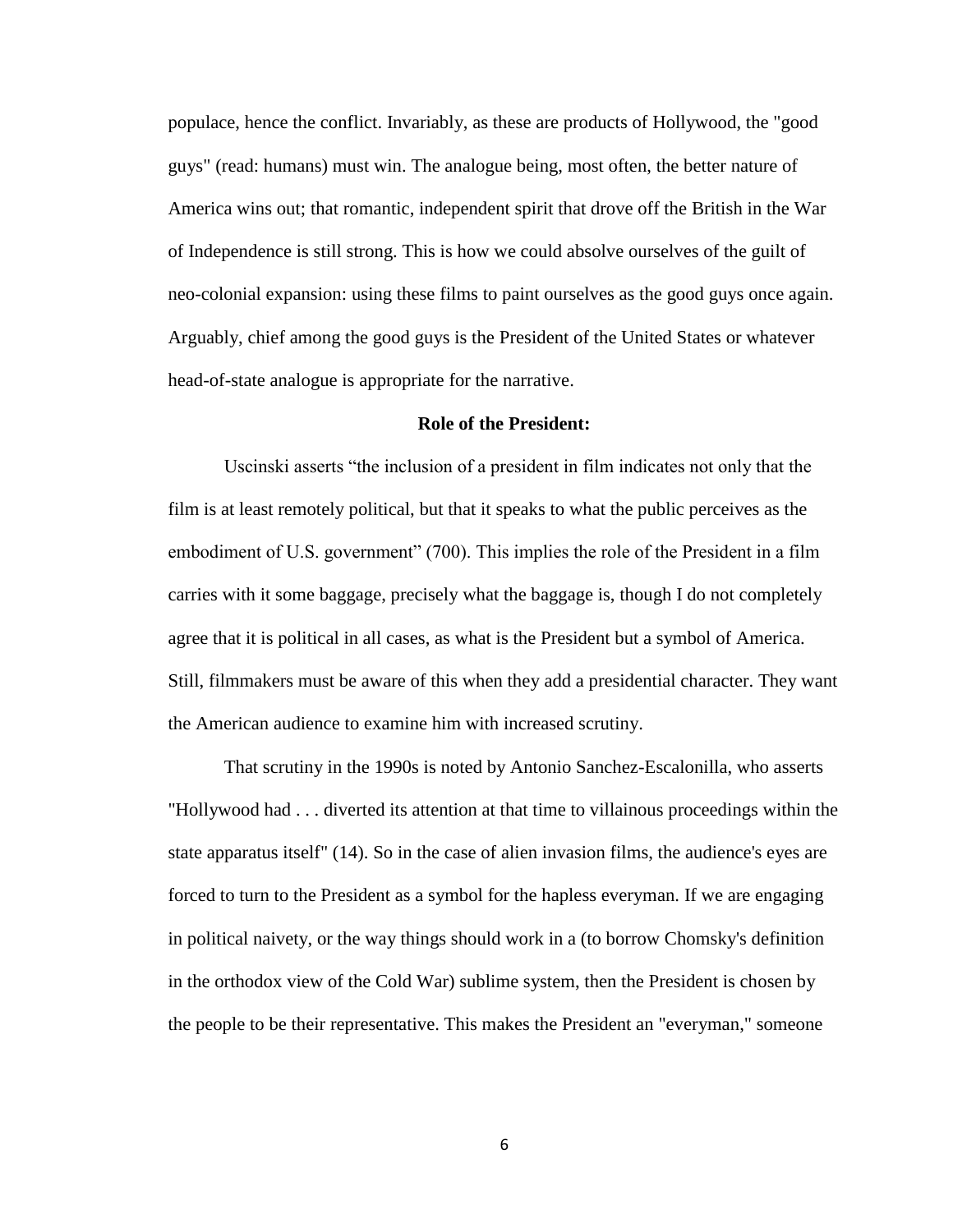populace, hence the conflict. Invariably, as these are products of Hollywood, the "good guys" (read: humans) must win. The analogue being, most often, the better nature of America wins out; that romantic, independent spirit that drove off the British in the War of Independence is still strong. This is how we could absolve ourselves of the guilt of neo-colonial expansion: using these films to paint ourselves as the good guys once again. Arguably, chief among the good guys is the President of the United States or whatever head-of-state analogue is appropriate for the narrative.

**Role of the President:**

Uscinski asserts "the inclusion of a president in film indicates not only that the film is at least remotely political, but that it speaks to what the public perceives as the embodiment of U.S. government" (700). This implies the role of the President in a film carries with it some baggage, precisely what the baggage is, though I do not completely agree that it is political in all cases, as what is the President but a symbol of America. Still, filmmakers must be aware of this when they add a presidential character. They want the American audience to examine him with increased scrutiny.

That scrutiny in the 1990s is noted by Antonio Sanchez-Escalonilla, who asserts "Hollywood had . . . diverted its attention at that time to villainous proceedings within the state apparatus itself" (14). So in the case of alien invasion films, the audience's eyes are forced to turn to the President as a symbol for the hapless everyman. If we are engaging in political naivety, or the way things should work in a (to borrow Chomsky's definition in the orthodox view of the Cold War) sublime system, then the President is chosen by the people to be their representative. This makes the President an "everyman," someone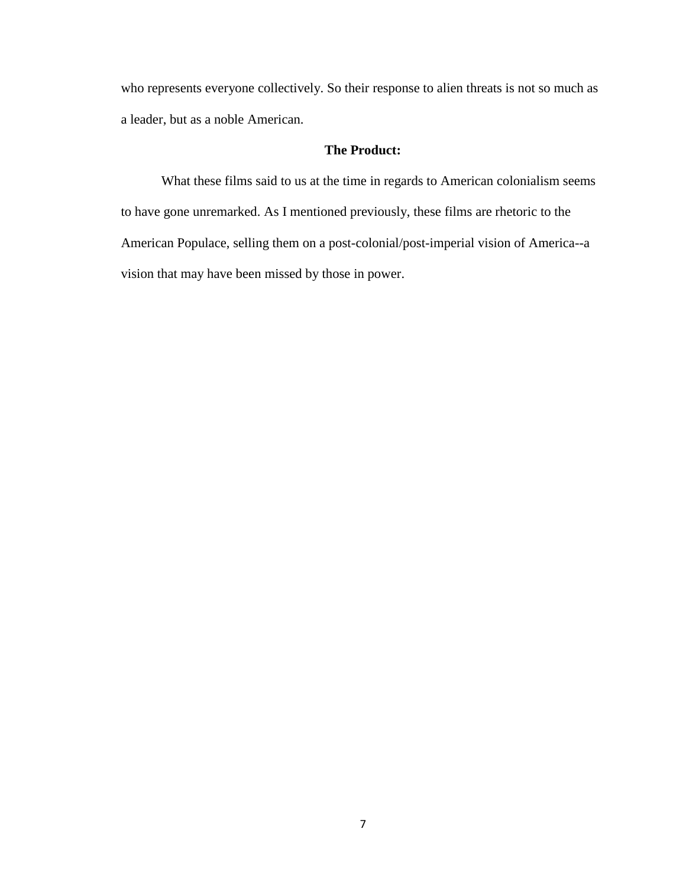who represents everyone collectively. So their response to alien threats is not so much as a leader, but as a noble American.

**The Product:**

What these films said to us at the time in regards to American colonialism seems to have gone unremarked. As I mentioned previously, these films are rhetoric to the American Populace, selling them on a post-colonial/post-imperial vision of America--a vision that may have been missed by those in power.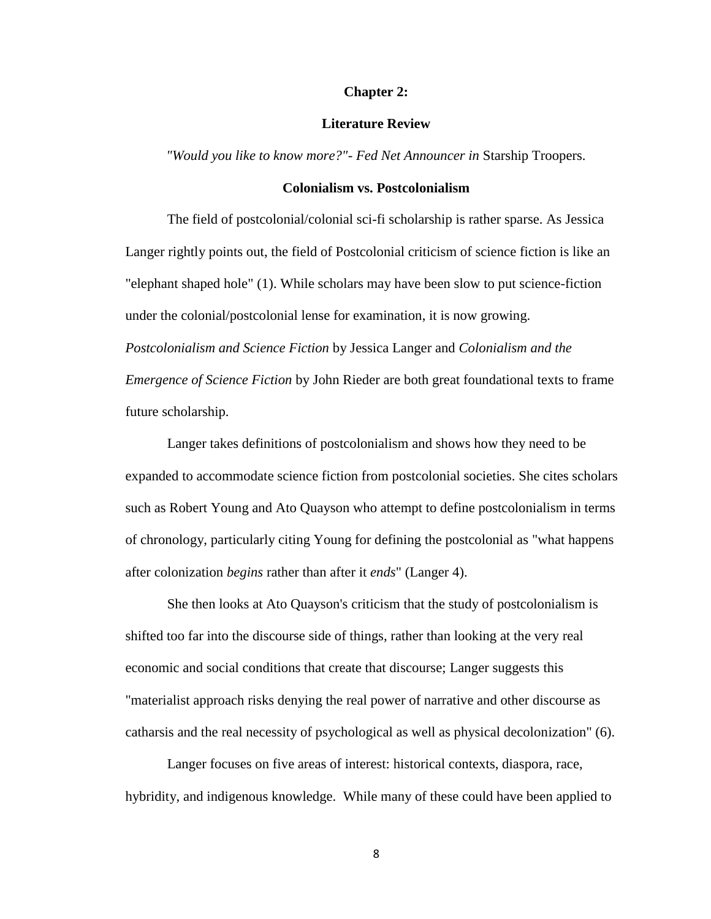## Chapter 2:

## Literature Review

*"Would you like to know more?"- Fed Net Announcer in* Starship Troopers.

### Colonialism vs. Postcolonialism

The field of postcolonial/colonial sci-fi scholarship is rather sparse. As Jessica Langer rightly points out, the field of Postcolonial criticism of science fiction is like an "elephant shaped hole" (1). While scholars may have been slow to put science-fiction under the colonial/postcolonial lense for examination, it is now growing. *Postcolonialism and Science Fiction* by Jessica Langer and *Colonialism and the Emergence of Science Fiction* by John Rieder are both great foundational texts to frame future scholarship.

Langer takes definitions of postcolonialism and shows how they need to be expanded to accommodate science fiction from postcolonial societies. She cites scholars such as Robert Young and Ato Quayson who attempt to define postcolonialism in terms of chronology, particularly citing Young for defining the postcolonial as "what happens after colonization *begins* rather than after it *ends*" (Langer 4).

She then looks at Ato Quayson's criticism that the study of postcolonialism is shifted too far into the discourse side of things, rather than looking at the very real economic and social conditions that create that discourse; Langer suggests this "materialist approach risks denying the real power of narrative and other discourse as catharsis and the real necessity of psychological as well as physical decolonization" (6).

Langer focuses on five areas of interest: historical contexts, diaspora, race, hybridity, and indigenous knowledge. While many of these could have been applied to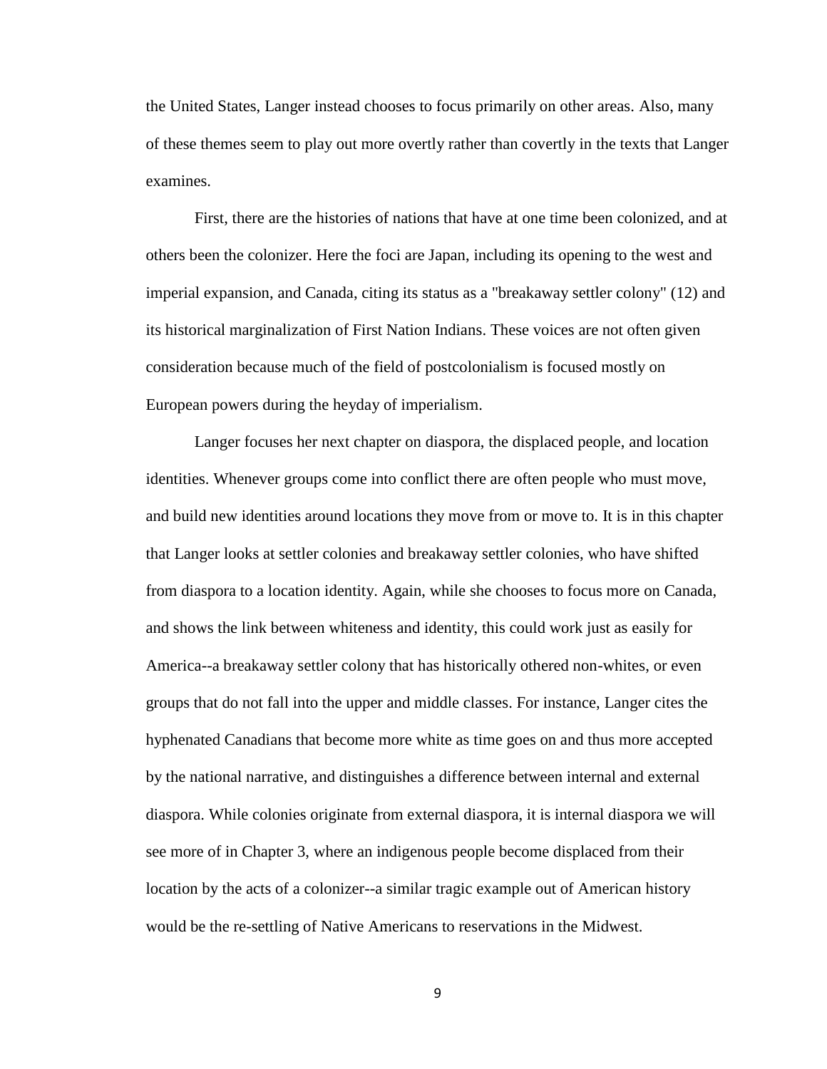the United States, Langer instead chooses to focus primarily on other areas. Also, many of these themes seem to play out more overtly rather than covertly in the texts that Langer examines.

First, there are the histories of nations that have at one time been colonized, and at others been the colonizer. Here the foci are Japan, including its opening to the west and imperial expansion, and Canada, citing its status as a "breakaway settler colony" (12) and its historical marginalization of First Nation Indians. These voices are not often given consideration because much of the field of postcolonialism is focused mostly on European powers during the heyday of imperialism.

Langer focuses her next chapter on diaspora, the displaced people, and location identities. Whenever groups come into conflict there are often people who must move, and build new identities around locations they move from or move to. It is in this chapter that Langer looks at settler colonies and breakaway settler colonies, who have shifted from diaspora to a location identity. Again, while she chooses to focus more on Canada, and shows the link between whiteness and identity, this could work just as easily for America--a breakaway settler colony that has historically othered non-whites, or even groups that do not fall into the upper and middle classes. For instance, Langer cites the hyphenated Canadians that become more white as time goes on and thus more accepted by the national narrative, and distinguishes a difference between internal and external diaspora. While colonies originate from external diaspora, it is internal diaspora we will see more of in Chapter 3, where an indigenous people become displaced from their location by the acts of a colonizer--a similar tragic example out of American history would be the re-settling of Native Americans to reservations in the Midwest.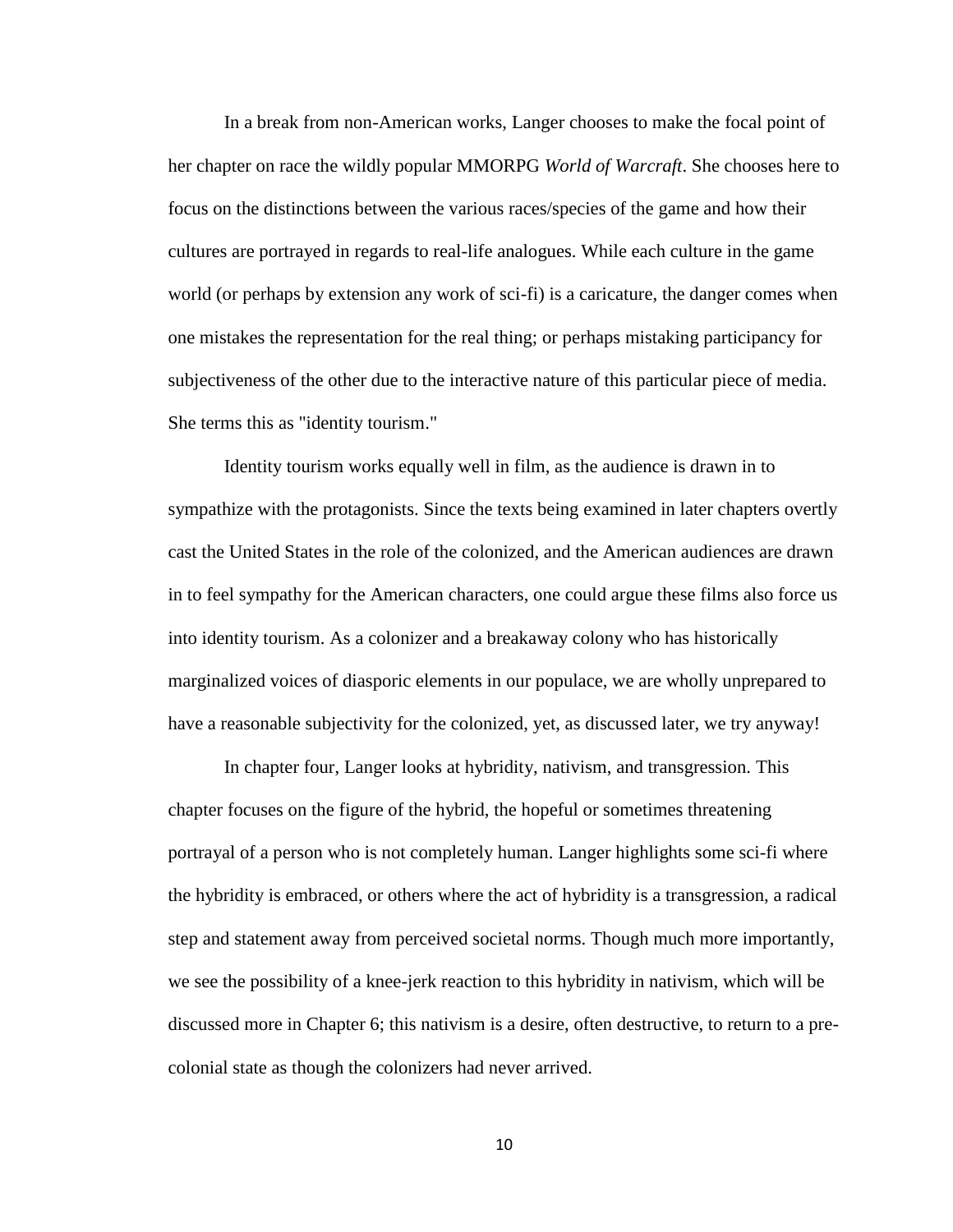In a break from non-American works, Langer chooses to make the focal point of her chapter on race the wildly popular MMORPG *World of Warcraft*. She chooses here to focus on the distinctions between the various races/species of the game and how their cultures are portrayed in regards to real-life analogues. While each culture in the game world (or perhaps by extension any work of sci-fi) is a caricature, the danger comes when one mistakes the representation for the real thing; or perhaps mistaking participancy for subjectiveness of the other due to the interactive nature of this particular piece of media. She terms this as "identity tourism."

Identity tourism works equally well in film, as the audience is drawn in to sympathize with the protagonists. Since the texts being examined in later chapters overtly cast the United States in the role of the colonized, and the American audiences are drawn in to feel sympathy for the American characters, one could argue these films also force us into identity tourism. As a colonizer and a breakaway colony who has historically marginalized voices of diasporic elements in our populace, we are wholly unprepared to have a reasonable subjectivity for the colonized, yet, as discussed later, we try anyway!

In chapter four, Langer looks at hybridity, nativism, and transgression. This chapter focuses on the figure of the hybrid, the hopeful or sometimes threatening portrayal of a person who is not completely human. Langer highlights some sci-fi where the hybridity is embraced, or others where the act of hybridity is a transgression, a radical step and statement away from perceived societal norms. Though much more importantly, we see the possibility of a knee-jerk reaction to this hybridity in nativism, which will be discussed more in Chapter 6; this nativism is a desire, often destructive, to return to a pre-colonial state as though the colonizers had never arrived.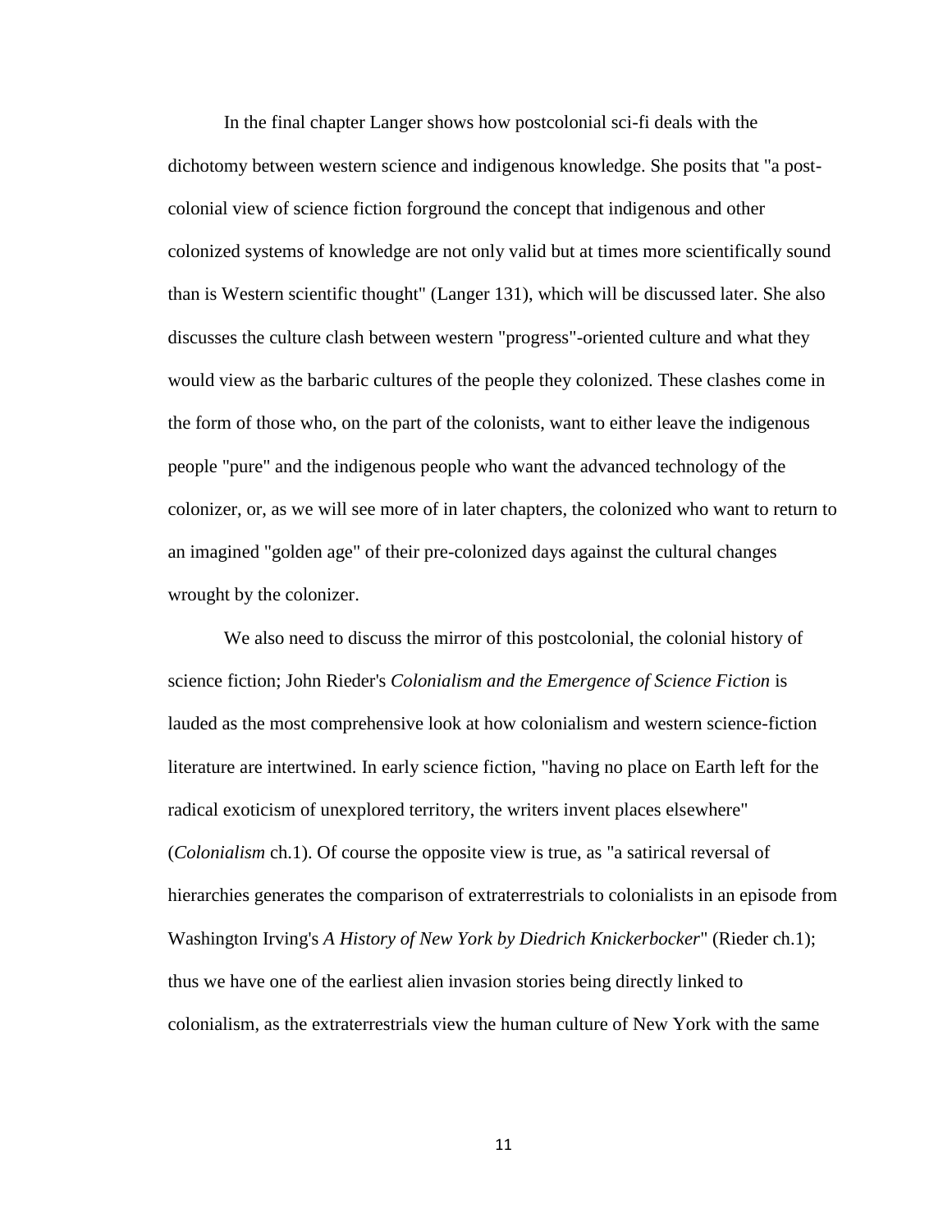In the final chapter Langer shows how postcolonial sci-fi deals with the dichotomy between western science and indigenous knowledge. She posits that "a post-colonial view of science fiction forground the concept that indigenous and other colonized systems of knowledge are not only valid but at times more scientifically sound than is Western scientific thought" (Langer 131), which will be discussed later. She also discusses the culture clash between western "progress"-oriented culture and what they would view as the barbaric cultures of the people they colonized. These clashes come in the form of those who, on the part of the colonists, want to either leave the indigenous people "pure" and the indigenous people who want the advanced technology of the colonizer, or, as we will see more of in later chapters, the colonized who want to return to an imagined "golden age" of their pre-colonized days against the cultural changes wrought by the colonizer.

We also need to discuss the mirror of this postcolonial, the colonial history of science fiction; John Rieder's *Colonialism and the Emergence of Science Fiction* is lauded as the most comprehensive look at how colonialism and western science-fiction literature are intertwined. In early science fiction, "having no place on Earth left for the radical exoticism of unexplored territory, the writers invent places elsewhere" (*Colonialism* ch.1). Of course the opposite view is true, as "a satirical reversal of hierarchies generates the comparison of extraterrestrials to colonialists in an episode from Washington Irving's *A History of New York by Diedrich Knickerbocker*" (Rieder ch.1); thus we have one of the earliest alien invasion stories being directly linked to colonialism, as the extraterrestrials view the human culture of New York with the same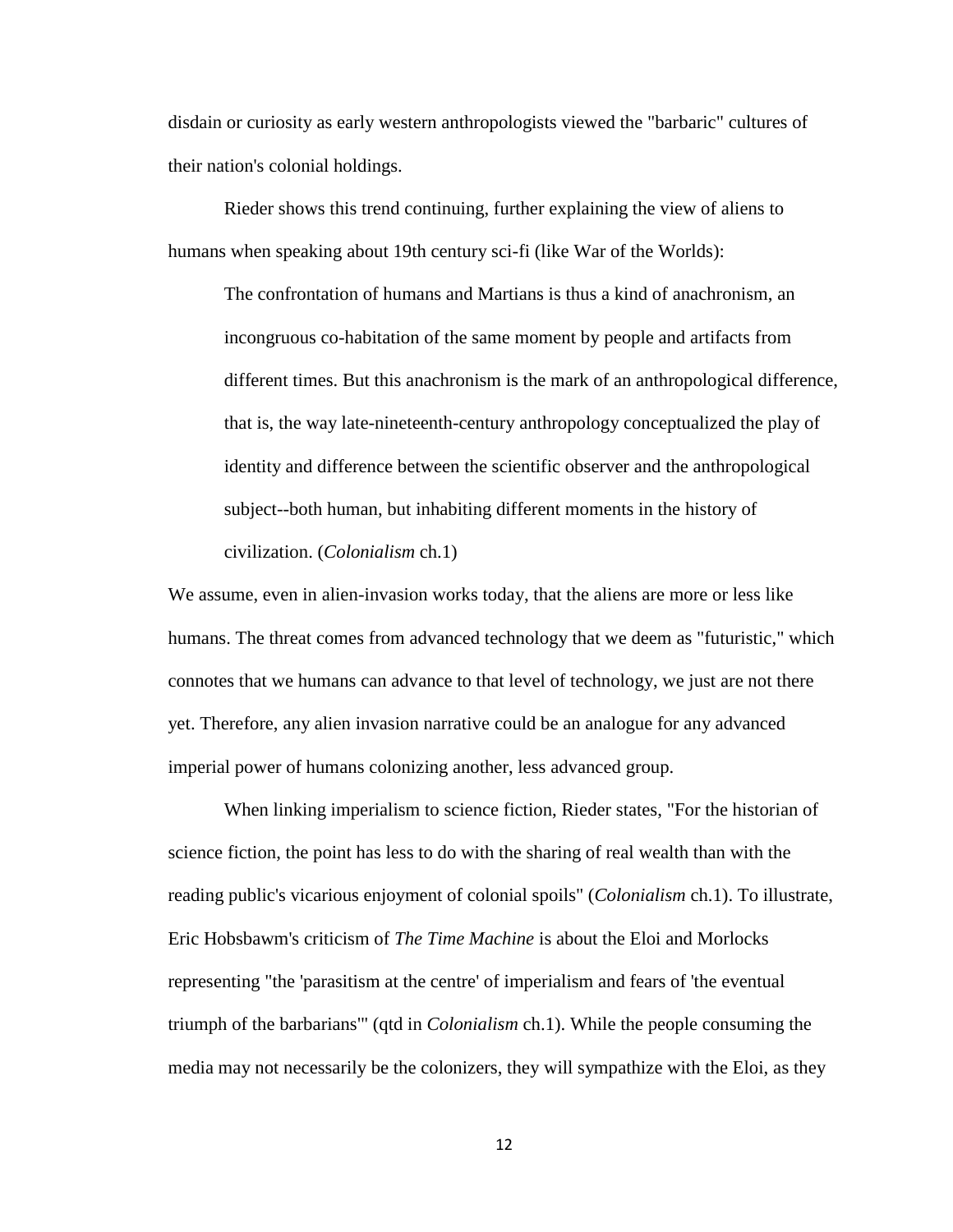disdain or curiosity as early western anthropologists viewed the "barbaric" cultures of their nation's colonial holdings.

Rieder shows this trend continuing, further explaining the view of aliens to humans when speaking about 19th century sci-fi (like War of the Worlds):

> The confrontation of humans and Martians is thus a kind of anachronism, an incongruous co-habitation of the same moment by people and artifacts from different times. But this anachronism is the mark of an anthropological difference, that is, the way late-nineteenth-century anthropology conceptualized the play of identity and difference between the scientific observer and the anthropological subject--both human, but inhabiting different moments in the history of civilization. (*Colonialism* ch.1)

We assume, even in alien-invasion works today, that the aliens are more or less like humans. The threat comes from advanced technology that we deem as "futuristic," which connotes that we humans can advance to that level of technology, we just are not there yet. Therefore, any alien invasion narrative could be an analogue for any advanced imperial power of humans colonizing another, less advanced group.

When linking imperialism to science fiction, Rieder states, "For the historian of science fiction, the point has less to do with the sharing of real wealth than with the reading public's vicarious enjoyment of colonial spoils" (*Colonialism* ch.1). To illustrate, Eric Hobsbawm's criticism of *The Time Machine* is about the Eloi and Morlocks representing "the 'parasitism at the centre' of imperialism and fears of 'the eventual triumph of the barbarians'" (qtd in *Colonialism* ch.1). While the people consuming the media may not necessarily be the colonizers, they will sympathize with the Eloi, as they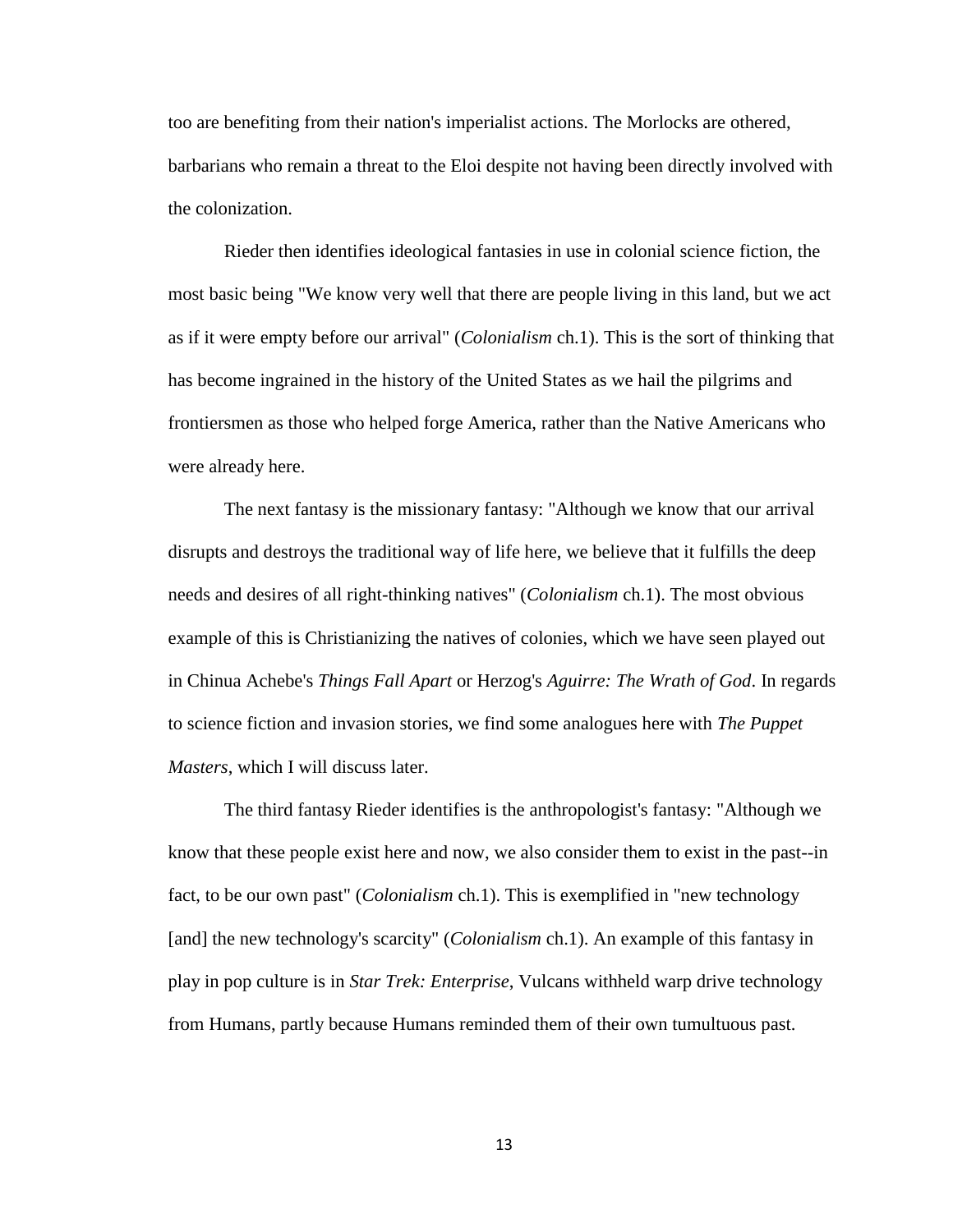too are benefiting from their nation's imperialist actions. The Morlocks are othered, barbarians who remain a threat to the Eloi despite not having been directly involved with the colonization.

Rieder then identifies ideological fantasies in use in colonial science fiction, the most basic being "We know very well that there are people living in this land, but we act as if it were empty before our arrival" (*Colonialism* ch.1). This is the sort of thinking that has become ingrained in the history of the United States as we hail the pilgrims and frontiersmen as those who helped forge America, rather than the Native Americans who were already here.

The next fantasy is the missionary fantasy: "Although we know that our arrival disrupts and destroys the traditional way of life here, we believe that it fulfills the deep needs and desires of all right-thinking natives" (*Colonialism* ch.1). The most obvious example of this is Christianizing the natives of colonies, which we have seen played out in Chinua Achebe's *Things Fall Apart* or Herzog's *Aguirre: The Wrath of God*. In regards to science fiction and invasion stories, we find some analogues here with *The Puppet Masters*, which I will discuss later.

The third fantasy Rieder identifies is the anthropologist's fantasy: "Although we know that these people exist here and now, we also consider them to exist in the past--in fact, to be our own past" (*Colonialism* ch.1). This is exemplified in "new technology [and] the new technology's scarcity" (*Colonialism* ch.1). An example of this fantasy in play in pop culture is in *Star Trek: Enterprise*, Vulcans withheld warp drive technology from Humans, partly because Humans reminded them of their own tumultuous past.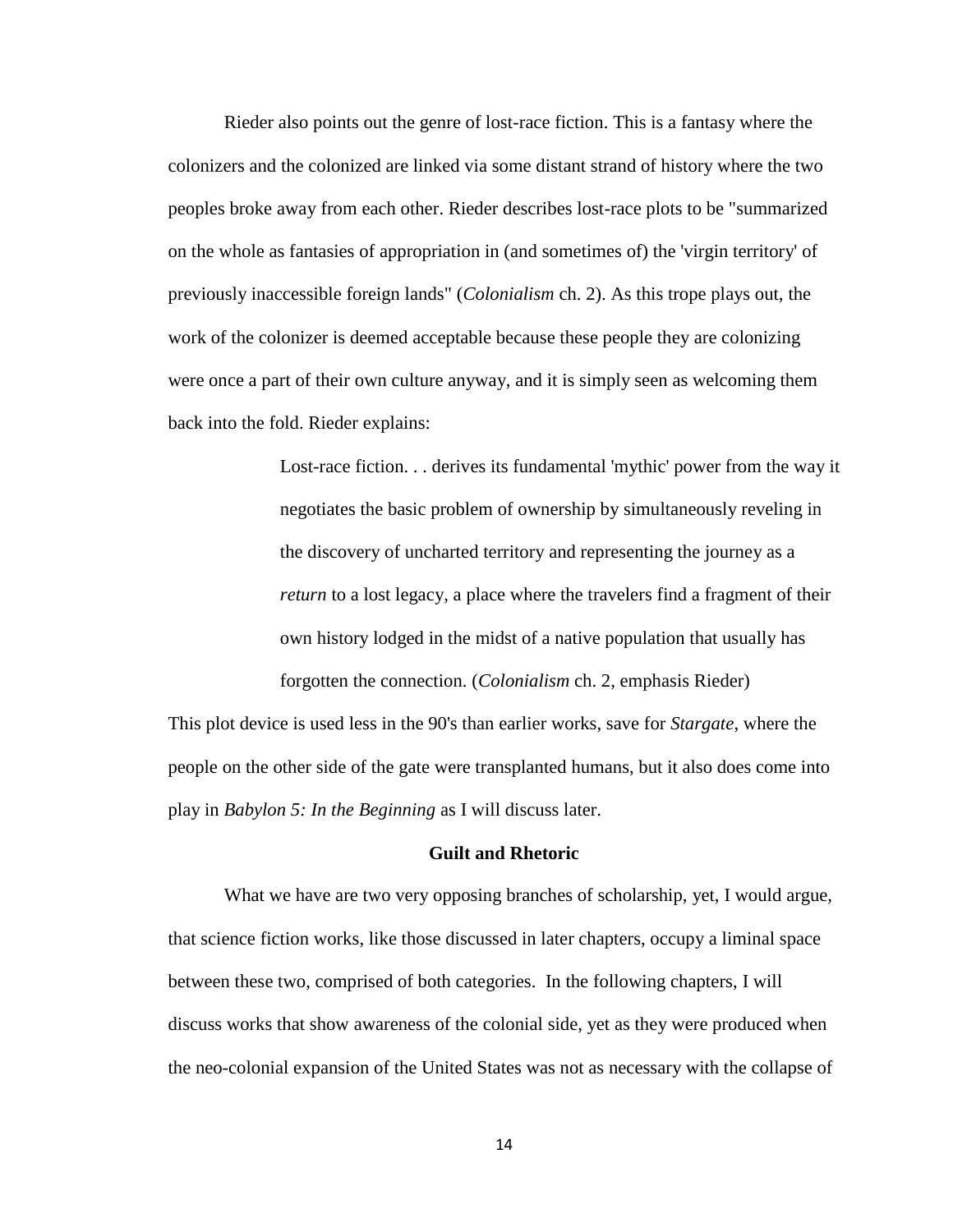Rieder also points out the genre of lost-race fiction. This is a fantasy where the colonizers and the colonized are linked via some distant strand of history where the two peoples broke away from each other. Rieder describes lost-race plots to be "summarized on the whole as fantasies of appropriation in (and sometimes of) the 'virgin territory' of previously inaccessible foreign lands" (*Colonialism* ch. 2). As this trope plays out, the work of the colonizer is deemed acceptable because these people they are colonizing were once a part of their own culture anyway, and it is simply seen as welcoming them back into the fold. Rieder explains:

> Lost-race fiction. . . derives its fundamental 'mythic' power from the way it negotiates the basic problem of ownership by simultaneously reveling in the discovery of uncharted territory and representing the journey as a *return* to a lost legacy, a place where the travelers find a fragment of their own history lodged in the midst of a native population that usually has forgotten the connection. (*Colonialism* ch. 2, emphasis Rieder)

This plot device is used less in the 90's than earlier works, save for *Stargate*, where the people on the other side of the gate were transplanted humans, but it also does come into play in *Babylon 5: In the Beginning* as I will discuss later.

### Guilt and Rhetoric

What we have are two very opposing branches of scholarship, yet, I would argue, that science fiction works, like those discussed in later chapters, occupy a liminal space between these two, comprised of both categories. In the following chapters, I will discuss works that show awareness of the colonial side, yet as they were produced when the neo-colonial expansion of the United States was not as necessary with the collapse of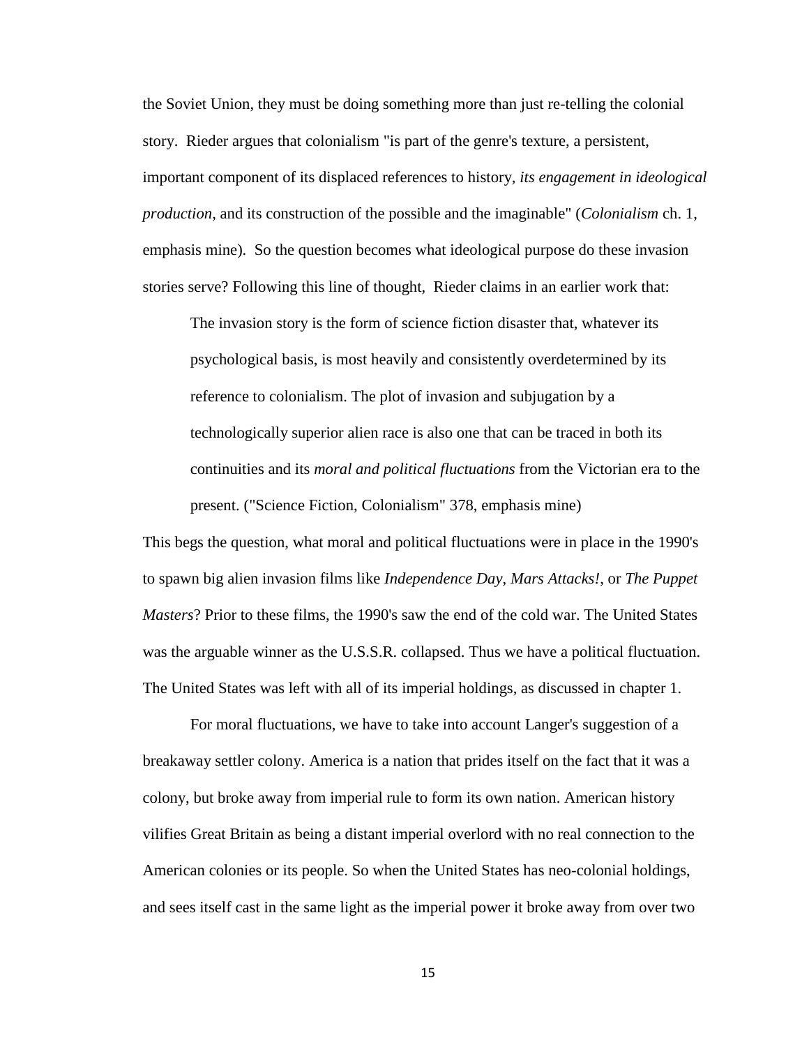the Soviet Union, they must be doing something more than just re-telling the colonial story. Rieder argues that colonialism "is part of the genre's texture, a persistent, important component of its displaced references to history, *its engagement in ideological production*, and its construction of the possible and the imaginable" (*Colonialism* ch. 1, emphasis mine). So the question becomes what ideological purpose do these invasion stories serve? Following this line of thought, Rieder claims in an earlier work that:

> The invasion story is the form of science fiction disaster that, whatever its psychological basis, is most heavily and consistently overdetermined by its reference to colonialism. The plot of invasion and subjugation by a technologically superior alien race is also one that can be traced in both its continuities and its *moral and political fluctuations* from the Victorian era to the present. ("Science Fiction, Colonialism" 378, emphasis mine)

This begs the question, what moral and political fluctuations were in place in the 1990's to spawn big alien invasion films like *Independence Day*, *Mars Attacks!*, or *The Puppet Masters*? Prior to these films, the 1990's saw the end of the cold war. The United States was the arguable winner as the U.S.S.R. collapsed. Thus we have a political fluctuation. The United States was left with all of its imperial holdings, as discussed in chapter 1.

For moral fluctuations, we have to take into account Langer's suggestion of a breakaway settler colony. America is a nation that prides itself on the fact that it was a colony, but broke away from imperial rule to form its own nation. American history vilifies Great Britain as being a distant imperial overlord with no real connection to the American colonies or its people. So when the United States has neo-colonial holdings, and sees itself cast in the same light as the imperial power it broke away from over two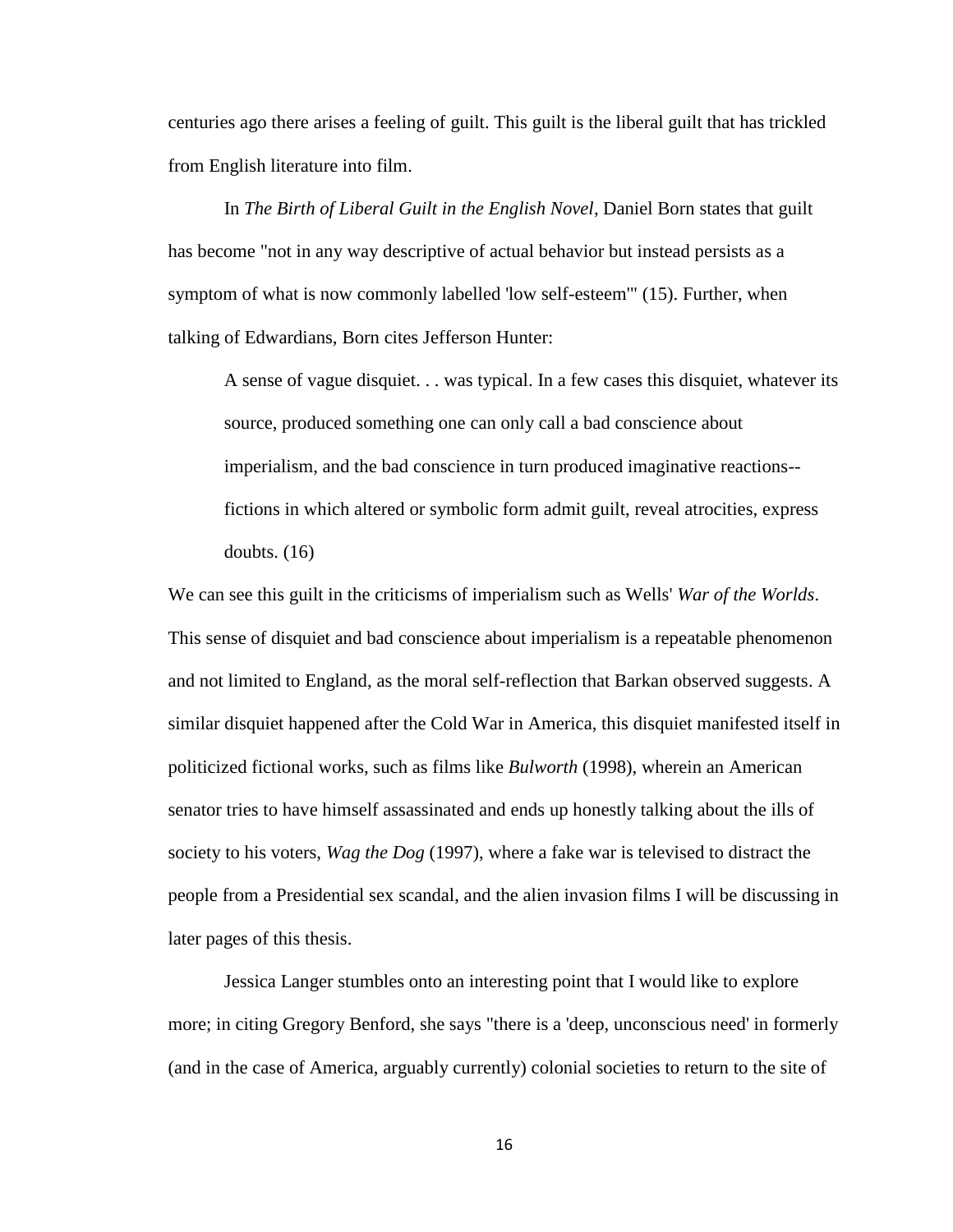centuries ago there arises a feeling of guilt. This guilt is the liberal guilt that has trickled from English literature into film.

In *The Birth of Liberal Guilt in the English Novel*, Daniel Born states that guilt has become "not in any way descriptive of actual behavior but instead persists as a symptom of what is now commonly labelled 'low self-esteem'" (15). Further, when talking of Edwardians, Born cites Jefferson Hunter:

> A sense of vague disquiet. . . was typical. In a few cases this disquiet, whatever its source, produced something one can only call a bad conscience about imperialism, and the bad conscience in turn produced imaginative reactions--fictions in which altered or symbolic form admit guilt, reveal atrocities, express doubts. (16)

We can see this guilt in the criticisms of imperialism such as Wells' *War of the Worlds*. This sense of disquiet and bad conscience about imperialism is a repeatable phenomenon and not limited to England, as the moral self-reflection that Barkan observed suggests. A similar disquiet happened after the Cold War in America, this disquiet manifested itself in politicized fictional works, such as films like *Bulworth* (1998), wherein an American senator tries to have himself assassinated and ends up honestly talking about the ills of society to his voters, *Wag the Dog* (1997), where a fake war is televised to distract the people from a Presidential sex scandal, and the alien invasion films I will be discussing in later pages of this thesis.

Jessica Langer stumbles onto an interesting point that I would like to explore more; in citing Gregory Benford, she says "there is a 'deep, unconscious need' in formerly (and in the case of America, arguably currently) colonial societies to return to the site of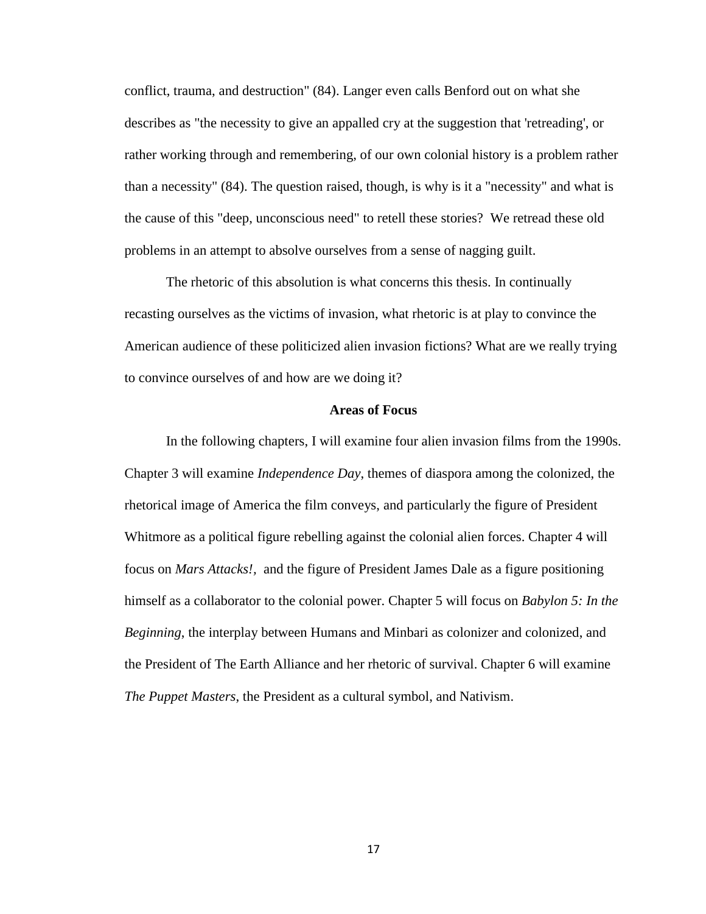conflict, trauma, and destruction" (84). Langer even calls Benford out on what she describes as "the necessity to give an appalled cry at the suggestion that 'retreading', or rather working through and remembering, of our own colonial history is a problem rather than a necessity" (84). The question raised, though, is why is it a "necessity" and what is the cause of this "deep, unconscious need" to retell these stories? We retread these old problems in an attempt to absolve ourselves from a sense of nagging guilt.

The rhetoric of this absolution is what concerns this thesis. In continually recasting ourselves as the victims of invasion, what rhetoric is at play to convince the American audience of these politicized alien invasion fictions? What are we really trying to convince ourselves of and how are we doing it?

## Areas of Focus

In the following chapters, I will examine four alien invasion films from the 1990s. Chapter 3 will examine *Independence Day*, themes of diaspora among the colonized, the rhetorical image of America the film conveys, and particularly the figure of President Whitmore as a political figure rebelling against the colonial alien forces. Chapter 4 will focus on *Mars Attacks!*, and the figure of President James Dale as a figure positioning himself as a collaborator to the colonial power. Chapter 5 will focus on *Babylon 5: In the Beginning*, the interplay between Humans and Minbari as colonizer and colonized, and the President of The Earth Alliance and her rhetoric of survival. Chapter 6 will examine *The Puppet Masters*, the President as a cultural symbol, and Nativism.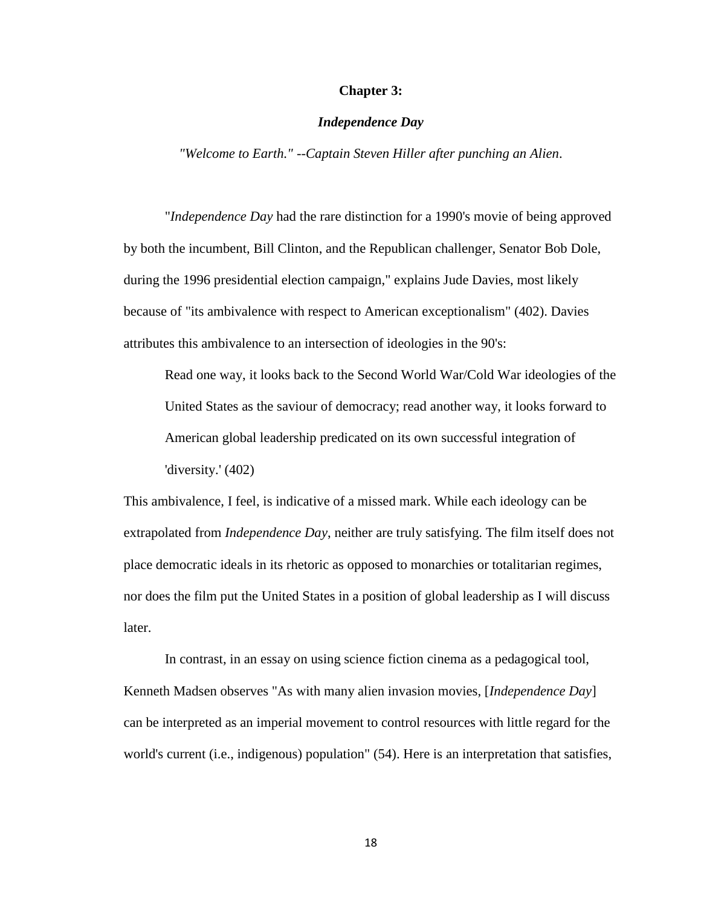## Chapter 3:

### *Independence Day*

*"Welcome to Earth." --Captain Steven Hiller after punching an Alien*.

"*Independence Day* had the rare distinction for a 1990's movie of being approved by both the incumbent, Bill Clinton, and the Republican challenger, Senator Bob Dole, during the 1996 presidential election campaign," explains Jude Davies, most likely because of "its ambivalence with respect to American exceptionalism" (402). Davies attributes this ambivalence to an intersection of ideologies in the 90's:

> Read one way, it looks back to the Second World War/Cold War ideologies of the United States as the saviour of democracy; read another way, it looks forward to American global leadership predicated on its own successful integration of 'diversity.' (402)

This ambivalence, I feel, is indicative of a missed mark. While each ideology can be extrapolated from *Independence Day*, neither are truly satisfying. The film itself does not place democratic ideals in its rhetoric as opposed to monarchies or totalitarian regimes, nor does the film put the United States in a position of global leadership as I will discuss later.

In contrast, in an essay on using science fiction cinema as a pedagogical tool, Kenneth Madsen observes "As with many alien invasion movies, [*Independence Day*] can be interpreted as an imperial movement to control resources with little regard for the world's current (i.e., indigenous) population" (54). Here is an interpretation that satisfies,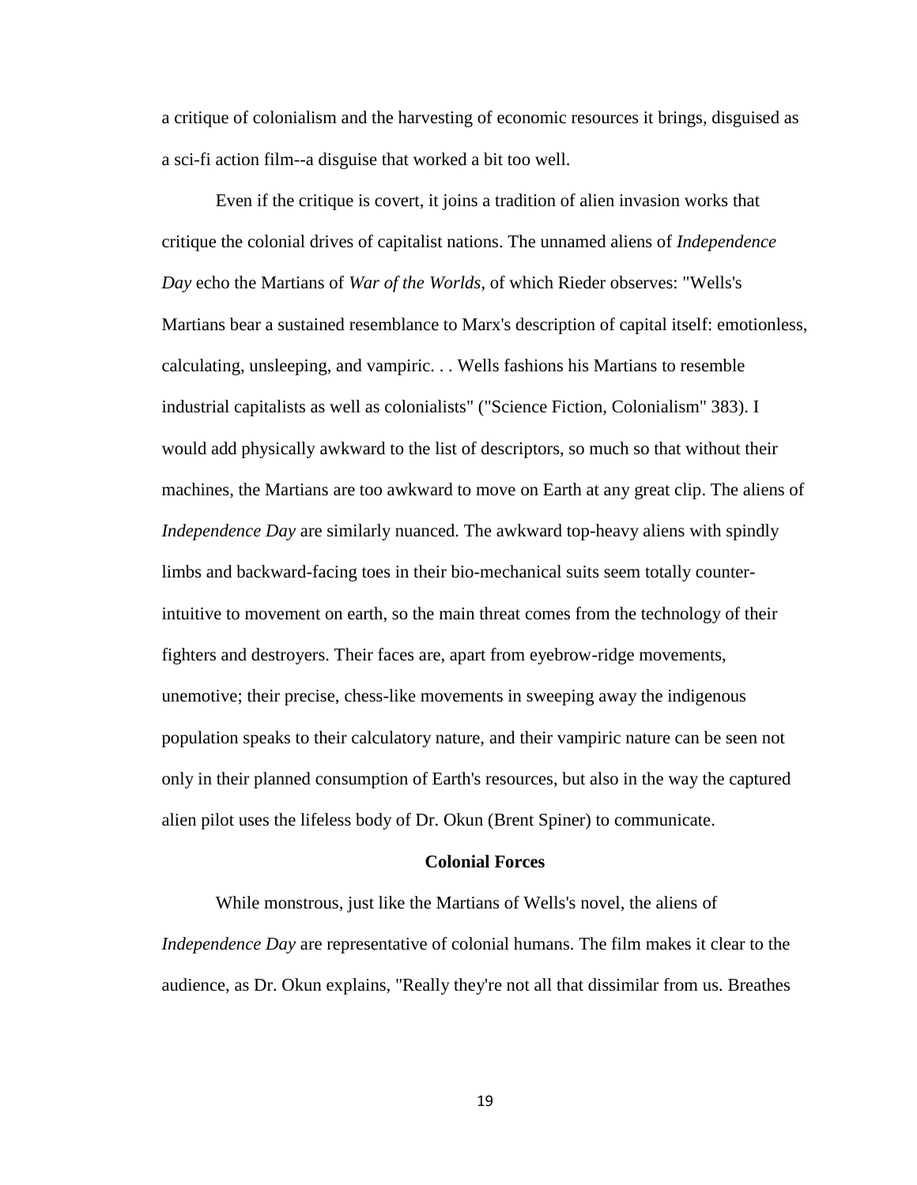a critique of colonialism and the harvesting of economic resources it brings, disguised as a sci-fi action film--a disguise that worked a bit too well.

Even if the critique is covert, it joins a tradition of alien invasion works that critique the colonial drives of capitalist nations. The unnamed aliens of *Independence Day* echo the Martians of *War of the Worlds*, of which Rieder observes: "Wells's Martians bear a sustained resemblance to Marx's description of capital itself: emotionless, calculating, unsleeping, and vampiric. . . Wells fashions his Martians to resemble industrial capitalists as well as colonialists" ("Science Fiction, Colonialism" 383). I would add physically awkward to the list of descriptors, so much so that without their machines, the Martians are too awkward to move on Earth at any great clip. The aliens of *Independence Day* are similarly nuanced. The awkward top-heavy aliens with spindly limbs and backward-facing toes in their bio-mechanical suits seem totally counter-intuitive to movement on earth, so the main threat comes from the technology of their fighters and destroyers. Their faces are, apart from eyebrow-ridge movements, unemotive; their precise, chess-like movements in sweeping away the indigenous population speaks to their calculatory nature, and their vampiric nature can be seen not only in their planned consumption of Earth's resources, but also in the way the captured alien pilot uses the lifeless body of Dr. Okun (Brent Spiner) to communicate.

## Colonial Forces

While monstrous, just like the Martians of Wells's novel, the aliens of *Independence Day* are representative of colonial humans. The film makes it clear to the audience, as Dr. Okun explains, "Really they're not all that dissimilar from us. Breathes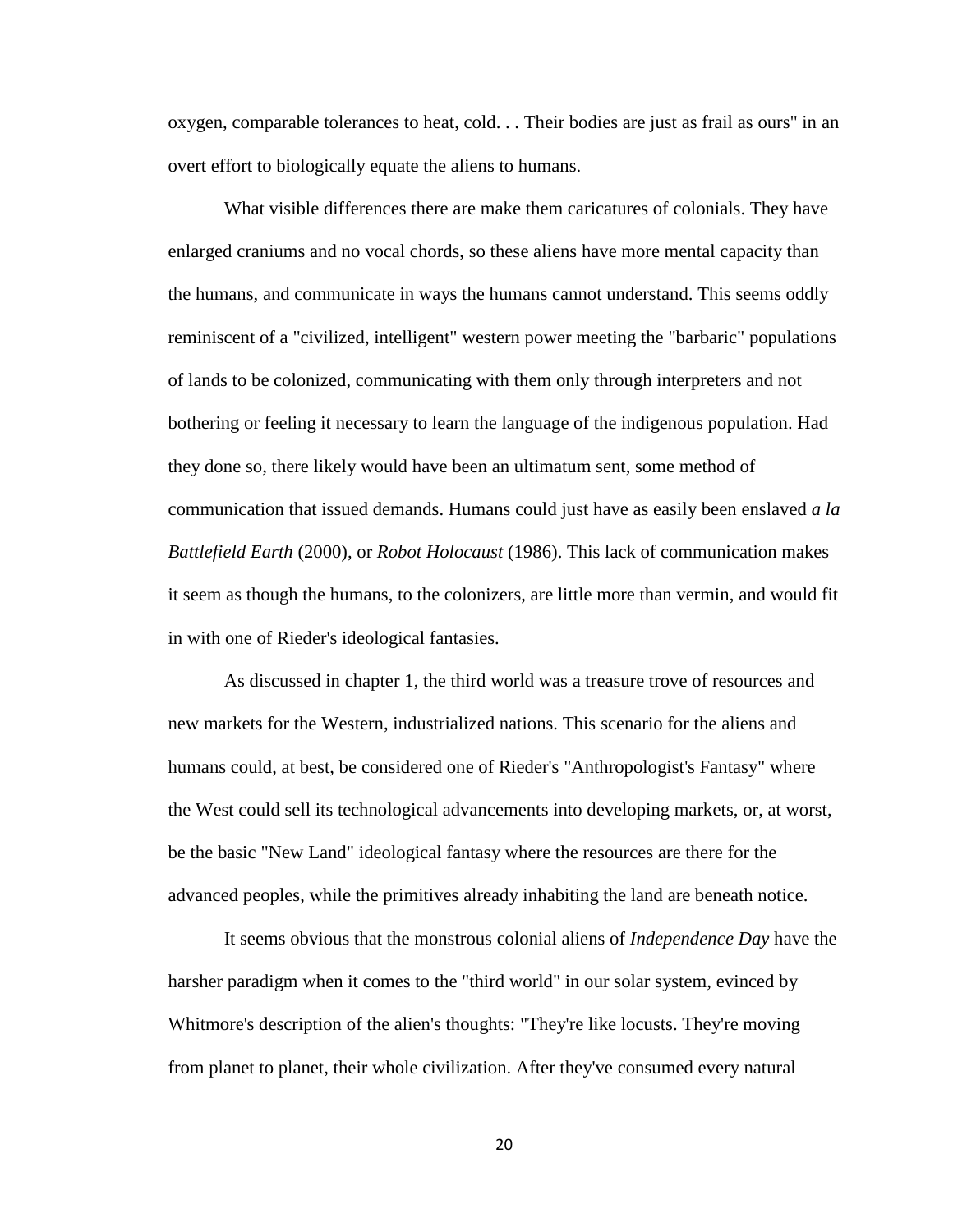oxygen, comparable tolerances to heat, cold. . . Their bodies are just as frail as ours" in an overt effort to biologically equate the aliens to humans.

What visible differences there are make them caricatures of colonials. They have enlarged craniums and no vocal chords, so these aliens have more mental capacity than the humans, and communicate in ways the humans cannot understand. This seems oddly reminiscent of a "civilized, intelligent" western power meeting the "barbaric" populations of lands to be colonized, communicating with them only through interpreters and not bothering or feeling it necessary to learn the language of the indigenous population. Had they done so, there likely would have been an ultimatum sent, some method of communication that issued demands. Humans could just have as easily been enslaved *a la Battlefield Earth* (2000), or *Robot Holocaust* (1986). This lack of communication makes it seem as though the humans, to the colonizers, are little more than vermin, and would fit in with one of Rieder's ideological fantasies.

As discussed in chapter 1, the third world was a treasure trove of resources and new markets for the Western, industrialized nations. This scenario for the aliens and humans could, at best, be considered one of Rieder's "Anthropologist's Fantasy" where the West could sell its technological advancements into developing markets, or, at worst, be the basic "New Land" ideological fantasy where the resources are there for the advanced peoples, while the primitives already inhabiting the land are beneath notice.

It seems obvious that the monstrous colonial aliens of *Independence Day* have the harsher paradigm when it comes to the "third world" in our solar system, evinced by Whitmore's description of the alien's thoughts: "They're like locusts. They're moving from planet to planet, their whole civilization. After they've consumed every natural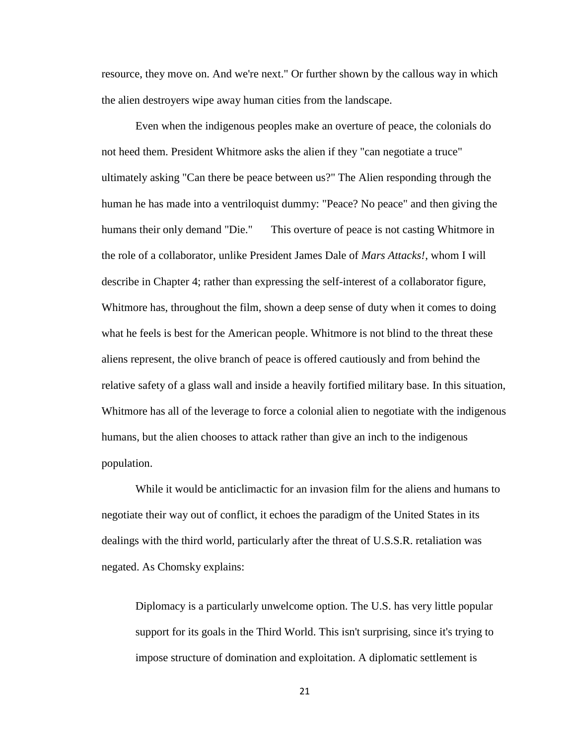resource, they move on. And we're next." Or further shown by the callous way in which the alien destroyers wipe away human cities from the landscape.

Even when the indigenous peoples make an overture of peace, the colonials do not heed them. President Whitmore asks the alien if they "can negotiate a truce" ultimately asking "Can there be peace between us?" The Alien responding through the human he has made into a ventriloquist dummy: "Peace? No peace" and then giving the humans their only demand "Die." This overture of peace is not casting Whitmore in the role of a collaborator, unlike President James Dale of *Mars Attacks!*, whom I will describe in Chapter 4; rather than expressing the self-interest of a collaborator figure, Whitmore has, throughout the film, shown a deep sense of duty when it comes to doing what he feels is best for the American people. Whitmore is not blind to the threat these aliens represent, the olive branch of peace is offered cautiously and from behind the relative safety of a glass wall and inside a heavily fortified military base. In this situation, Whitmore has all of the leverage to force a colonial alien to negotiate with the indigenous humans, but the alien chooses to attack rather than give an inch to the indigenous population.

While it would be anticlimactic for an invasion film for the aliens and humans to negotiate their way out of conflict, it echoes the paradigm of the United States in its dealings with the third world, particularly after the threat of U.S.S.R. retaliation was negated. As Chomsky explains:

> Diplomacy is a particularly unwelcome option. The U.S. has very little popular support for its goals in the Third World. This isn't surprising, since it's trying to impose structure of domination and exploitation. A diplomatic settlement is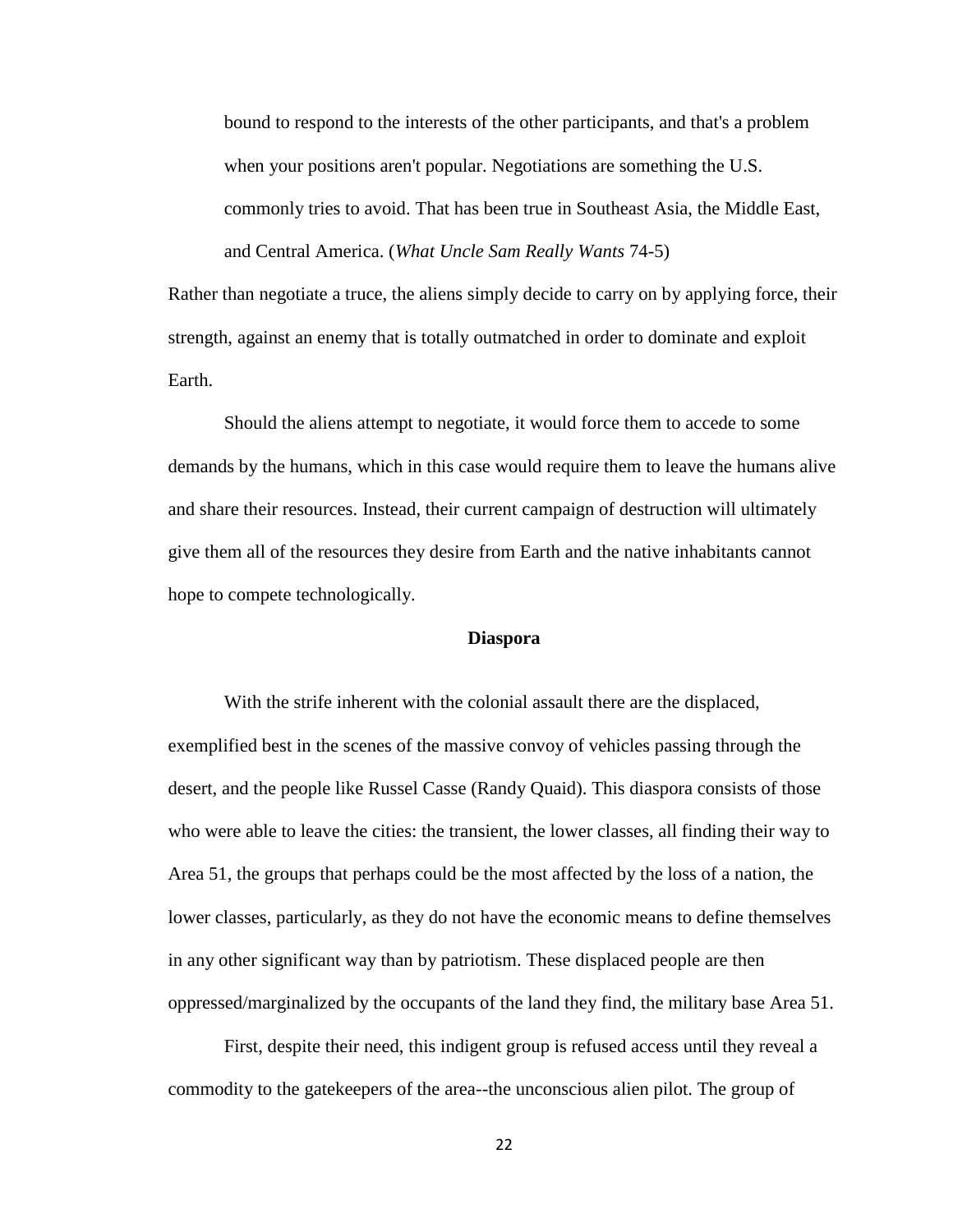> bound to respond to the interests of the other participants, and that's a problem when your positions aren't popular. Negotiations are something the U.S. commonly tries to avoid. That has been true in Southeast Asia, the Middle East, and Central America. (*What Uncle Sam Really Wants* 74-5)

Rather than negotiate a truce, the aliens simply decide to carry on by applying force, their strength, against an enemy that is totally outmatched in order to dominate and exploit Earth.

Should the aliens attempt to negotiate, it would force them to accede to some demands by the humans, which in this case would require them to leave the humans alive and share their resources. Instead, their current campaign of destruction will ultimately give them all of the resources they desire from Earth and the native inhabitants cannot hope to compete technologically.

## Diaspora

With the strife inherent with the colonial assault there are the displaced, exemplified best in the scenes of the massive convoy of vehicles passing through the desert, and the people like Russel Casse (Randy Quaid). This diaspora consists of those who were able to leave the cities: the transient, the lower classes, all finding their way to Area 51, the groups that perhaps could be the most affected by the loss of a nation, the lower classes, particularly, as they do not have the economic means to define themselves in any other significant way than by patriotism. These displaced people are then oppressed/marginalized by the occupants of the land they find, the military base Area 51.

First, despite their need, this indigent group is refused access until they reveal a commodity to the gatekeepers of the area--the unconscious alien pilot. The group of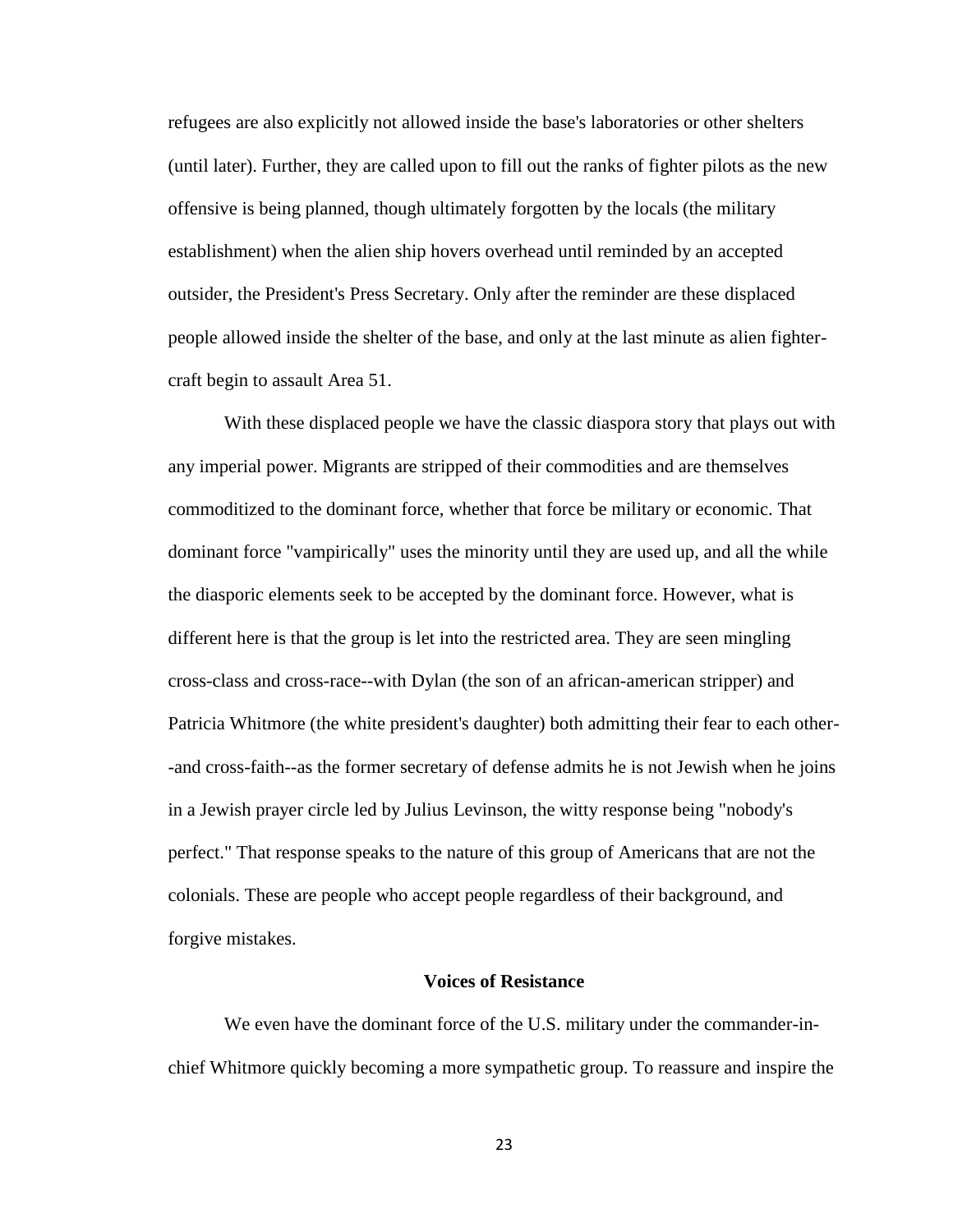refugees are also explicitly not allowed inside the base's laboratories or other shelters (until later). Further, they are called upon to fill out the ranks of fighter pilots as the new offensive is being planned, though ultimately forgotten by the locals (the military establishment) when the alien ship hovers overhead until reminded by an accepted outsider, the President's Press Secretary. Only after the reminder are these displaced people allowed inside the shelter of the base, and only at the last minute as alien fighter-craft begin to assault Area 51.

With these displaced people we have the classic diaspora story that plays out with any imperial power. Migrants are stripped of their commodities and are themselves commoditized to the dominant force, whether that force be military or economic. That dominant force "vampirically" uses the minority until they are used up, and all the while the diasporic elements seek to be accepted by the dominant force. However, what is different here is that the group is let into the restricted area. They are seen mingling cross-class and cross-race--with Dylan (the son of an african-american stripper) and Patricia Whitmore (the white president's daughter) both admitting their fear to each other--and cross-faith--as the former secretary of defense admits he is not Jewish when he joins in a Jewish prayer circle led by Julius Levinson, the witty response being "nobody's perfect." That response speaks to the nature of this group of Americans that are not the colonials. These are people who accept people regardless of their background, and forgive mistakes.

### Voices of Resistance

We even have the dominant force of the U.S. military under the commander-in-chief Whitmore quickly becoming a more sympathetic group. To reassure and inspire the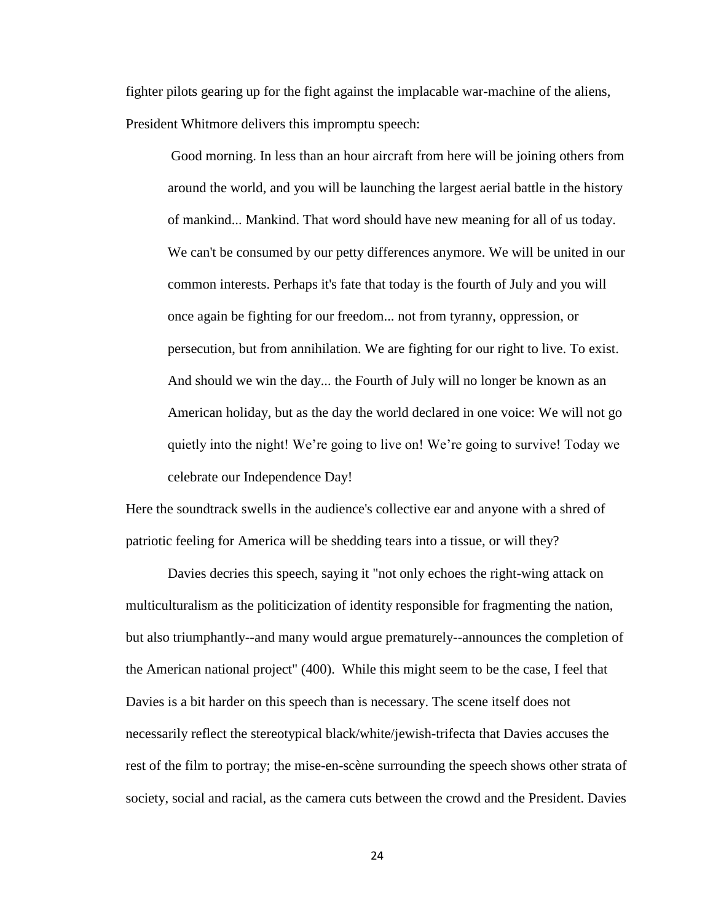fighter pilots gearing up for the fight against the implacable war-machine of the aliens, President Whitmore delivers this impromptu speech:

> Good morning. In less than an hour aircraft from here will be joining others from around the world, and you will be launching the largest aerial battle in the history of mankind... Mankind. That word should have new meaning for all of us today. We can't be consumed by our petty differences anymore. We will be united in our common interests. Perhaps it's fate that today is the fourth of July and you will once again be fighting for our freedom... not from tyranny, oppression, or persecution, but from annihilation. We are fighting for our right to live. To exist. And should we win the day... the Fourth of July will no longer be known as an American holiday, but as the day the world declared in one voice: We will not go quietly into the night! We're going to live on! We're going to survive! Today we celebrate our Independence Day!

Here the soundtrack swells in the audience's collective ear and anyone with a shred of patriotic feeling for America will be shedding tears into a tissue, or will they?

Davies decries this speech, saying it "not only echoes the right-wing attack on multiculturalism as the politicization of identity responsible for fragmenting the nation, but also triumphantly--and many would argue prematurely--announces the completion of the American national project" (400). While this might seem to be the case, I feel that Davies is a bit harder on this speech than is necessary. The scene itself does not necessarily reflect the stereotypical black/white/jewish-trifecta that Davies accuses the rest of the film to portray; the mise-en-scène surrounding the speech shows other strata of society, social and racial, as the camera cuts between the crowd and the President. Davies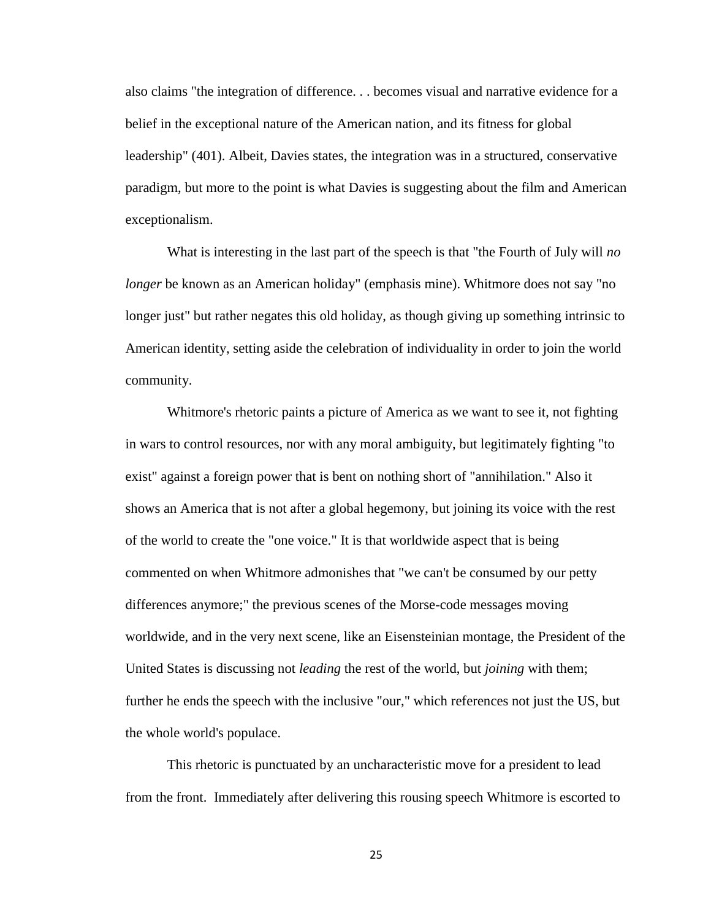also claims "the integration of difference. . . becomes visual and narrative evidence for a belief in the exceptional nature of the American nation, and its fitness for global leadership" (401). Albeit, Davies states, the integration was in a structured, conservative paradigm, but more to the point is what Davies is suggesting about the film and American exceptionalism.

What is interesting in the last part of the speech is that "the Fourth of July will *no longer* be known as an American holiday" (emphasis mine). Whitmore does not say "no longer just" but rather negates this old holiday, as though giving up something intrinsic to American identity, setting aside the celebration of individuality in order to join the world community.

Whitmore's rhetoric paints a picture of America as we want to see it, not fighting in wars to control resources, nor with any moral ambiguity, but legitimately fighting "to exist" against a foreign power that is bent on nothing short of "annihilation." Also it shows an America that is not after a global hegemony, but joining its voice with the rest of the world to create the "one voice." It is that worldwide aspect that is being commented on when Whitmore admonishes that "we can't be consumed by our petty differences anymore;" the previous scenes of the Morse-code messages moving worldwide, and in the very next scene, like an Eisensteinian montage, the President of the United States is discussing not *leading* the rest of the world, but *joining* with them; further he ends the speech with the inclusive "our," which references not just the US, but the whole world's populace.

This rhetoric is punctuated by an uncharacteristic move for a president to lead from the front. Immediately after delivering this rousing speech Whitmore is escorted to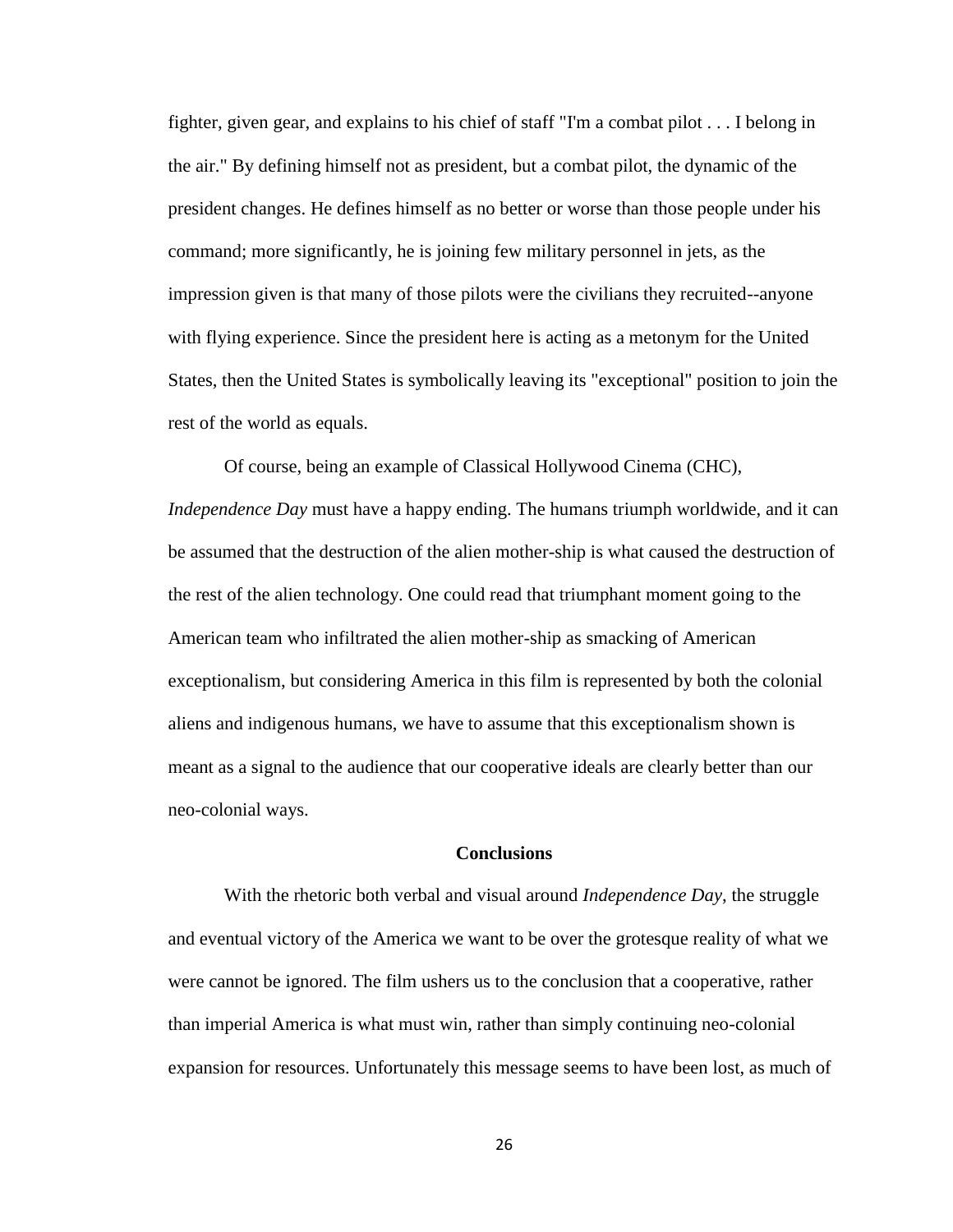fighter, given gear, and explains to his chief of staff "I'm a combat pilot . . . I belong in the air." By defining himself not as president, but a combat pilot, the dynamic of the president changes. He defines himself as no better or worse than those people under his command; more significantly, he is joining few military personnel in jets, as the impression given is that many of those pilots were the civilians they recruited--anyone with flying experience. Since the president here is acting as a metonym for the United States, then the United States is symbolically leaving its "exceptional" position to join the rest of the world as equals.

Of course, being an example of Classical Hollywood Cinema (CHC), *Independence Day* must have a happy ending. The humans triumph worldwide, and it can be assumed that the destruction of the alien mother-ship is what caused the destruction of the rest of the alien technology. One could read that triumphant moment going to the American team who infiltrated the alien mother-ship as smacking of American exceptionalism, but considering America in this film is represented by both the colonial aliens and indigenous humans, we have to assume that this exceptionalism shown is meant as a signal to the audience that our cooperative ideals are clearly better than our neo-colonial ways.

## Conclusions

With the rhetoric both verbal and visual around *Independence Day*, the struggle and eventual victory of the America we want to be over the grotesque reality of what we were cannot be ignored. The film ushers us to the conclusion that a cooperative, rather than imperial America is what must win, rather than simply continuing neo-colonial expansion for resources. Unfortunately this message seems to have been lost, as much of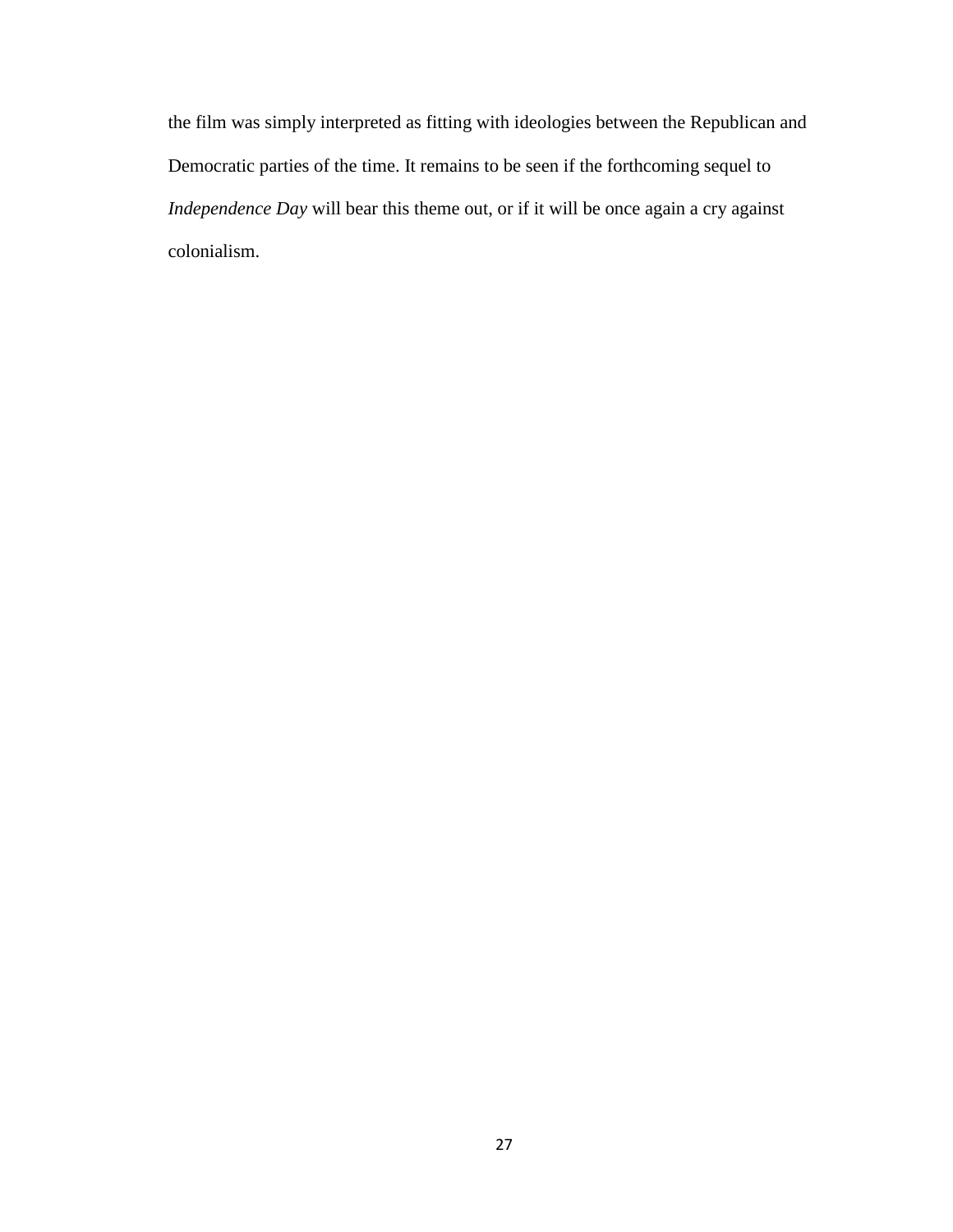the film was simply interpreted as fitting with ideologies between the Republican and Democratic parties of the time. It remains to be seen if the forthcoming sequel to *Independence Day* will bear this theme out, or if it will be once again a cry against colonialism.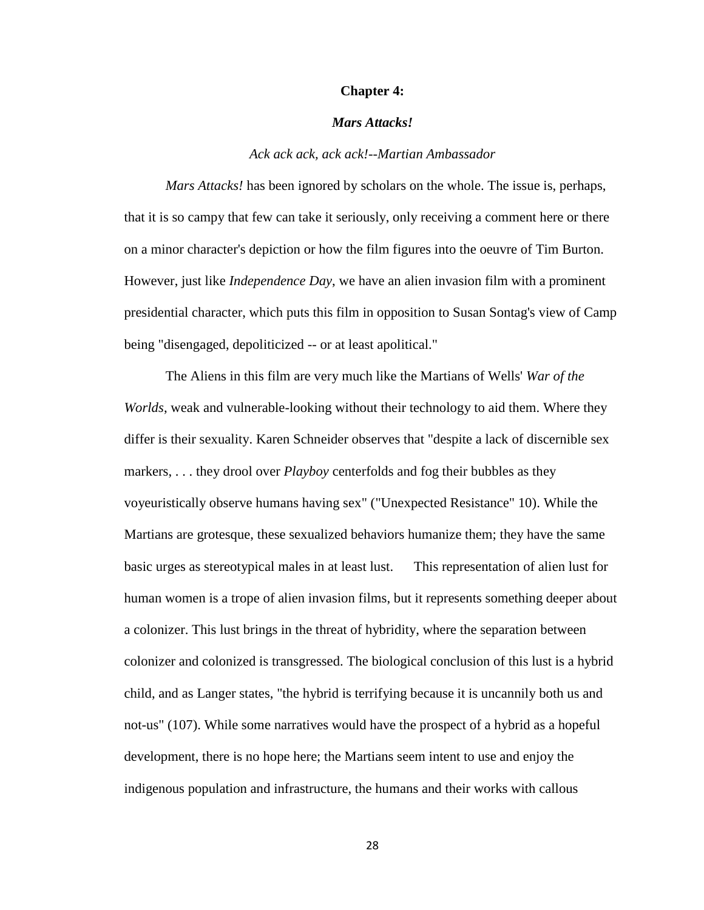# Chapter 4:

## *Mars Attacks!*

*Ack ack ack, ack ack!--Martian Ambassador*

*Mars Attacks!* has been ignored by scholars on the whole. The issue is, perhaps, that it is so campy that few can take it seriously, only receiving a comment here or there on a minor character's depiction or how the film figures into the oeuvre of Tim Burton. However, just like *Independence Day*, we have an alien invasion film with a prominent presidential character, which puts this film in opposition to Susan Sontag's view of Camp being "disengaged, depoliticized -- or at least apolitical."

The Aliens in this film are very much like the Martians of Wells' *War of the Worlds*, weak and vulnerable-looking without their technology to aid them. Where they differ is their sexuality. Karen Schneider observes that "despite a lack of discernible sex markers, . . . they drool over *Playboy* centerfolds and fog their bubbles as they voyeuristically observe humans having sex" ("Unexpected Resistance" 10). While the Martians are grotesque, these sexualized behaviors humanize them; they have the same basic urges as stereotypical males in at least lust. This representation of alien lust for human women is a trope of alien invasion films, but it represents something deeper about a colonizer. This lust brings in the threat of hybridity, where the separation between colonizer and colonized is transgressed. The biological conclusion of this lust is a hybrid child, and as Langer states, "the hybrid is terrifying because it is uncannily both us and not-us" (107). While some narratives would have the prospect of a hybrid as a hopeful development, there is no hope here; the Martians seem intent to use and enjoy the indigenous population and infrastructure, the humans and their works with callous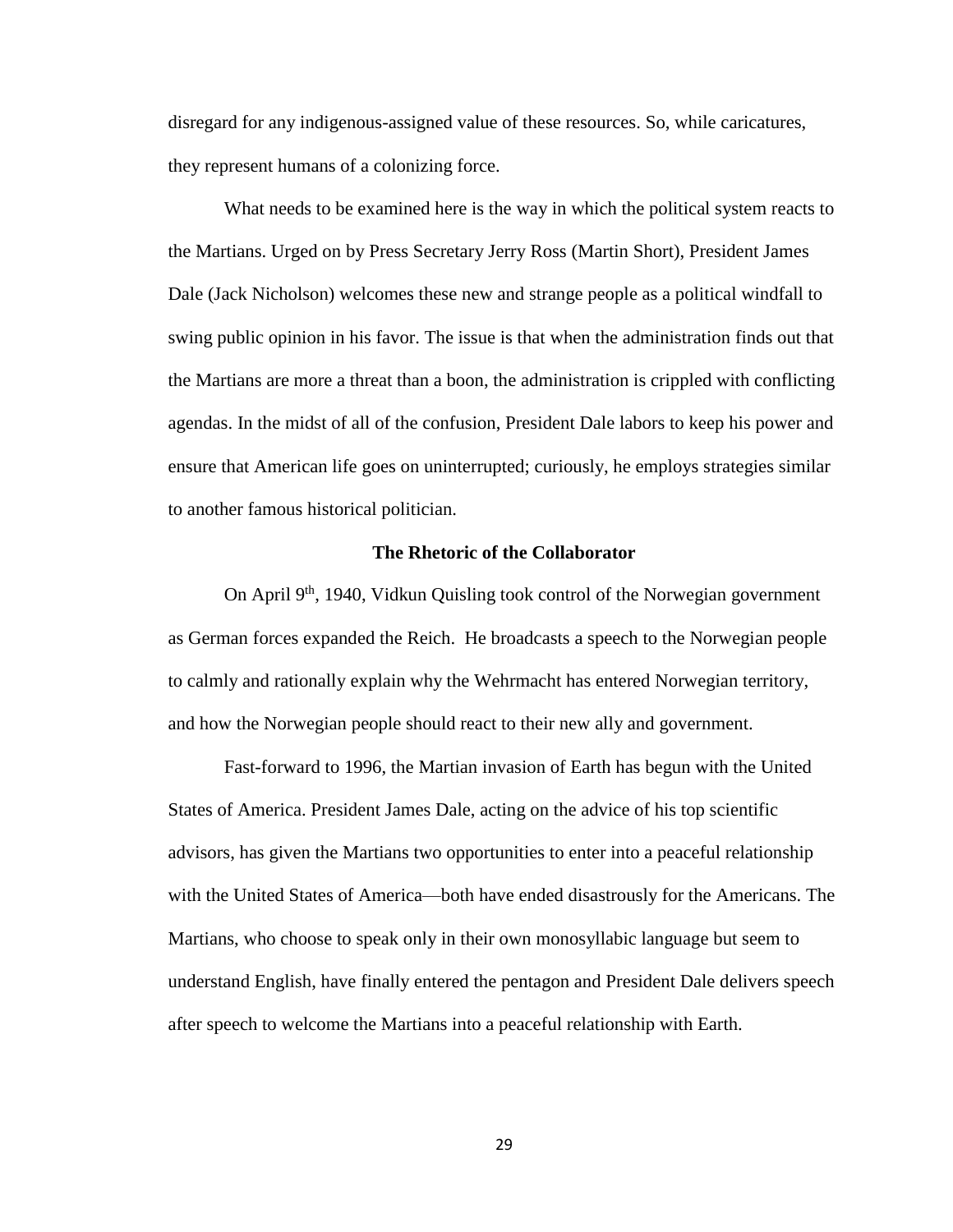disregard for any indigenous-assigned value of these resources. So, while caricatures, they represent humans of a colonizing force.

What needs to be examined here is the way in which the political system reacts to the Martians. Urged on by Press Secretary Jerry Ross (Martin Short), President James Dale (Jack Nicholson) welcomes these new and strange people as a political windfall to swing public opinion in his favor. The issue is that when the administration finds out that the Martians are more a threat than a boon, the administration is crippled with conflicting agendas. In the midst of all of the confusion, President Dale labors to keep his power and ensure that American life goes on uninterrupted; curiously, he employs strategies similar to another famous historical politician.

### The Rhetoric of the Collaborator

On April 9th, 1940, Vidkun Quisling took control of the Norwegian government as German forces expanded the Reich. He broadcasts a speech to the Norwegian people to calmly and rationally explain why the Wehrmacht has entered Norwegian territory, and how the Norwegian people should react to their new ally and government.

Fast-forward to 1996, the Martian invasion of Earth has begun with the United States of America. President James Dale, acting on the advice of his top scientific advisors, has given the Martians two opportunities to enter into a peaceful relationship with the United States of America—both have ended disastrously for the Americans. The Martians, who choose to speak only in their own monosyllabic language but seem to understand English, have finally entered the pentagon and President Dale delivers speech after speech to welcome the Martians into a peaceful relationship with Earth.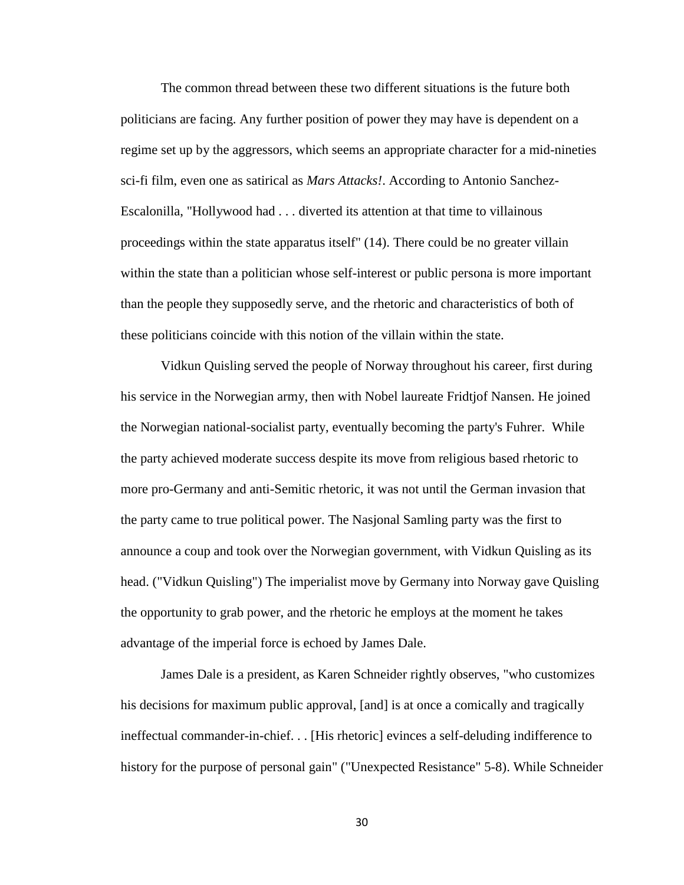The common thread between these two different situations is the future both politicians are facing. Any further position of power they may have is dependent on a regime set up by the aggressors, which seems an appropriate character for a mid-nineties sci-fi film, even one as satirical as *Mars Attacks!*. According to Antonio Sanchez-Escalonilla, "Hollywood had . . . diverted its attention at that time to villainous proceedings within the state apparatus itself" (14). There could be no greater villain within the state than a politician whose self-interest or public persona is more important than the people they supposedly serve, and the rhetoric and characteristics of both of these politicians coincide with this notion of the villain within the state.

Vidkun Quisling served the people of Norway throughout his career, first during his service in the Norwegian army, then with Nobel laureate Fridtjof Nansen. He joined the Norwegian national-socialist party, eventually becoming the party's Fuhrer. While the party achieved moderate success despite its move from religious based rhetoric to more pro-Germany and anti-Semitic rhetoric, it was not until the German invasion that the party came to true political power. The Nasjonal Samling party was the first to announce a coup and took over the Norwegian government, with Vidkun Quisling as its head. ("Vidkun Quisling") The imperialist move by Germany into Norway gave Quisling the opportunity to grab power, and the rhetoric he employs at the moment he takes advantage of the imperial force is echoed by James Dale.

James Dale is a president, as Karen Schneider rightly observes, "who customizes his decisions for maximum public approval, [and] is at once a comically and tragically ineffectual commander-in-chief. . . [His rhetoric] evinces a self-deluding indifference to history for the purpose of personal gain" ("Unexpected Resistance" 5-8). While Schneider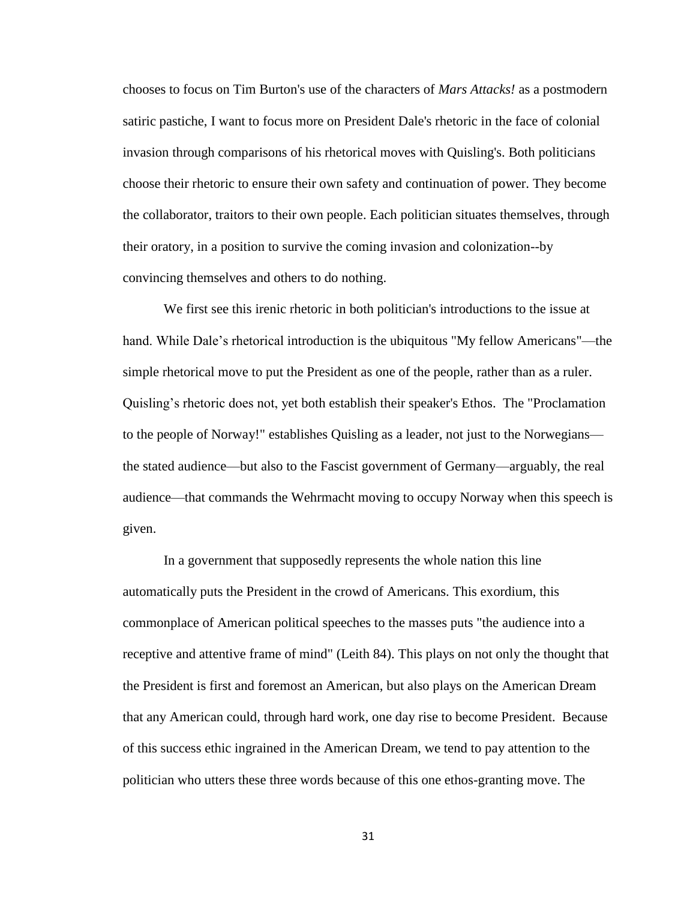chooses to focus on Tim Burton's use of the characters of *Mars Attacks!* as a postmodern satiric pastiche, I want to focus more on President Dale's rhetoric in the face of colonial invasion through comparisons of his rhetorical moves with Quisling's. Both politicians choose their rhetoric to ensure their own safety and continuation of power. They become the collaborator, traitors to their own people. Each politician situates themselves, through their oratory, in a position to survive the coming invasion and colonization--by convincing themselves and others to do nothing.

We first see this irenic rhetoric in both politician's introductions to the issue at hand. While Dale's rhetorical introduction is the ubiquitous "My fellow Americans"—the simple rhetorical move to put the President as one of the people, rather than as a ruler. Quisling's rhetoric does not, yet both establish their speaker's Ethos. The "Proclamation to the people of Norway!" establishes Quisling as a leader, not just to the Norwegians—the stated audience—but also to the Fascist government of Germany—arguably, the real audience—that commands the Wehrmacht moving to occupy Norway when this speech is given.

In a government that supposedly represents the whole nation this line automatically puts the President in the crowd of Americans. This exordium, this commonplace of American political speeches to the masses puts "the audience into a receptive and attentive frame of mind" (Leith 84). This plays on not only the thought that the President is first and foremost an American, but also plays on the American Dream that any American could, through hard work, one day rise to become President. Because of this success ethic ingrained in the American Dream, we tend to pay attention to the politician who utters these three words because of this one ethos-granting move. The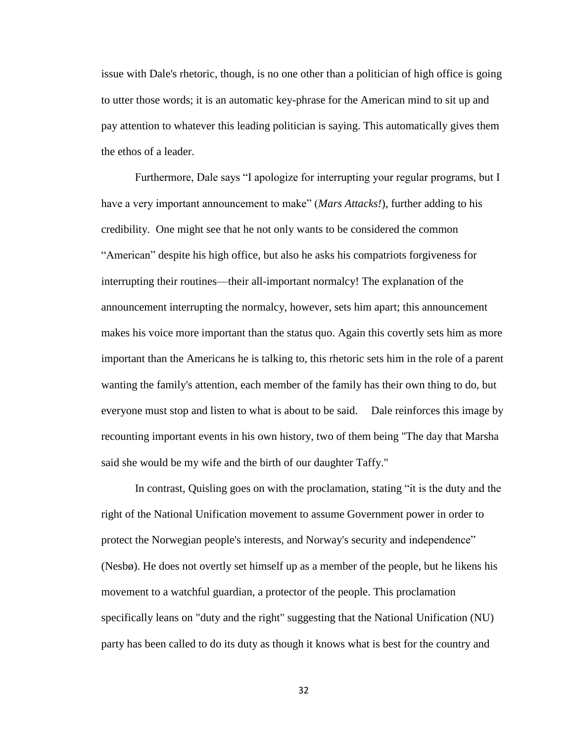issue with Dale's rhetoric, though, is no one other than a politician of high office is going to utter those words; it is an automatic key-phrase for the American mind to sit up and pay attention to whatever this leading politician is saying. This automatically gives them the ethos of a leader.

Furthermore, Dale says "I apologize for interrupting your regular programs, but I have a very important announcement to make" (*Mars Attacks!*), further adding to his credibility. One might see that he not only wants to be considered the common "American" despite his high office, but also he asks his compatriots forgiveness for interrupting their routines—their all-important normalcy! The explanation of the announcement interrupting the normalcy, however, sets him apart; this announcement makes his voice more important than the status quo. Again this covertly sets him as more important than the Americans he is talking to, this rhetoric sets him in the role of a parent wanting the family's attention, each member of the family has their own thing to do, but everyone must stop and listen to what is about to be said. Dale reinforces this image by recounting important events in his own history, two of them being "The day that Marsha said she would be my wife and the birth of our daughter Taffy."

In contrast, Quisling goes on with the proclamation, stating "it is the duty and the right of the National Unification movement to assume Government power in order to protect the Norwegian people's interests, and Norway's security and independence" (Nesbø). He does not overtly set himself up as a member of the people, but he likens his movement to a watchful guardian, a protector of the people. This proclamation specifically leans on "duty and the right" suggesting that the National Unification (NU) party has been called to do its duty as though it knows what is best for the country and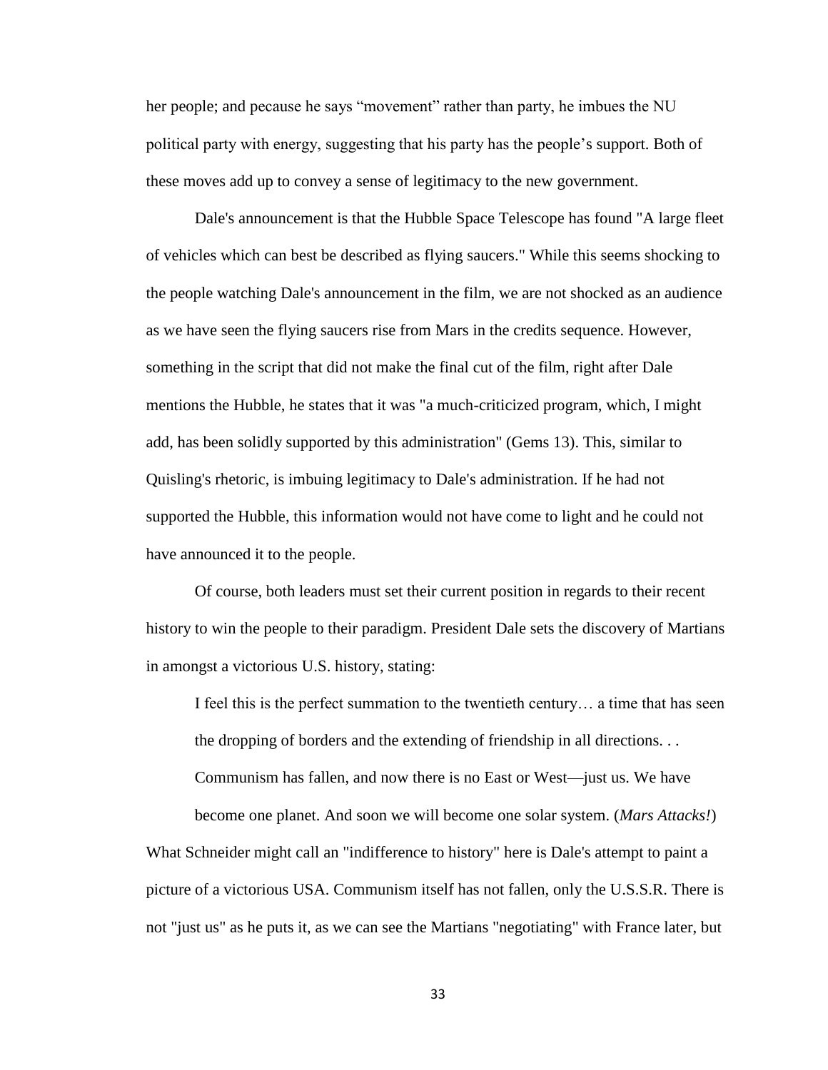her people; and pecause he says “movement” rather than party, he imbues the NU political party with energy, suggesting that his party has the people’s support. Both of these moves add up to convey a sense of legitimacy to the new government.

Dale's announcement is that the Hubble Space Telescope has found "A large fleet of vehicles which can best be described as flying saucers." While this seems shocking to the people watching Dale's announcement in the film, we are not shocked as an audience as we have seen the flying saucers rise from Mars in the credits sequence. However, something in the script that did not make the final cut of the film, right after Dale mentions the Hubble, he states that it was "a much-criticized program, which, I might add, has been solidly supported by this administration" (Gems 13). This, similar to Quisling's rhetoric, is imbuing legitimacy to Dale's administration. If he had not supported the Hubble, this information would not have come to light and he could not have announced it to the people.

Of course, both leaders must set their current position in regards to their recent history to win the people to their paradigm. President Dale sets the discovery of Martians in amongst a victorious U.S. history, stating:

> I feel this is the perfect summation to the twentieth century… a time that has seen the dropping of borders and the extending of friendship in all directions. . . Communism has fallen, and now there is no East or West—just us. We have become one planet. And soon we will become one solar system. (*Mars Attacks!*)

What Schneider might call an "indifference to history" here is Dale's attempt to paint a picture of a victorious USA. Communism itself has not fallen, only the U.S.S.R. There is not "just us" as he puts it, as we can see the Martians "negotiating" with France later, but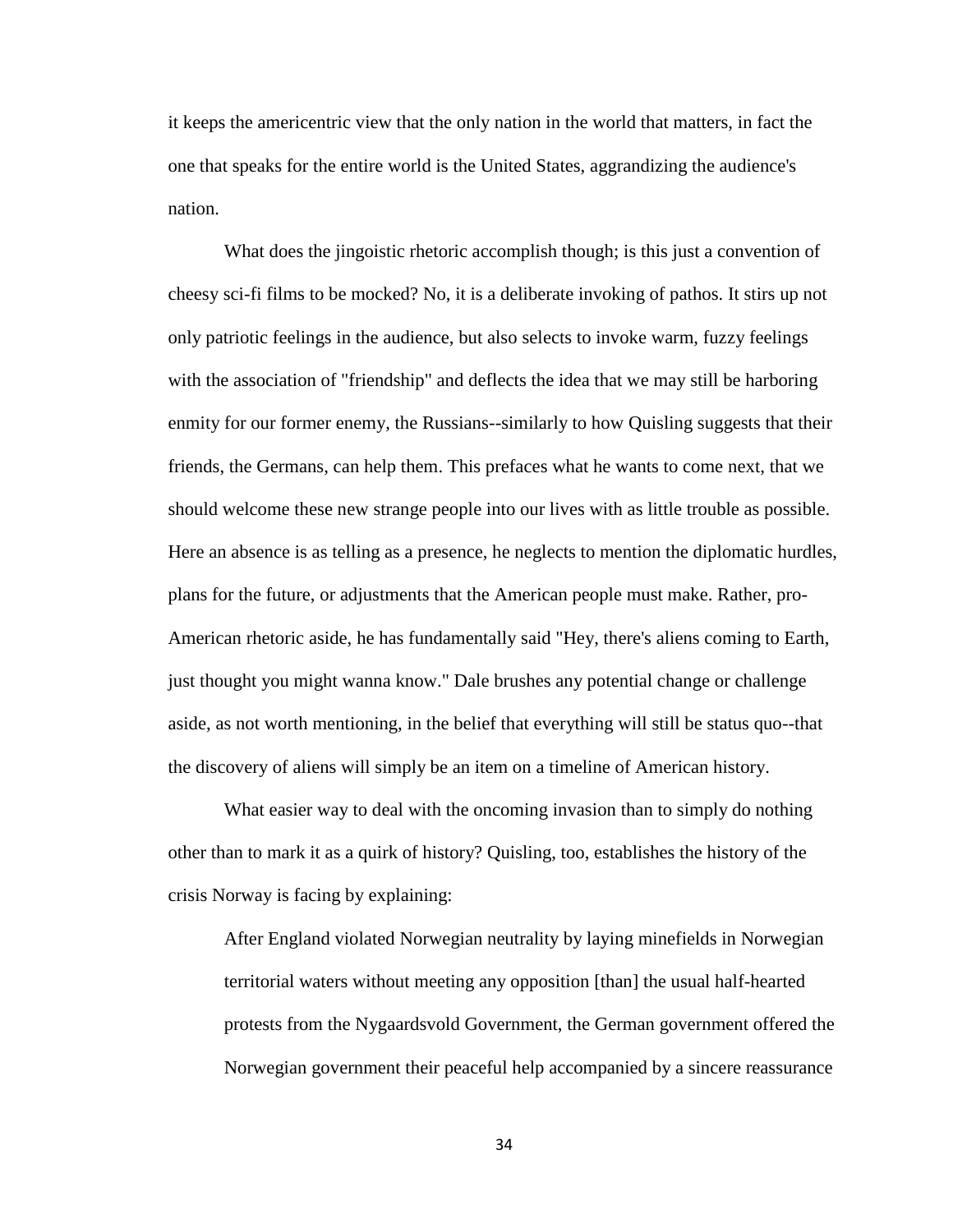it keeps the americentric view that the only nation in the world that matters, in fact the one that speaks for the entire world is the United States, aggrandizing the audience's nation.

What does the jingoistic rhetoric accomplish though; is this just a convention of cheesy sci-fi films to be mocked? No, it is a deliberate invoking of pathos. It stirs up not only patriotic feelings in the audience, but also selects to invoke warm, fuzzy feelings with the association of "friendship" and deflects the idea that we may still be harboring enmity for our former enemy, the Russians--similarly to how Quisling suggests that their friends, the Germans, can help them. This prefaces what he wants to come next, that we should welcome these new strange people into our lives with as little trouble as possible. Here an absence is as telling as a presence, he neglects to mention the diplomatic hurdles, plans for the future, or adjustments that the American people must make. Rather, pro-American rhetoric aside, he has fundamentally said "Hey, there's aliens coming to Earth, just thought you might wanna know." Dale brushes any potential change or challenge aside, as not worth mentioning, in the belief that everything will still be status quo--that the discovery of aliens will simply be an item on a timeline of American history.

What easier way to deal with the oncoming invasion than to simply do nothing other than to mark it as a quirk of history? Quisling, too, establishes the history of the crisis Norway is facing by explaining:

> After England violated Norwegian neutrality by laying minefields in Norwegian territorial waters without meeting any opposition [than] the usual half-hearted protests from the Nygaardsvold Government, the German government offered the Norwegian government their peaceful help accompanied by a sincere reassurance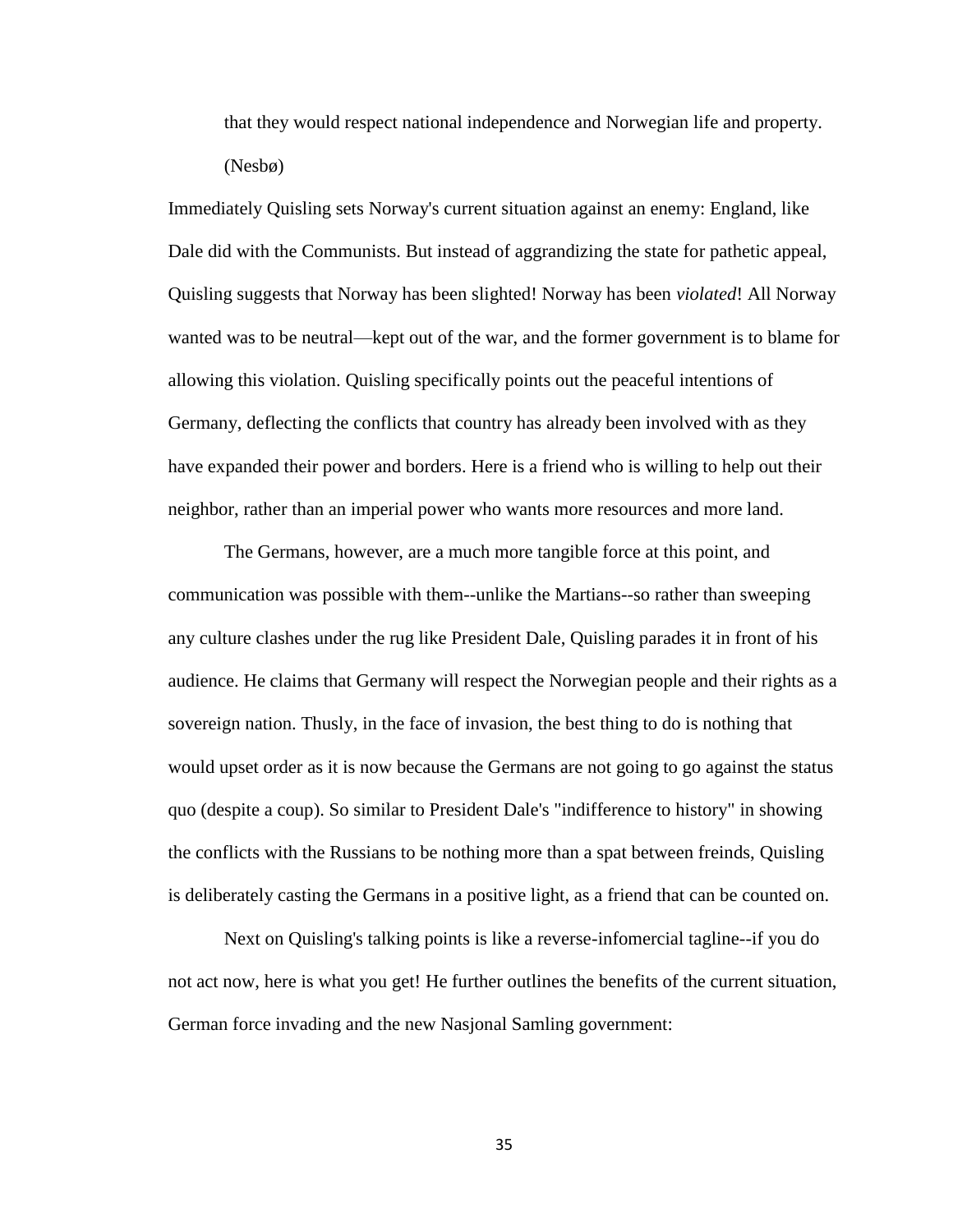that they would respect national independence and Norwegian life and property. (Nesbø)

Immediately Quisling sets Norway's current situation against an enemy: England, like Dale did with the Communists. But instead of aggrandizing the state for pathetic appeal, Quisling suggests that Norway has been slighted! Norway has been *violated*! All Norway wanted was to be neutral—kept out of the war, and the former government is to blame for allowing this violation. Quisling specifically points out the peaceful intentions of Germany, deflecting the conflicts that country has already been involved with as they have expanded their power and borders. Here is a friend who is willing to help out their neighbor, rather than an imperial power who wants more resources and more land.

The Germans, however, are a much more tangible force at this point, and communication was possible with them--unlike the Martians--so rather than sweeping any culture clashes under the rug like President Dale, Quisling parades it in front of his audience. He claims that Germany will respect the Norwegian people and their rights as a sovereign nation. Thusly, in the face of invasion, the best thing to do is nothing that would upset order as it is now because the Germans are not going to go against the status quo (despite a coup). So similar to President Dale's "indifference to history" in showing the conflicts with the Russians to be nothing more than a spat between freinds, Quisling is deliberately casting the Germans in a positive light, as a friend that can be counted on.

Next on Quisling's talking points is like a reverse-infomercial tagline--if you do not act now, here is what you get! He further outlines the benefits of the current situation, German force invading and the new Nasjonal Samling government: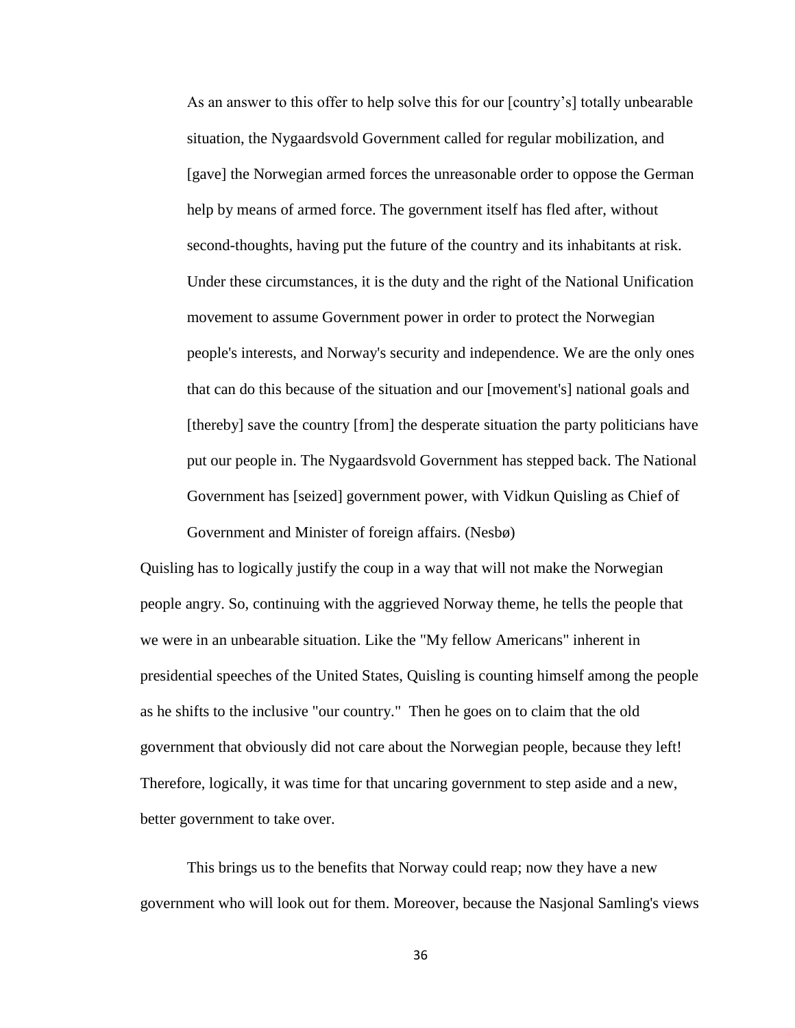> As an answer to this offer to help solve this for our [country's] totally unbearable situation, the Nygaardsvold Government called for regular mobilization, and [gave] the Norwegian armed forces the unreasonable order to oppose the German help by means of armed force. The government itself has fled after, without second-thoughts, having put the future of the country and its inhabitants at risk. Under these circumstances, it is the duty and the right of the National Unification movement to assume Government power in order to protect the Norwegian people's interests, and Norway's security and independence. We are the only ones that can do this because of the situation and our [movement's] national goals and [thereby] save the country [from] the desperate situation the party politicians have put our people in. The Nygaardsvold Government has stepped back. The National Government has [seized] government power, with Vidkun Quisling as Chief of Government and Minister of foreign affairs. (Nesbø)

Quisling has to logically justify the coup in a way that will not make the Norwegian people angry. So, continuing with the aggrieved Norway theme, he tells the people that we were in an unbearable situation. Like the "My fellow Americans" inherent in presidential speeches of the United States, Quisling is counting himself among the people as he shifts to the inclusive "our country." Then he goes on to claim that the old government that obviously did not care about the Norwegian people, because they left! Therefore, logically, it was time for that uncaring government to step aside and a new, better government to take over.

This brings us to the benefits that Norway could reap; now they have a new government who will look out for them. Moreover, because the Nasjonal Samling's views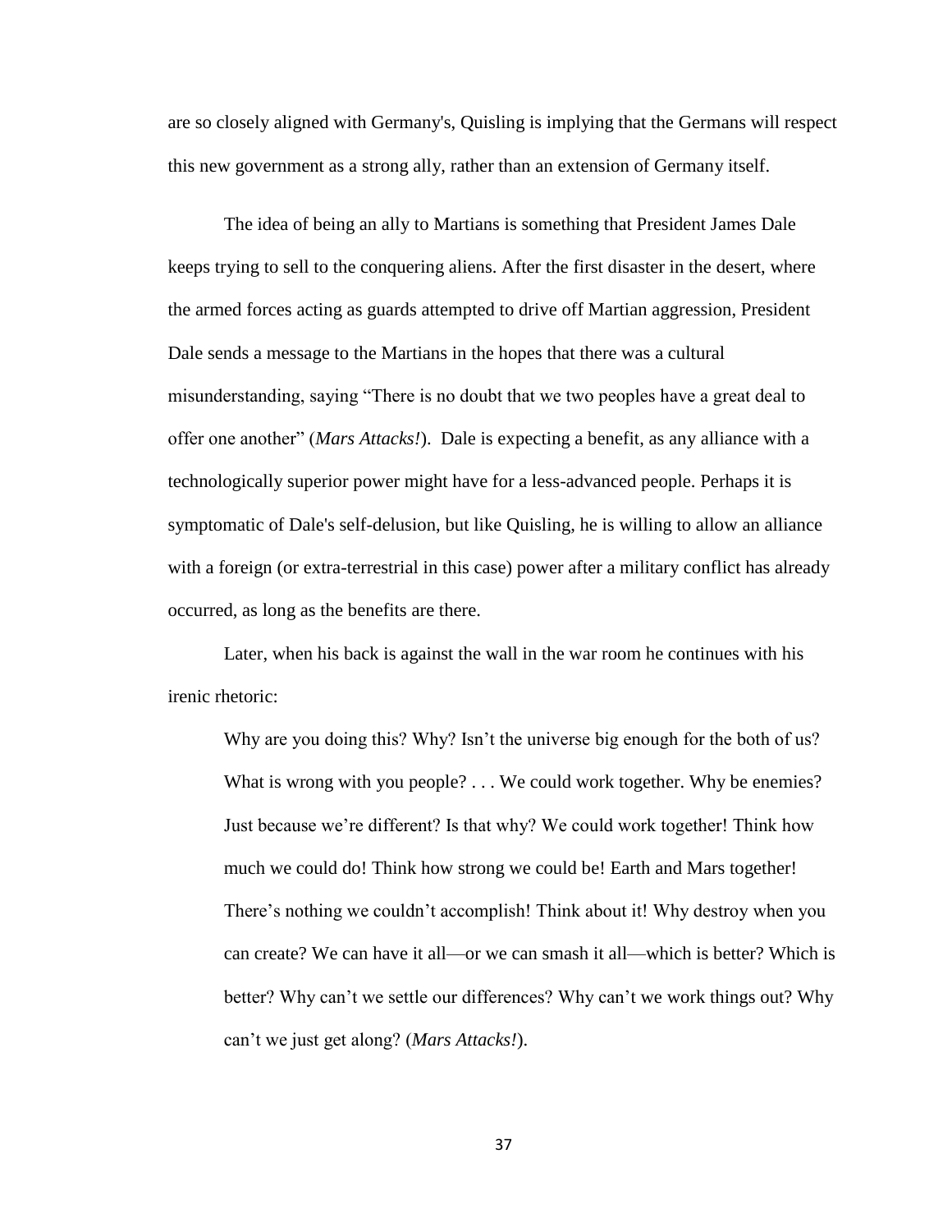are so closely aligned with Germany's, Quisling is implying that the Germans will respect this new government as a strong ally, rather than an extension of Germany itself.

The idea of being an ally to Martians is something that President James Dale keeps trying to sell to the conquering aliens. After the first disaster in the desert, where the armed forces acting as guards attempted to drive off Martian aggression, President Dale sends a message to the Martians in the hopes that there was a cultural misunderstanding, saying "There is no doubt that we two peoples have a great deal to offer one another" (*Mars Attacks!*). Dale is expecting a benefit, as any alliance with a technologically superior power might have for a less-advanced people. Perhaps it is symptomatic of Dale's self-delusion, but like Quisling, he is willing to allow an alliance with a foreign (or extra-terrestrial in this case) power after a military conflict has already occurred, as long as the benefits are there.

Later, when his back is against the wall in the war room he continues with his irenic rhetoric:

> Why are you doing this? Why? Isn't the universe big enough for the both of us? What is wrong with you people? . . . We could work together. Why be enemies? Just because we're different? Is that why? We could work together! Think how much we could do! Think how strong we could be! Earth and Mars together! There's nothing we couldn't accomplish! Think about it! Why destroy when you can create? We can have it all—or we can smash it all—which is better? Which is better? Why can't we settle our differences? Why can't we work things out? Why can't we just get along? (*Mars Attacks!*).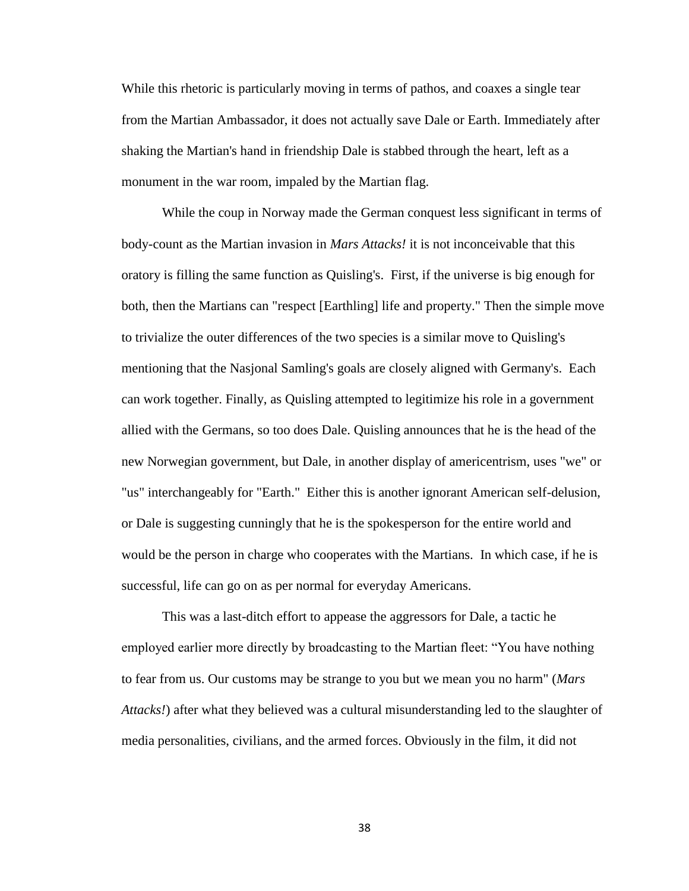While this rhetoric is particularly moving in terms of pathos, and coaxes a single tear from the Martian Ambassador, it does not actually save Dale or Earth. Immediately after shaking the Martian's hand in friendship Dale is stabbed through the heart, left as a monument in the war room, impaled by the Martian flag.

While the coup in Norway made the German conquest less significant in terms of body-count as the Martian invasion in *Mars Attacks!* it is not inconceivable that this oratory is filling the same function as Quisling's. First, if the universe is big enough for both, then the Martians can "respect [Earthling] life and property." Then the simple move to trivialize the outer differences of the two species is a similar move to Quisling's mentioning that the Nasjonal Samling's goals are closely aligned with Germany's. Each can work together. Finally, as Quisling attempted to legitimize his role in a government allied with the Germans, so too does Dale. Quisling announces that he is the head of the new Norwegian government, but Dale, in another display of americentrism, uses "we" or "us" interchangeably for "Earth." Either this is another ignorant American self-delusion, or Dale is suggesting cunningly that he is the spokesperson for the entire world and would be the person in charge who cooperates with the Martians. In which case, if he is successful, life can go on as per normal for everyday Americans.

This was a last-ditch effort to appease the aggressors for Dale, a tactic he employed earlier more directly by broadcasting to the Martian fleet: "You have nothing to fear from us. Our customs may be strange to you but we mean you no harm" (*Mars Attacks!*) after what they believed was a cultural misunderstanding led to the slaughter of media personalities, civilians, and the armed forces. Obviously in the film, it did not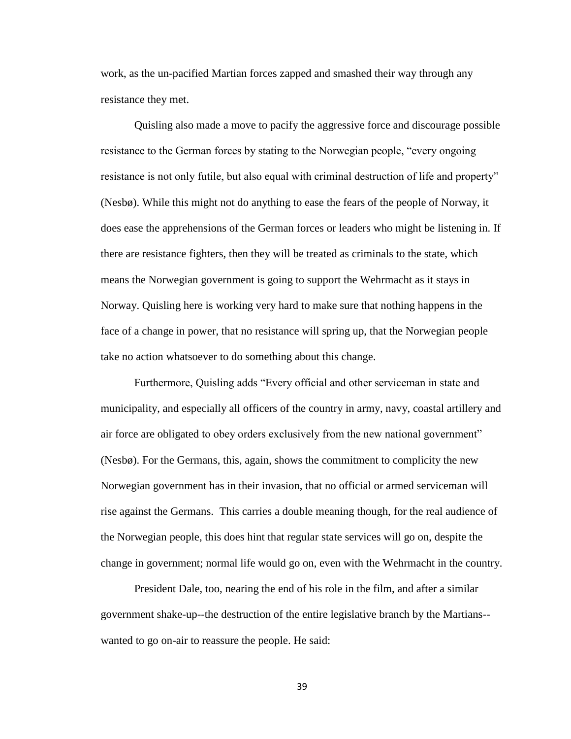work, as the un-pacified Martian forces zapped and smashed their way through any resistance they met.

Quisling also made a move to pacify the aggressive force and discourage possible resistance to the German forces by stating to the Norwegian people, "every ongoing resistance is not only futile, but also equal with criminal destruction of life and property" (Nesbø). While this might not do anything to ease the fears of the people of Norway, it does ease the apprehensions of the German forces or leaders who might be listening in. If there are resistance fighters, then they will be treated as criminals to the state, which means the Norwegian government is going to support the Wehrmacht as it stays in Norway. Quisling here is working very hard to make sure that nothing happens in the face of a change in power, that no resistance will spring up, that the Norwegian people take no action whatsoever to do something about this change.

Furthermore, Quisling adds "Every official and other serviceman in state and municipality, and especially all officers of the country in army, navy, coastal artillery and air force are obligated to obey orders exclusively from the new national government" (Nesbø). For the Germans, this, again, shows the commitment to complicity the new Norwegian government has in their invasion, that no official or armed serviceman will rise against the Germans. This carries a double meaning though, for the real audience of the Norwegian people, this does hint that regular state services will go on, despite the change in government; normal life would go on, even with the Wehrmacht in the country.

President Dale, too, nearing the end of his role in the film, and after a similar government shake-up--the destruction of the entire legislative branch by the Martians--wanted to go on-air to reassure the people. He said: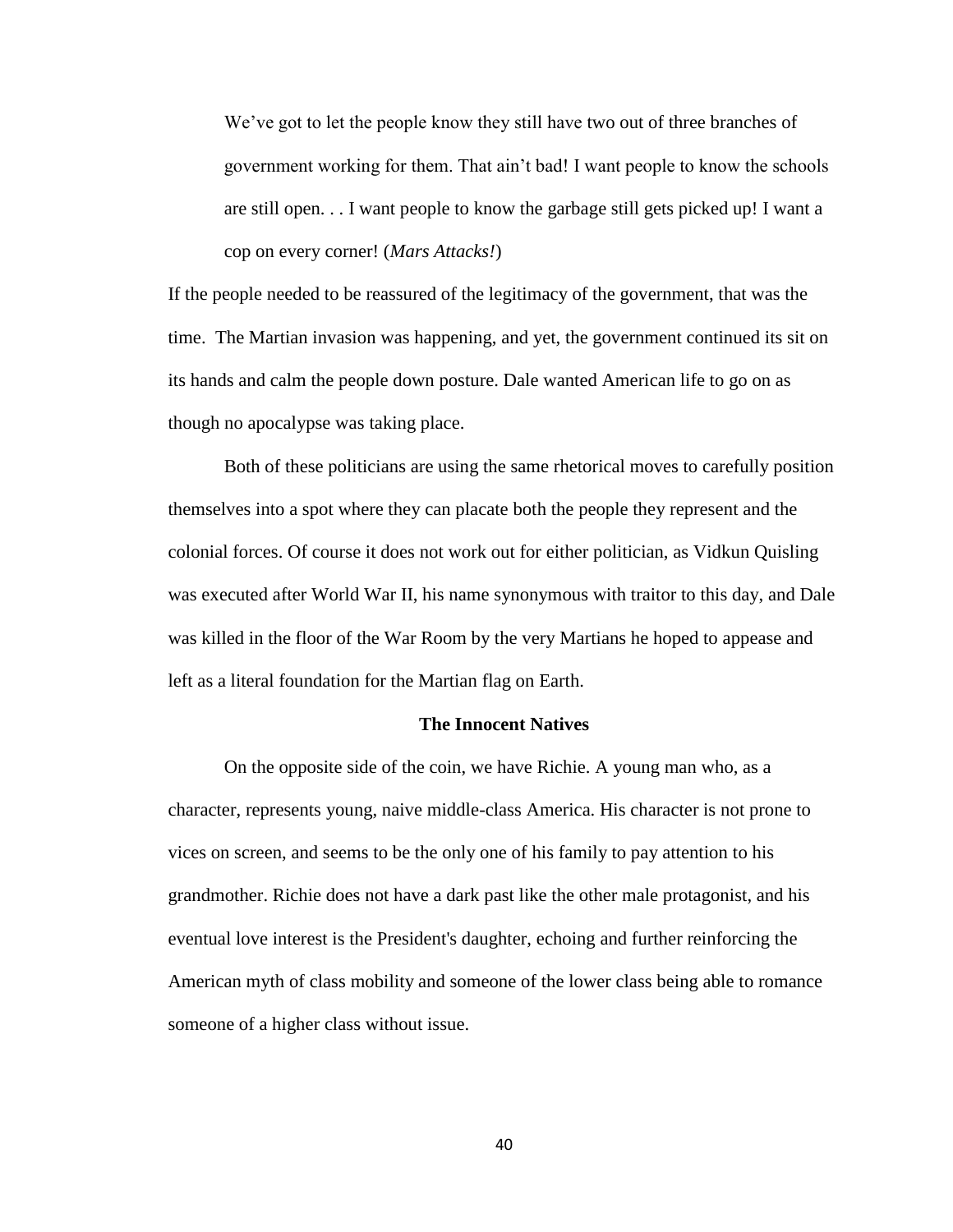> We've got to let the people know they still have two out of three branches of government working for them. That ain't bad! I want people to know the schools are still open. . . I want people to know the garbage still gets picked up! I want a cop on every corner! (*Mars Attacks!*)

If the people needed to be reassured of the legitimacy of the government, that was the time. The Martian invasion was happening, and yet, the government continued its sit on its hands and calm the people down posture. Dale wanted American life to go on as though no apocalypse was taking place.

Both of these politicians are using the same rhetorical moves to carefully position themselves into a spot where they can placate both the people they represent and the colonial forces. Of course it does not work out for either politician, as Vidkun Quisling was executed after World War II, his name synonymous with traitor to this day, and Dale was killed in the floor of the War Room by the very Martians he hoped to appease and left as a literal foundation for the Martian flag on Earth.

**The Innocent Natives**

On the opposite side of the coin, we have Richie. A young man who, as a character, represents young, naive middle-class America. His character is not prone to vices on screen, and seems to be the only one of his family to pay attention to his grandmother. Richie does not have a dark past like the other male protagonist, and his eventual love interest is the President's daughter, echoing and further reinforcing the American myth of class mobility and someone of the lower class being able to romance someone of a higher class without issue.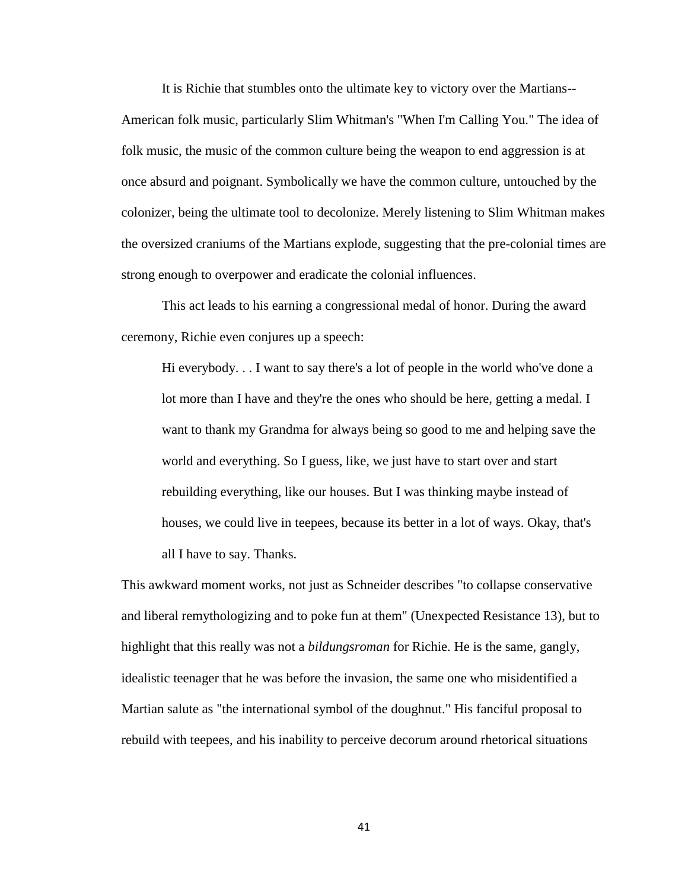It is Richie that stumbles onto the ultimate key to victory over the Martians--American folk music, particularly Slim Whitman's "When I'm Calling You." The idea of folk music, the music of the common culture being the weapon to end aggression is at once absurd and poignant. Symbolically we have the common culture, untouched by the colonizer, being the ultimate tool to decolonize. Merely listening to Slim Whitman makes the oversized craniums of the Martians explode, suggesting that the pre-colonial times are strong enough to overpower and eradicate the colonial influences.

This act leads to his earning a congressional medal of honor. During the award ceremony, Richie even conjures up a speech:

> Hi everybody. . . I want to say there's a lot of people in the world who've done a lot more than I have and they're the ones who should be here, getting a medal. I want to thank my Grandma for always being so good to me and helping save the world and everything. So I guess, like, we just have to start over and start rebuilding everything, like our houses. But I was thinking maybe instead of houses, we could live in teepees, because its better in a lot of ways. Okay, that's all I have to say. Thanks.

This awkward moment works, not just as Schneider describes "to collapse conservative and liberal remythologizing and to poke fun at them" (Unexpected Resistance 13), but to highlight that this really was not a *bildungsroman* for Richie. He is the same, gangly, idealistic teenager that he was before the invasion, the same one who misidentified a Martian salute as "the international symbol of the doughnut." His fanciful proposal to rebuild with teepees, and his inability to perceive decorum around rhetorical situations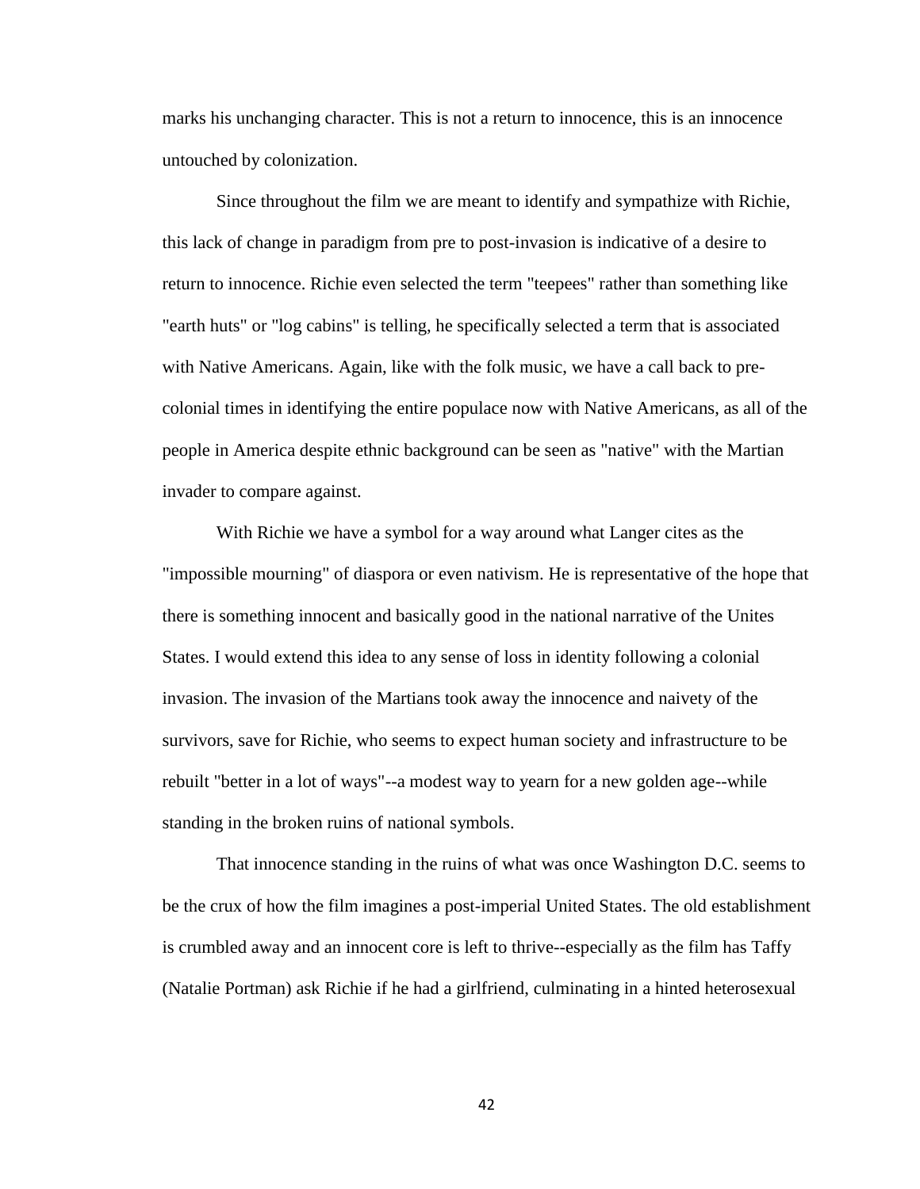marks his unchanging character. This is not a return to innocence, this is an innocence untouched by colonization.

Since throughout the film we are meant to identify and sympathize with Richie, this lack of change in paradigm from pre to post-invasion is indicative of a desire to return to innocence. Richie even selected the term "teepees" rather than something like "earth huts" or "log cabins" is telling, he specifically selected a term that is associated with Native Americans. Again, like with the folk music, we have a call back to pre-colonial times in identifying the entire populace now with Native Americans, as all of the people in America despite ethnic background can be seen as "native" with the Martian invader to compare against.

With Richie we have a symbol for a way around what Langer cites as the "impossible mourning" of diaspora or even nativism. He is representative of the hope that there is something innocent and basically good in the national narrative of the Unites States. I would extend this idea to any sense of loss in identity following a colonial invasion. The invasion of the Martians took away the innocence and naivety of the survivors, save for Richie, who seems to expect human society and infrastructure to be rebuilt "better in a lot of ways"--a modest way to yearn for a new golden age--while standing in the broken ruins of national symbols.

That innocence standing in the ruins of what was once Washington D.C. seems to be the crux of how the film imagines a post-imperial United States. The old establishment is crumbled away and an innocent core is left to thrive--especially as the film has Taffy (Natalie Portman) ask Richie if he had a girlfriend, culminating in a hinted heterosexual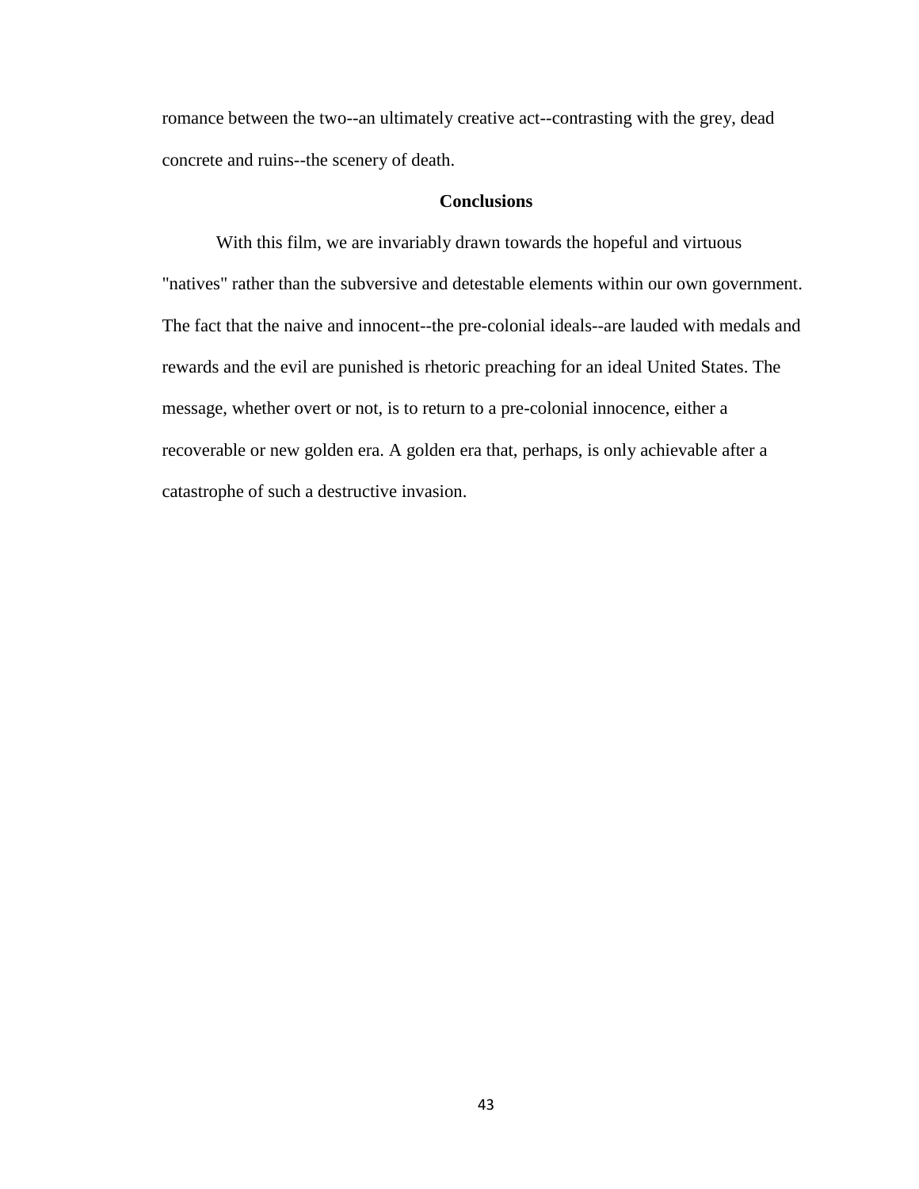romance between the two--an ultimately creative act--contrasting with the grey, dead concrete and ruins--the scenery of death.

## Conclusions

With this film, we are invariably drawn towards the hopeful and virtuous "natives" rather than the subversive and detestable elements within our own government. The fact that the naive and innocent--the pre-colonial ideals--are lauded with medals and rewards and the evil are punished is rhetoric preaching for an ideal United States. The message, whether overt or not, is to return to a pre-colonial innocence, either a recoverable or new golden era. A golden era that, perhaps, is only achievable after a catastrophe of such a destructive invasion.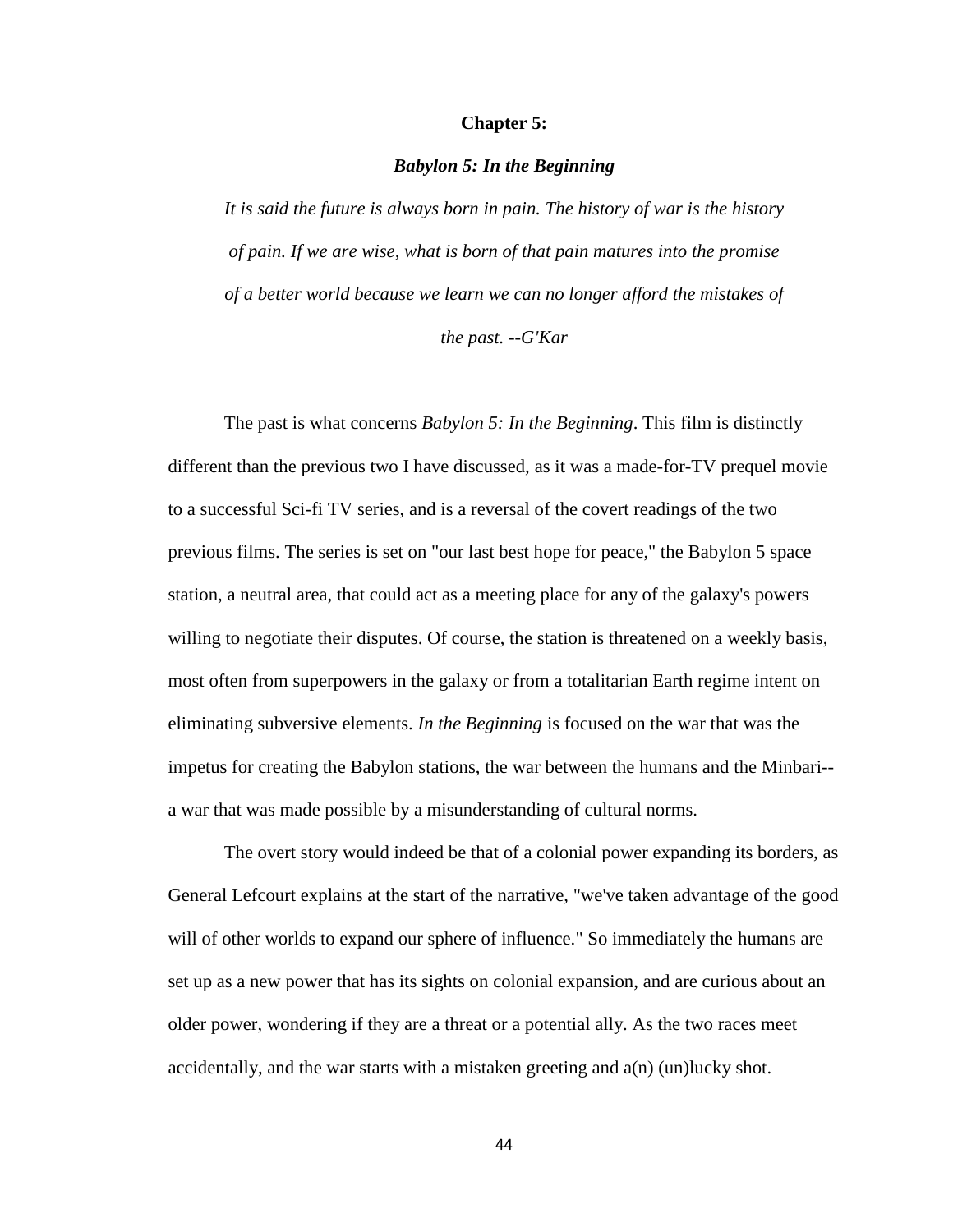# Chapter 5:

## *Babylon 5: In the Beginning*

*It is said the future is always born in pain. The history of war is the history of pain. If we are wise, what is born of that pain matures into the promise of a better world because we learn we can no longer afford the mistakes of the past. --G'Kar*

The past is what concerns *Babylon 5: In the Beginning*. This film is distinctly different than the previous two I have discussed, as it was a made-for-TV prequel movie to a successful Sci-fi TV series, and is a reversal of the covert readings of the two previous films. The series is set on "our last best hope for peace," the Babylon 5 space station, a neutral area, that could act as a meeting place for any of the galaxy's powers willing to negotiate their disputes. Of course, the station is threatened on a weekly basis, most often from superpowers in the galaxy or from a totalitarian Earth regime intent on eliminating subversive elements. *In the Beginning* is focused on the war that was the impetus for creating the Babylon stations, the war between the humans and the Minbari--a war that was made possible by a misunderstanding of cultural norms.

The overt story would indeed be that of a colonial power expanding its borders, as General Lefcourt explains at the start of the narrative, "we've taken advantage of the good will of other worlds to expand our sphere of influence." So immediately the humans are set up as a new power that has its sights on colonial expansion, and are curious about an older power, wondering if they are a threat or a potential ally. As the two races meet accidentally, and the war starts with a mistaken greeting and a(n) (un)lucky shot.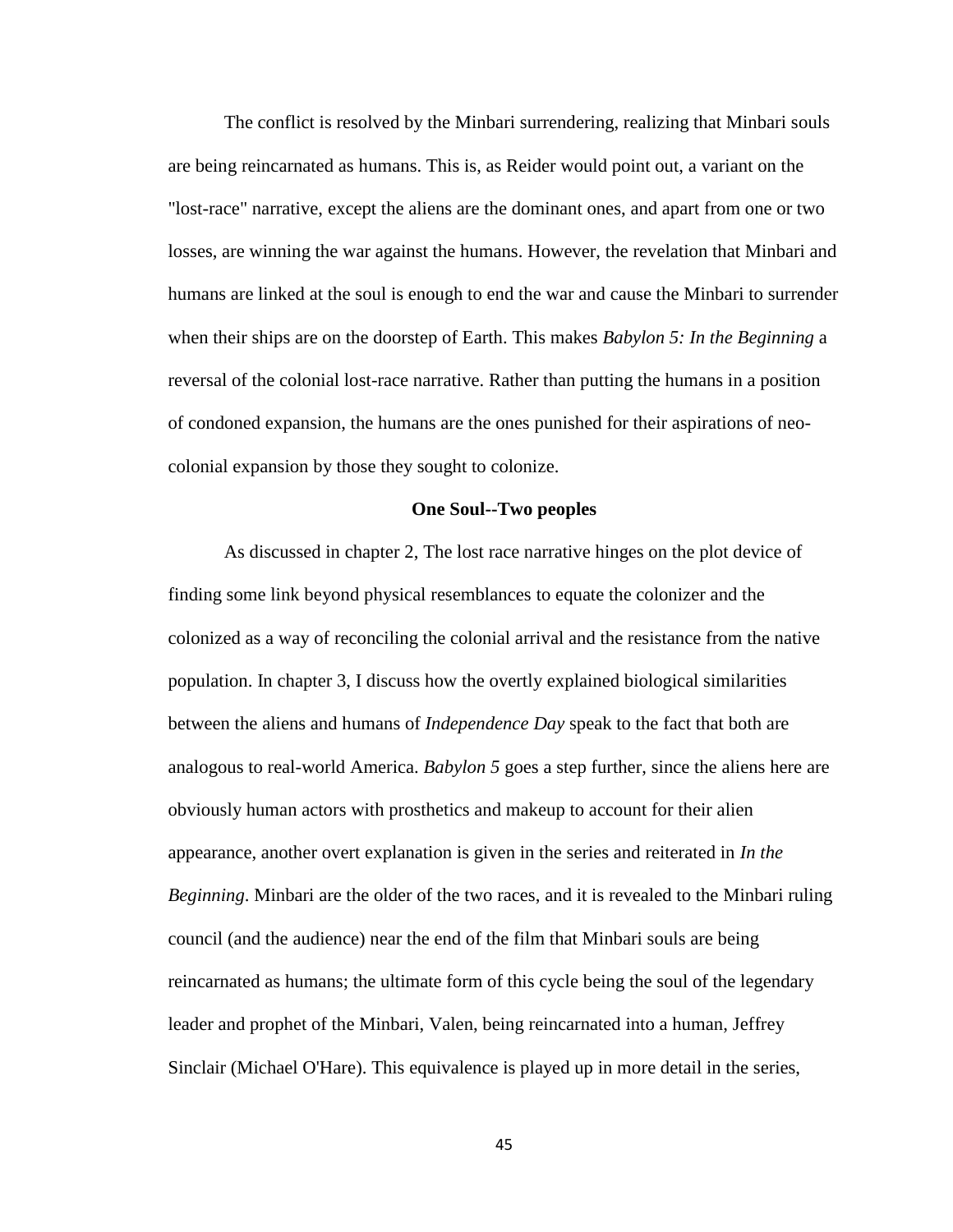The conflict is resolved by the Minbari surrendering, realizing that Minbari souls are being reincarnated as humans. This is, as Reider would point out, a variant on the "lost-race" narrative, except the aliens are the dominant ones, and apart from one or two losses, are winning the war against the humans. However, the revelation that Minbari and humans are linked at the soul is enough to end the war and cause the Minbari to surrender when their ships are on the doorstep of Earth. This makes *Babylon 5: In the Beginning* a reversal of the colonial lost-race narrative. Rather than putting the humans in a position of condoned expansion, the humans are the ones punished for their aspirations of neo-colonial expansion by those they sought to colonize.

### One Soul--Two peoples

As discussed in chapter 2, The lost race narrative hinges on the plot device of finding some link beyond physical resemblances to equate the colonizer and the colonized as a way of reconciling the colonial arrival and the resistance from the native population. In chapter 3, I discuss how the overtly explained biological similarities between the aliens and humans of *Independence Day* speak to the fact that both are analogous to real-world America. *Babylon 5* goes a step further, since the aliens here are obviously human actors with prosthetics and makeup to account for their alien appearance, another overt explanation is given in the series and reiterated in *In the Beginning*. Minbari are the older of the two races, and it is revealed to the Minbari ruling council (and the audience) near the end of the film that Minbari souls are being reincarnated as humans; the ultimate form of this cycle being the soul of the legendary leader and prophet of the Minbari, Valen, being reincarnated into a human, Jeffrey Sinclair (Michael O'Hare). This equivalence is played up in more detail in the series,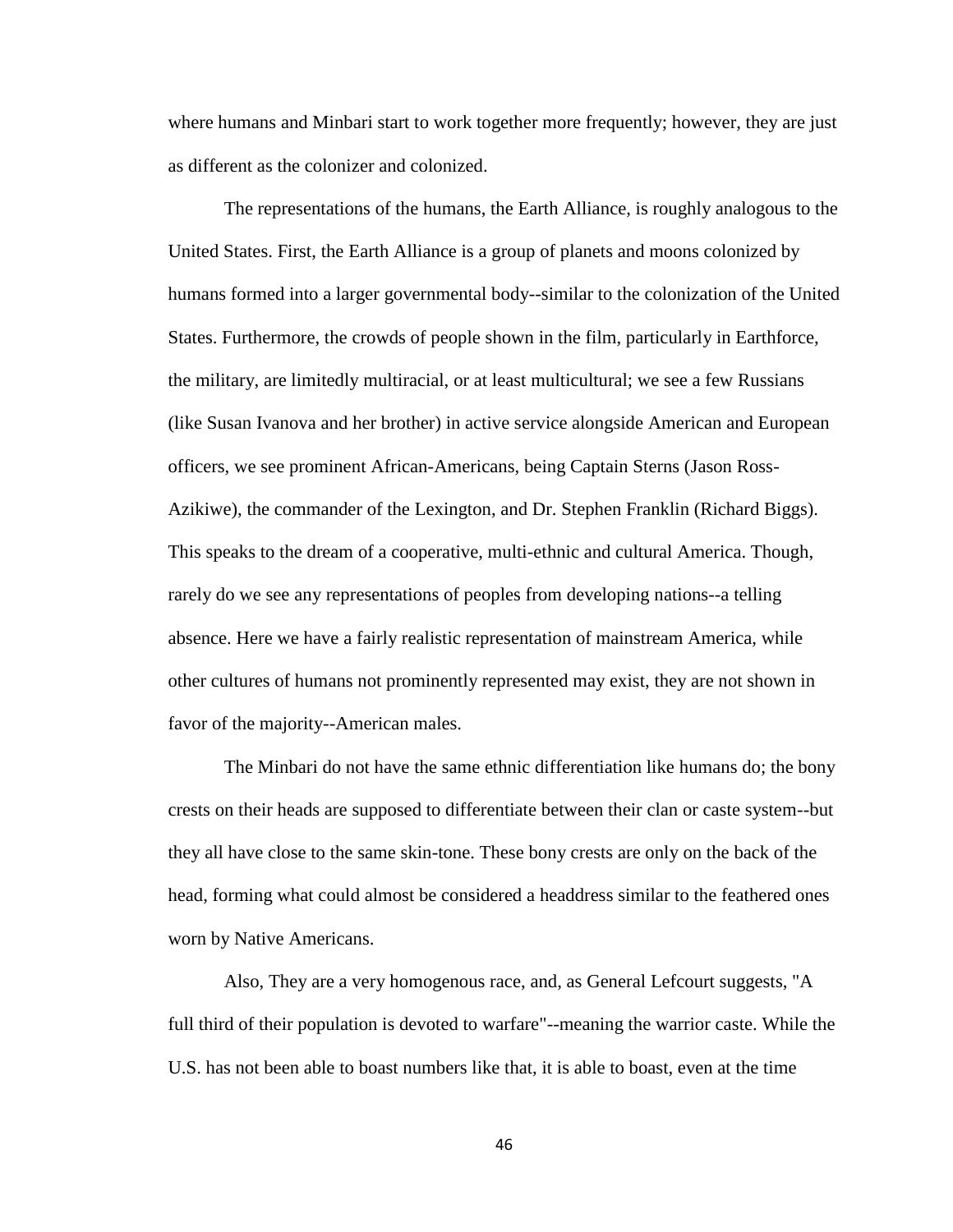where humans and Minbari start to work together more frequently; however, they are just as different as the colonizer and colonized.

The representations of the humans, the Earth Alliance, is roughly analogous to the United States. First, the Earth Alliance is a group of planets and moons colonized by humans formed into a larger governmental body--similar to the colonization of the United States. Furthermore, the crowds of people shown in the film, particularly in Earthforce, the military, are limitedly multiracial, or at least multicultural; we see a few Russians (like Susan Ivanova and her brother) in active service alongside American and European officers, we see prominent African-Americans, being Captain Sterns (Jason Ross-Azikiwe), the commander of the Lexington, and Dr. Stephen Franklin (Richard Biggs). This speaks to the dream of a cooperative, multi-ethnic and cultural America. Though, rarely do we see any representations of peoples from developing nations--a telling absence. Here we have a fairly realistic representation of mainstream America, while other cultures of humans not prominently represented may exist, they are not shown in favor of the majority--American males.

The Minbari do not have the same ethnic differentiation like humans do; the bony crests on their heads are supposed to differentiate between their clan or caste system--but they all have close to the same skin-tone. These bony crests are only on the back of the head, forming what could almost be considered a headdress similar to the feathered ones worn by Native Americans.

Also, They are a very homogenous race, and, as General Lefcourt suggests, "A full third of their population is devoted to warfare"--meaning the warrior caste. While the U.S. has not been able to boast numbers like that, it is able to boast, even at the time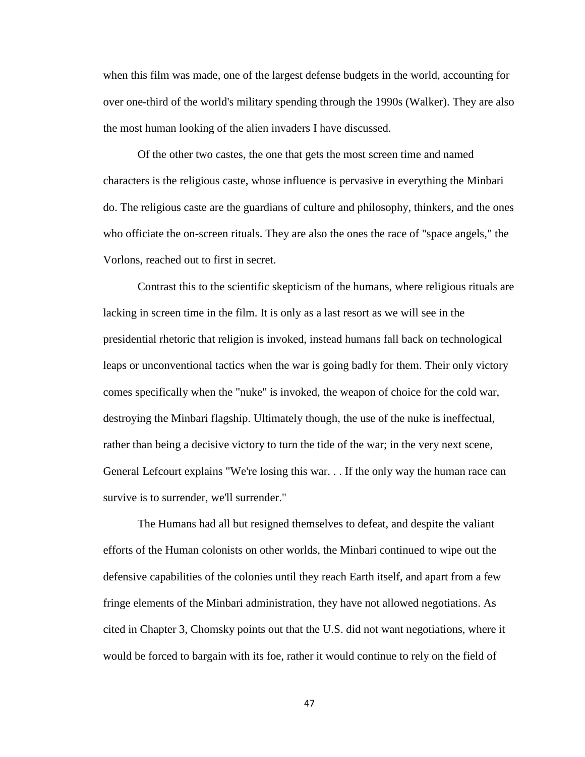when this film was made, one of the largest defense budgets in the world, accounting for over one-third of the world's military spending through the 1990s (Walker). They are also the most human looking of the alien invaders I have discussed.

Of the other two castes, the one that gets the most screen time and named characters is the religious caste, whose influence is pervasive in everything the Minbari do. The religious caste are the guardians of culture and philosophy, thinkers, and the ones who officiate the on-screen rituals. They are also the ones the race of "space angels," the Vorlons, reached out to first in secret.

Contrast this to the scientific skepticism of the humans, where religious rituals are lacking in screen time in the film. It is only as a last resort as we will see in the presidential rhetoric that religion is invoked, instead humans fall back on technological leaps or unconventional tactics when the war is going badly for them. Their only victory comes specifically when the "nuke" is invoked, the weapon of choice for the cold war, destroying the Minbari flagship. Ultimately though, the use of the nuke is ineffectual, rather than being a decisive victory to turn the tide of the war; in the very next scene, General Lefcourt explains "We're losing this war. . . If the only way the human race can survive is to surrender, we'll surrender."

The Humans had all but resigned themselves to defeat, and despite the valiant efforts of the Human colonists on other worlds, the Minbari continued to wipe out the defensive capabilities of the colonies until they reach Earth itself, and apart from a few fringe elements of the Minbari administration, they have not allowed negotiations. As cited in Chapter 3, Chomsky points out that the U.S. did not want negotiations, where it would be forced to bargain with its foe, rather it would continue to rely on the field of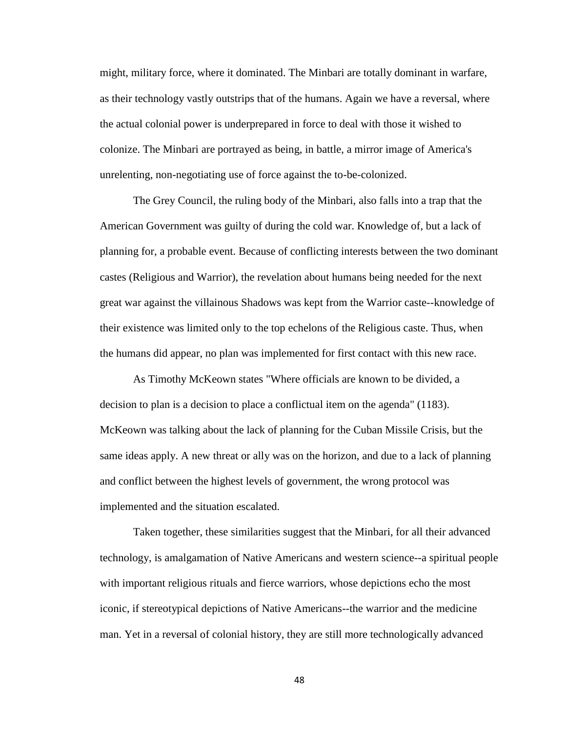might, military force, where it dominated. The Minbari are totally dominant in warfare, as their technology vastly outstrips that of the humans. Again we have a reversal, where the actual colonial power is underprepared in force to deal with those it wished to colonize. The Minbari are portrayed as being, in battle, a mirror image of America's unrelenting, non-negotiating use of force against the to-be-colonized.

The Grey Council, the ruling body of the Minbari, also falls into a trap that the American Government was guilty of during the cold war. Knowledge of, but a lack of planning for, a probable event. Because of conflicting interests between the two dominant castes (Religious and Warrior), the revelation about humans being needed for the next great war against the villainous Shadows was kept from the Warrior caste--knowledge of their existence was limited only to the top echelons of the Religious caste. Thus, when the humans did appear, no plan was implemented for first contact with this new race.

As Timothy McKeown states "Where officials are known to be divided, a decision to plan is a decision to place a conflictual item on the agenda" (1183). McKeown was talking about the lack of planning for the Cuban Missile Crisis, but the same ideas apply. A new threat or ally was on the horizon, and due to a lack of planning and conflict between the highest levels of government, the wrong protocol was implemented and the situation escalated.

Taken together, these similarities suggest that the Minbari, for all their advanced technology, is amalgamation of Native Americans and western science--a spiritual people with important religious rituals and fierce warriors, whose depictions echo the most iconic, if stereotypical depictions of Native Americans--the warrior and the medicine man. Yet in a reversal of colonial history, they are still more technologically advanced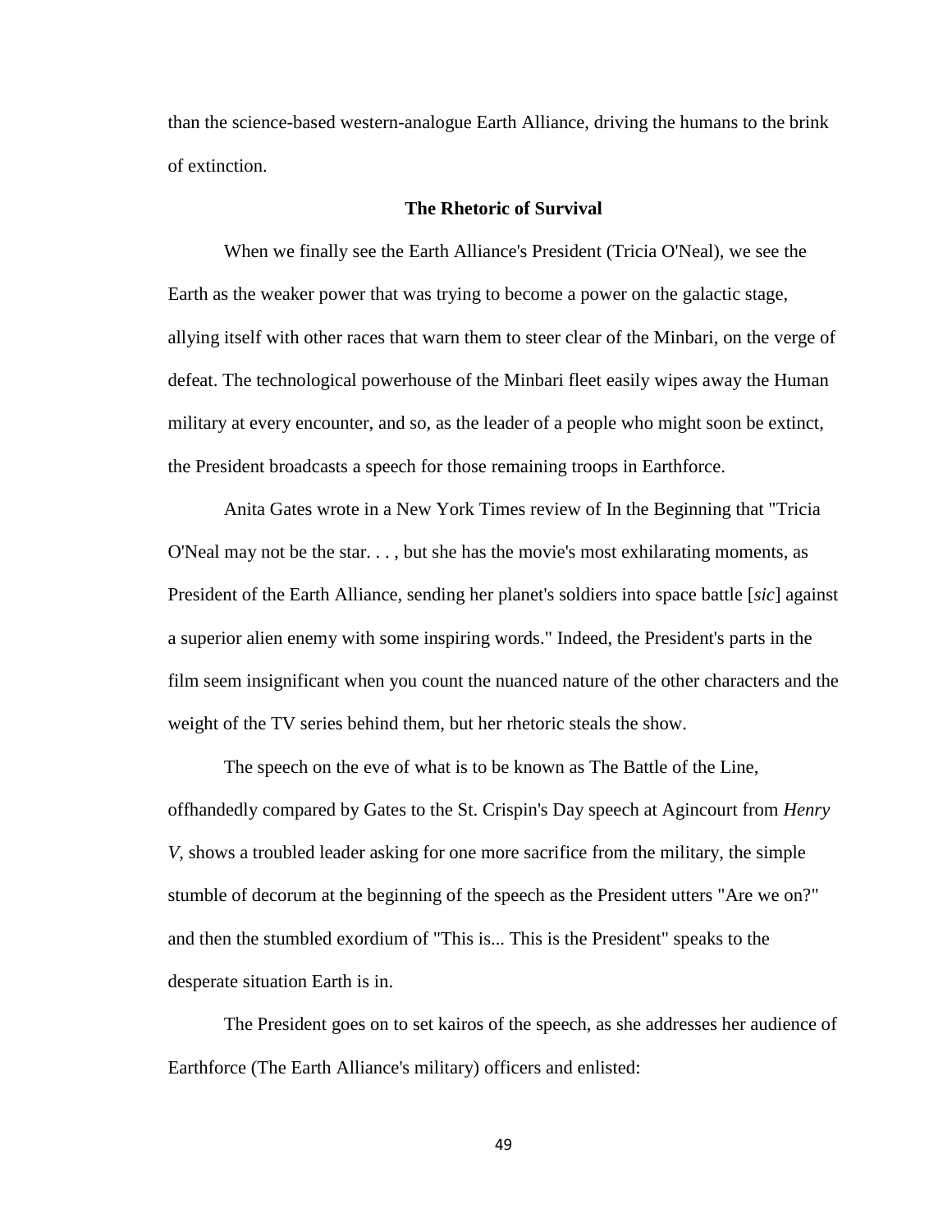than the science-based western-analogue Earth Alliance, driving the humans to the brink of extinction.

## The Rhetoric of Survival

When we finally see the Earth Alliance's President (Tricia O'Neal), we see the Earth as the weaker power that was trying to become a power on the galactic stage, allying itself with other races that warn them to steer clear of the Minbari, on the verge of defeat. The technological powerhouse of the Minbari fleet easily wipes away the Human military at every encounter, and so, as the leader of a people who might soon be extinct, the President broadcasts a speech for those remaining troops in Earthforce.

Anita Gates wrote in a New York Times review of In the Beginning that "Tricia O'Neal may not be the star. . . , but she has the movie's most exhilarating moments, as President of the Earth Alliance, sending her planet's soldiers into space battle [*sic*] against a superior alien enemy with some inspiring words." Indeed, the President's parts in the film seem insignificant when you count the nuanced nature of the other characters and the weight of the TV series behind them, but her rhetoric steals the show.

The speech on the eve of what is to be known as The Battle of the Line, offhandedly compared by Gates to the St. Crispin's Day speech at Agincourt from *Henry V*, shows a troubled leader asking for one more sacrifice from the military, the simple stumble of decorum at the beginning of the speech as the President utters "Are we on?" and then the stumbled exordium of "This is... This is the President" speaks to the desperate situation Earth is in.

The President goes on to set kairos of the speech, as she addresses her audience of Earthforce (The Earth Alliance's military) officers and enlisted: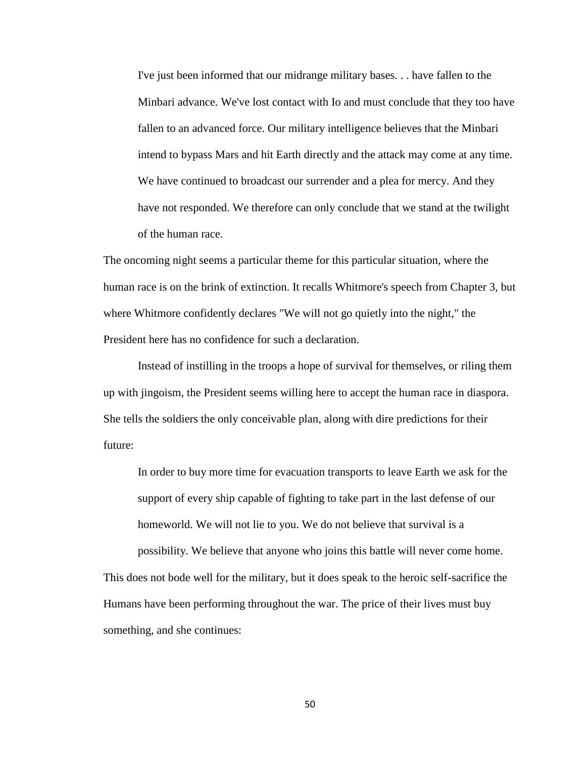> I've just been informed that our midrange military bases. . . have fallen to the Minbari advance. We've lost contact with Io and must conclude that they too have fallen to an advanced force. Our military intelligence believes that the Minbari intend to bypass Mars and hit Earth directly and the attack may come at any time. We have continued to broadcast our surrender and a plea for mercy. And they have not responded. We therefore can only conclude that we stand at the twilight of the human race.

The oncoming night seems a particular theme for this particular situation, where the human race is on the brink of extinction. It recalls Whitmore's speech from Chapter 3, but where Whitmore confidently declares "We will not go quietly into the night," the President here has no confidence for such a declaration.

Instead of instilling in the troops a hope of survival for themselves, or riling them up with jingoism, the President seems willing here to accept the human race in diaspora. She tells the soldiers the only conceivable plan, along with dire predictions for their future:

> In order to buy more time for evacuation transports to leave Earth we ask for the support of every ship capable of fighting to take part in the last defense of our homeworld. We will not lie to you. We do not believe that survival is a possibility. We believe that anyone who joins this battle will never come home.

This does not bode well for the military, but it does speak to the heroic self-sacrifice the Humans have been performing throughout the war. The price of their lives must buy something, and she continues: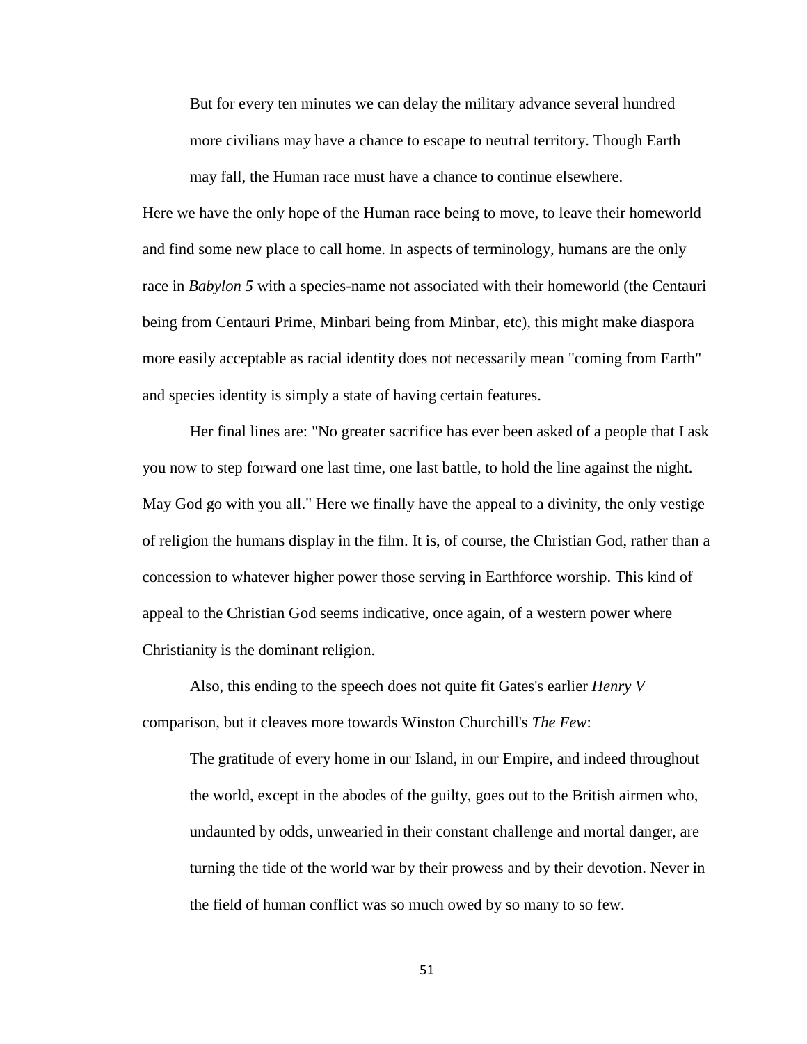> But for every ten minutes we can delay the military advance several hundred more civilians may have a chance to escape to neutral territory. Though Earth may fall, the Human race must have a chance to continue elsewhere.

Here we have the only hope of the Human race being to move, to leave their homeworld and find some new place to call home. In aspects of terminology, humans are the only race in *Babylon 5* with a species-name not associated with their homeworld (the Centauri being from Centauri Prime, Minbari being from Minbar, etc), this might make diaspora more easily acceptable as racial identity does not necessarily mean "coming from Earth" and species identity is simply a state of having certain features.

Her final lines are: "No greater sacrifice has ever been asked of a people that I ask you now to step forward one last time, one last battle, to hold the line against the night. May God go with you all." Here we finally have the appeal to a divinity, the only vestige of religion the humans display in the film. It is, of course, the Christian God, rather than a concession to whatever higher power those serving in Earthforce worship. This kind of appeal to the Christian God seems indicative, once again, of a western power where Christianity is the dominant religion.

Also, this ending to the speech does not quite fit Gates's earlier *Henry V* comparison, but it cleaves more towards Winston Churchill's *The Few*:

> The gratitude of every home in our Island, in our Empire, and indeed throughout the world, except in the abodes of the guilty, goes out to the British airmen who, undaunted by odds, unwearied in their constant challenge and mortal danger, are turning the tide of the world war by their prowess and by their devotion. Never in the field of human conflict was so much owed by so many to so few.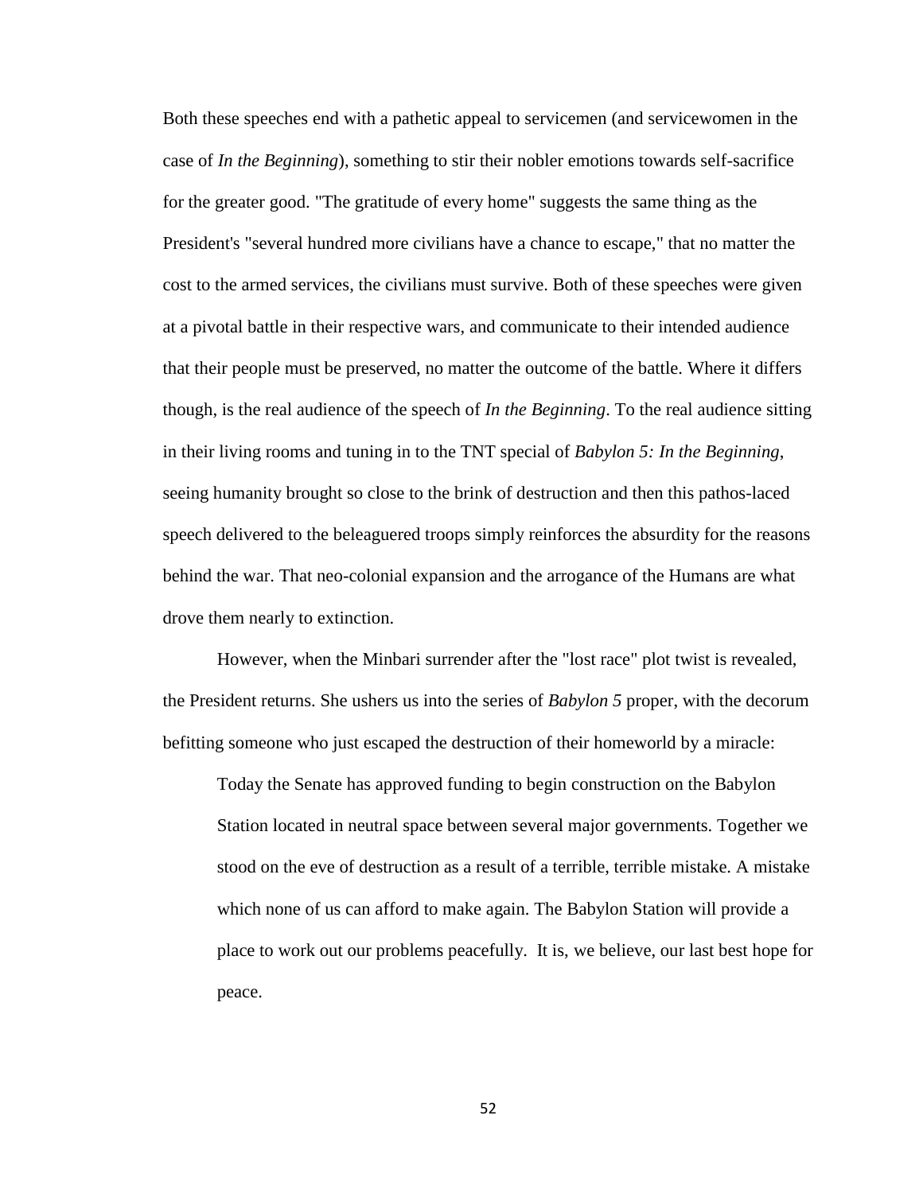Both these speeches end with a pathetic appeal to servicemen (and servicewomen in the case of *In the Beginning*), something to stir their nobler emotions towards self-sacrifice for the greater good. "The gratitude of every home" suggests the same thing as the President's "several hundred more civilians have a chance to escape," that no matter the cost to the armed services, the civilians must survive. Both of these speeches were given at a pivotal battle in their respective wars, and communicate to their intended audience that their people must be preserved, no matter the outcome of the battle. Where it differs though, is the real audience of the speech of *In the Beginning*. To the real audience sitting in their living rooms and tuning in to the TNT special of *Babylon 5: In the Beginning*, seeing humanity brought so close to the brink of destruction and then this pathos-laced speech delivered to the beleaguered troops simply reinforces the absurdity for the reasons behind the war. That neo-colonial expansion and the arrogance of the Humans are what drove them nearly to extinction.

However, when the Minbari surrender after the "lost race" plot twist is revealed, the President returns. She ushers us into the series of *Babylon 5* proper, with the decorum befitting someone who just escaped the destruction of their homeworld by a miracle:

> Today the Senate has approved funding to begin construction on the Babylon Station located in neutral space between several major governments. Together we stood on the eve of destruction as a result of a terrible, terrible mistake. A mistake which none of us can afford to make again. The Babylon Station will provide a place to work out our problems peacefully. It is, we believe, our last best hope for peace.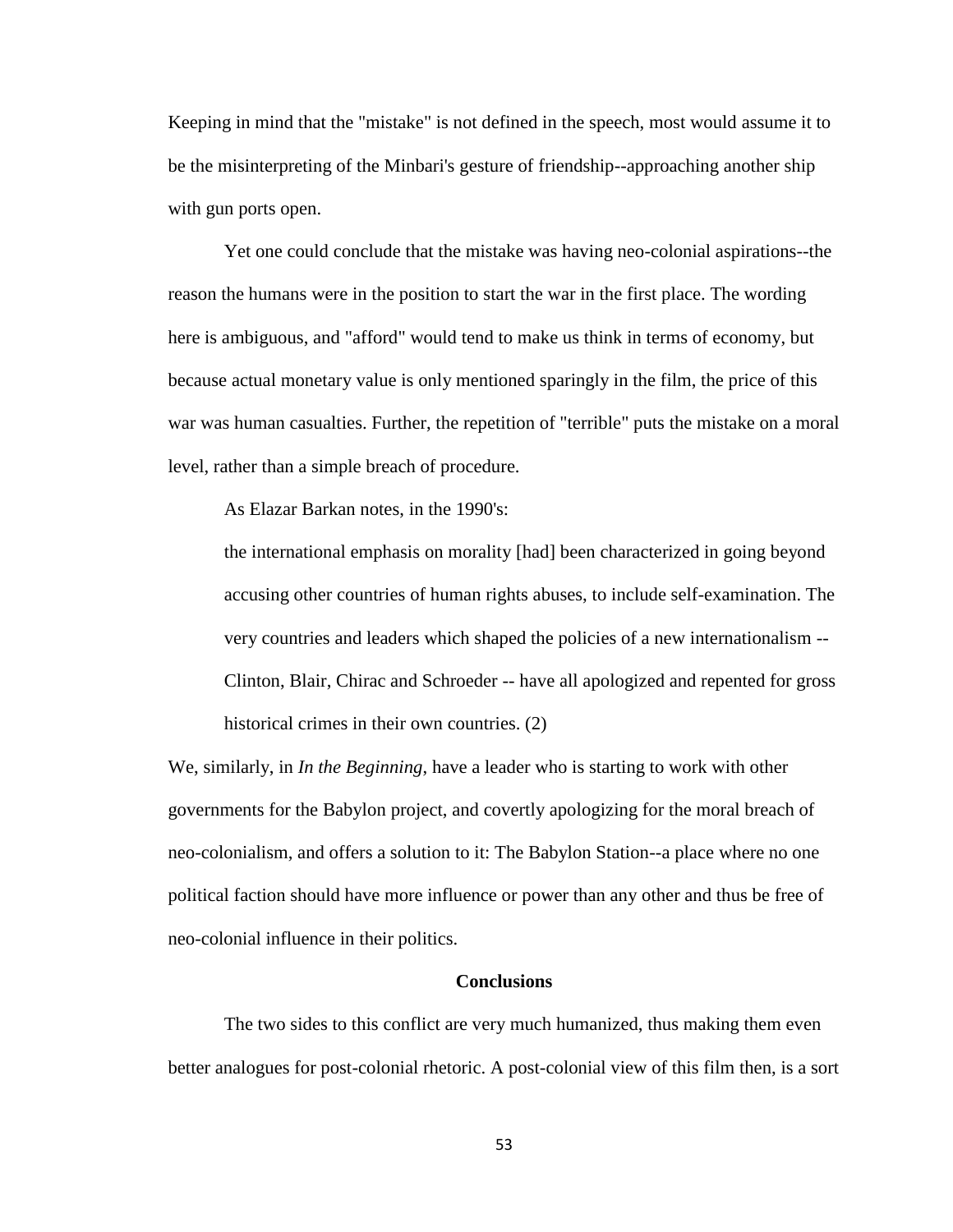Keeping in mind that the "mistake" is not defined in the speech, most would assume it to be the misinterpreting of the Minbari's gesture of friendship--approaching another ship with gun ports open.

Yet one could conclude that the mistake was having neo-colonial aspirations--the reason the humans were in the position to start the war in the first place. The wording here is ambiguous, and "afford" would tend to make us think in terms of economy, but because actual monetary value is only mentioned sparingly in the film, the price of this war was human casualties. Further, the repetition of "terrible" puts the mistake on a moral level, rather than a simple breach of procedure.

As Elazar Barkan notes, in the 1990's:

> the international emphasis on morality [had] been characterized in going beyond accusing other countries of human rights abuses, to include self-examination. The very countries and leaders which shaped the policies of a new internationalism -- Clinton, Blair, Chirac and Schroeder -- have all apologized and repented for gross historical crimes in their own countries. (2)

We, similarly, in *In the Beginning*, have a leader who is starting to work with other governments for the Babylon project, and covertly apologizing for the moral breach of neo-colonialism, and offers a solution to it: The Babylon Station--a place where no one political faction should have more influence or power than any other and thus be free of neo-colonial influence in their politics.

## Conclusions

The two sides to this conflict are very much humanized, thus making them even better analogues for post-colonial rhetoric. A post-colonial view of this film then, is a sort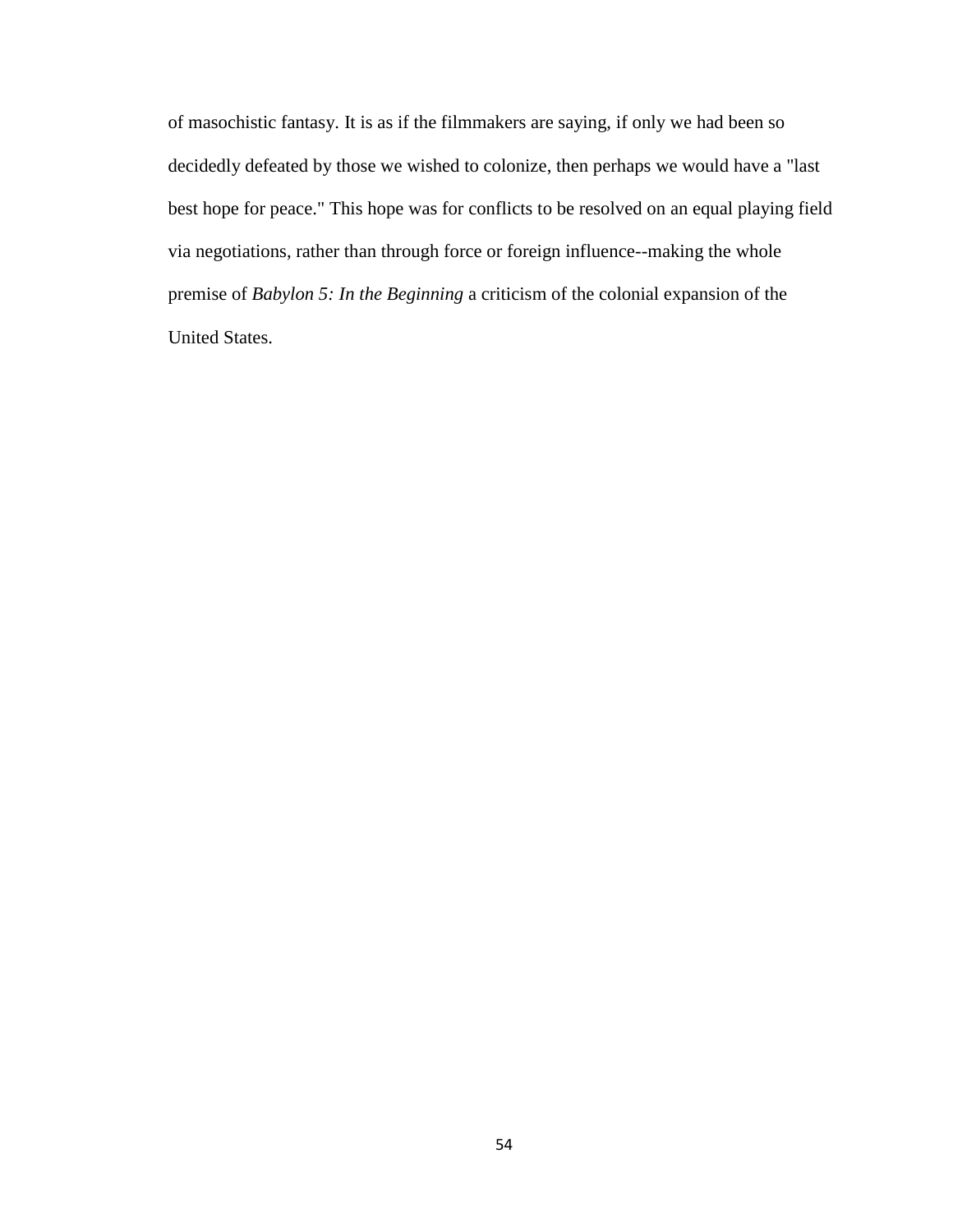of masochistic fantasy. It is as if the filmmakers are saying, if only we had been so decidedly defeated by those we wished to colonize, then perhaps we would have a "last best hope for peace." This hope was for conflicts to be resolved on an equal playing field via negotiations, rather than through force or foreign influence--making the whole premise of *Babylon 5: In the Beginning* a criticism of the colonial expansion of the United States.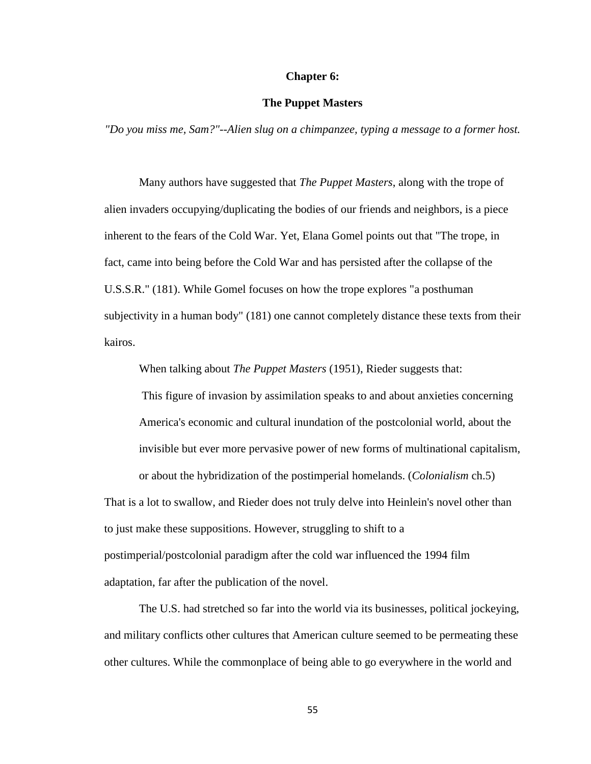# Chapter 6:

## The Puppet Masters

*"Do you miss me, Sam?"--Alien slug on a chimpanzee, typing a message to a former host.*

Many authors have suggested that *The Puppet Masters*, along with the trope of alien invaders occupying/duplicating the bodies of our friends and neighbors, is a piece inherent to the fears of the Cold War. Yet, Elana Gomel points out that "The trope, in fact, came into being before the Cold War and has persisted after the collapse of the U.S.S.R." (181). While Gomel focuses on how the trope explores "a posthuman subjectivity in a human body" (181) one cannot completely distance these texts from their kairos.

When talking about *The Puppet Masters* (1951), Rieder suggests that:

> This figure of invasion by assimilation speaks to and about anxieties concerning America's economic and cultural inundation of the postcolonial world, about the invisible but ever more pervasive power of new forms of multinational capitalism, or about the hybridization of the postimperial homelands. (*Colonialism* ch.5)

That is a lot to swallow, and Rieder does not truly delve into Heinlein's novel other than to just make these suppositions. However, struggling to shift to a postimperial/postcolonial paradigm after the cold war influenced the 1994 film adaptation, far after the publication of the novel.

The U.S. had stretched so far into the world via its businesses, political jockeying, and military conflicts other cultures that American culture seemed to be permeating these other cultures. While the commonplace of being able to go everywhere in the world and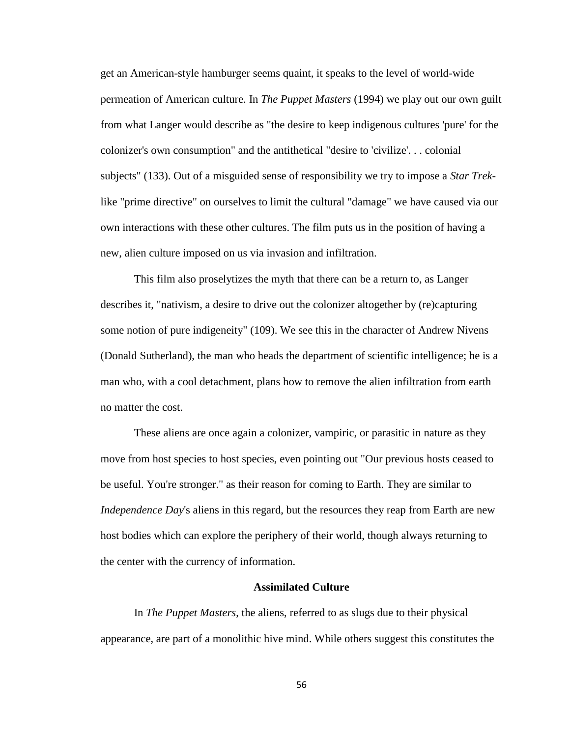get an American-style hamburger seems quaint, it speaks to the level of world-wide permeation of American culture. In *The Puppet Masters* (1994) we play out our own guilt from what Langer would describe as "the desire to keep indigenous cultures 'pure' for the colonizer's own consumption" and the antithetical "desire to 'civilize'. . . colonial subjects" (133). Out of a misguided sense of responsibility we try to impose a *Star Trek*-like "prime directive" on ourselves to limit the cultural "damage" we have caused via our own interactions with these other cultures. The film puts us in the position of having a new, alien culture imposed on us via invasion and infiltration.

This film also proselytizes the myth that there can be a return to, as Langer describes it, "nativism, a desire to drive out the colonizer altogether by (re)capturing some notion of pure indigeneity" (109). We see this in the character of Andrew Nivens (Donald Sutherland), the man who heads the department of scientific intelligence; he is a man who, with a cool detachment, plans how to remove the alien infiltration from earth no matter the cost.

These aliens are once again a colonizer, vampiric, or parasitic in nature as they move from host species to host species, even pointing out "Our previous hosts ceased to be useful. You're stronger." as their reason for coming to Earth. They are similar to *Independence Day*'s aliens in this regard, but the resources they reap from Earth are new host bodies which can explore the periphery of their world, though always returning to the center with the currency of information.

### Assimilated Culture

In *The Puppet Masters*, the aliens, referred to as slugs due to their physical appearance, are part of a monolithic hive mind. While others suggest this constitutes the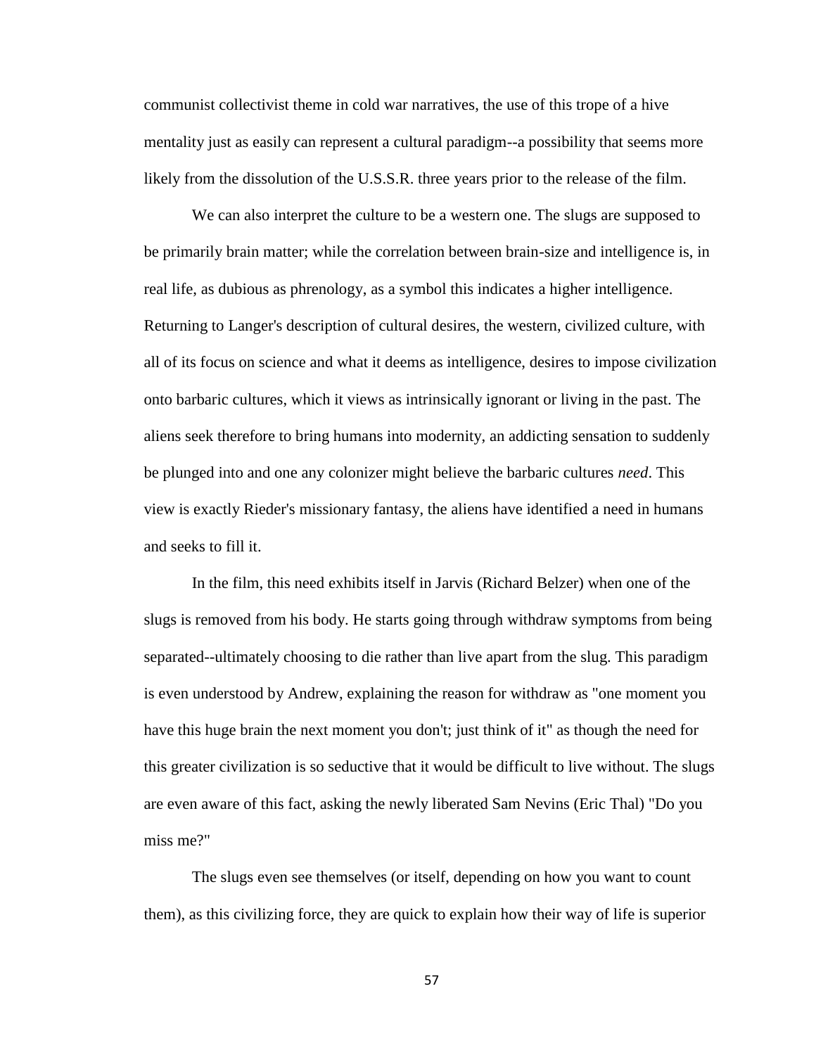communist collectivist theme in cold war narratives, the use of this trope of a hive mentality just as easily can represent a cultural paradigm--a possibility that seems more likely from the dissolution of the U.S.S.R. three years prior to the release of the film.

We can also interpret the culture to be a western one. The slugs are supposed to be primarily brain matter; while the correlation between brain-size and intelligence is, in real life, as dubious as phrenology, as a symbol this indicates a higher intelligence. Returning to Langer's description of cultural desires, the western, civilized culture, with all of its focus on science and what it deems as intelligence, desires to impose civilization onto barbaric cultures, which it views as intrinsically ignorant or living in the past. The aliens seek therefore to bring humans into modernity, an addicting sensation to suddenly be plunged into and one any colonizer might believe the barbaric cultures *need*. This view is exactly Rieder's missionary fantasy, the aliens have identified a need in humans and seeks to fill it.

In the film, this need exhibits itself in Jarvis (Richard Belzer) when one of the slugs is removed from his body. He starts going through withdraw symptoms from being separated--ultimately choosing to die rather than live apart from the slug. This paradigm is even understood by Andrew, explaining the reason for withdraw as "one moment you have this huge brain the next moment you don't; just think of it" as though the need for this greater civilization is so seductive that it would be difficult to live without. The slugs are even aware of this fact, asking the newly liberated Sam Nevins (Eric Thal) "Do you miss me?"

The slugs even see themselves (or itself, depending on how you want to count them), as this civilizing force, they are quick to explain how their way of life is superior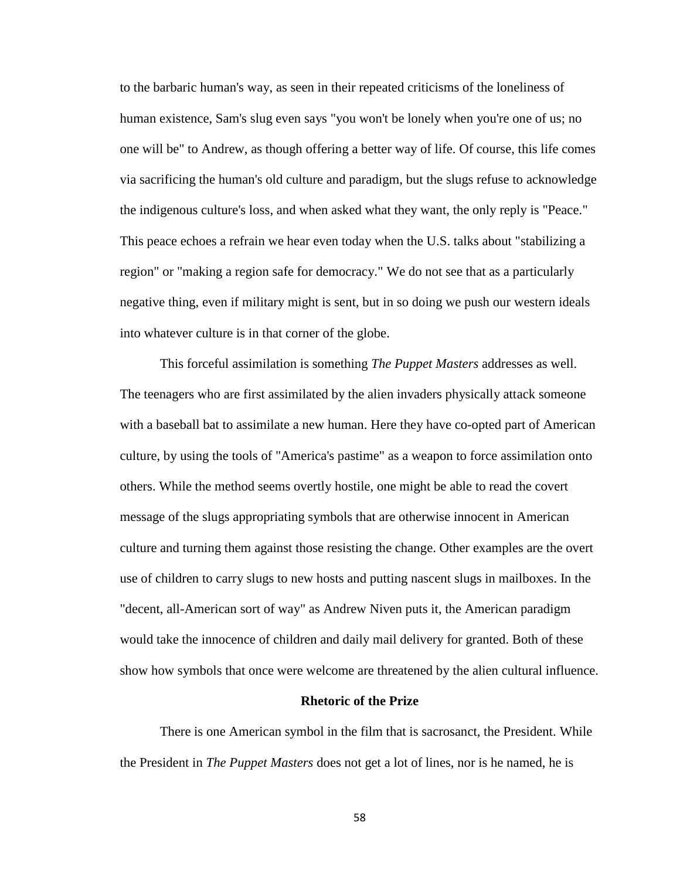to the barbaric human's way, as seen in their repeated criticisms of the loneliness of human existence, Sam's slug even says "you won't be lonely when you're one of us; no one will be" to Andrew, as though offering a better way of life. Of course, this life comes via sacrificing the human's old culture and paradigm, but the slugs refuse to acknowledge the indigenous culture's loss, and when asked what they want, the only reply is "Peace." This peace echoes a refrain we hear even today when the U.S. talks about "stabilizing a region" or "making a region safe for democracy." We do not see that as a particularly negative thing, even if military might is sent, but in so doing we push our western ideals into whatever culture is in that corner of the globe.

This forceful assimilation is something *The Puppet Masters* addresses as well. The teenagers who are first assimilated by the alien invaders physically attack someone with a baseball bat to assimilate a new human. Here they have co-opted part of American culture, by using the tools of "America's pastime" as a weapon to force assimilation onto others. While the method seems overtly hostile, one might be able to read the covert message of the slugs appropriating symbols that are otherwise innocent in American culture and turning them against those resisting the change. Other examples are the overt use of children to carry slugs to new hosts and putting nascent slugs in mailboxes. In the "decent, all-American sort of way" as Andrew Niven puts it, the American paradigm would take the innocence of children and daily mail delivery for granted. Both of these show how symbols that once were welcome are threatened by the alien cultural influence.

### Rhetoric of the Prize

There is one American symbol in the film that is sacrosanct, the President. While the President in *The Puppet Masters* does not get a lot of lines, nor is he named, he is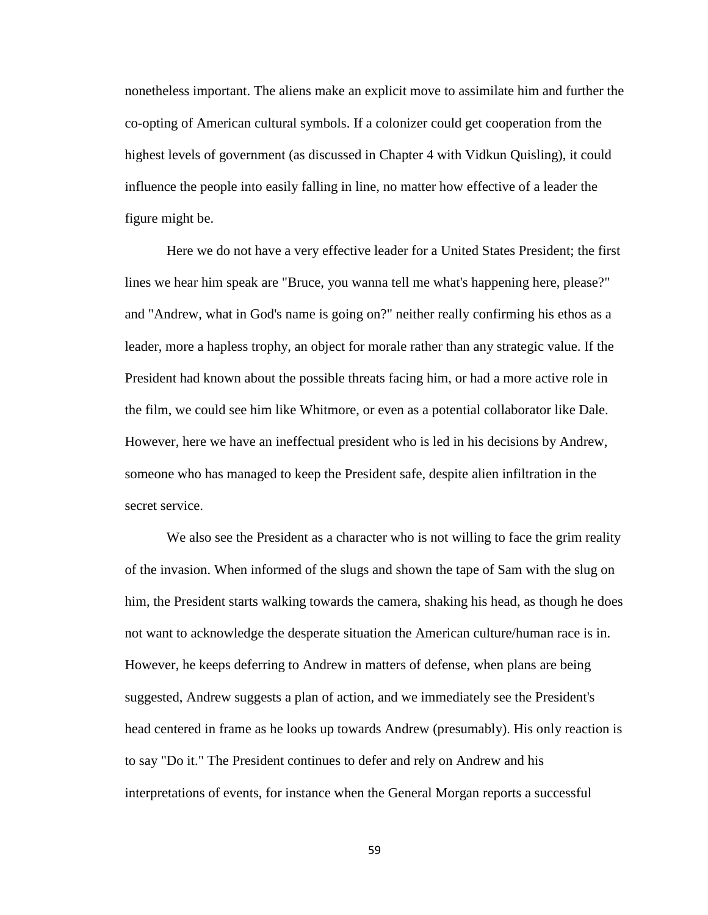nonetheless important. The aliens make an explicit move to assimilate him and further the co-opting of American cultural symbols. If a colonizer could get cooperation from the highest levels of government (as discussed in Chapter 4 with Vidkun Quisling), it could influence the people into easily falling in line, no matter how effective of a leader the figure might be.

Here we do not have a very effective leader for a United States President; the first lines we hear him speak are "Bruce, you wanna tell me what's happening here, please?" and "Andrew, what in God's name is going on?" neither really confirming his ethos as a leader, more a hapless trophy, an object for morale rather than any strategic value. If the President had known about the possible threats facing him, or had a more active role in the film, we could see him like Whitmore, or even as a potential collaborator like Dale. However, here we have an ineffectual president who is led in his decisions by Andrew, someone who has managed to keep the President safe, despite alien infiltration in the secret service.

We also see the President as a character who is not willing to face the grim reality of the invasion. When informed of the slugs and shown the tape of Sam with the slug on him, the President starts walking towards the camera, shaking his head, as though he does not want to acknowledge the desperate situation the American culture/human race is in. However, he keeps deferring to Andrew in matters of defense, when plans are being suggested, Andrew suggests a plan of action, and we immediately see the President's head centered in frame as he looks up towards Andrew (presumably). His only reaction is to say "Do it." The President continues to defer and rely on Andrew and his interpretations of events, for instance when the General Morgan reports a successful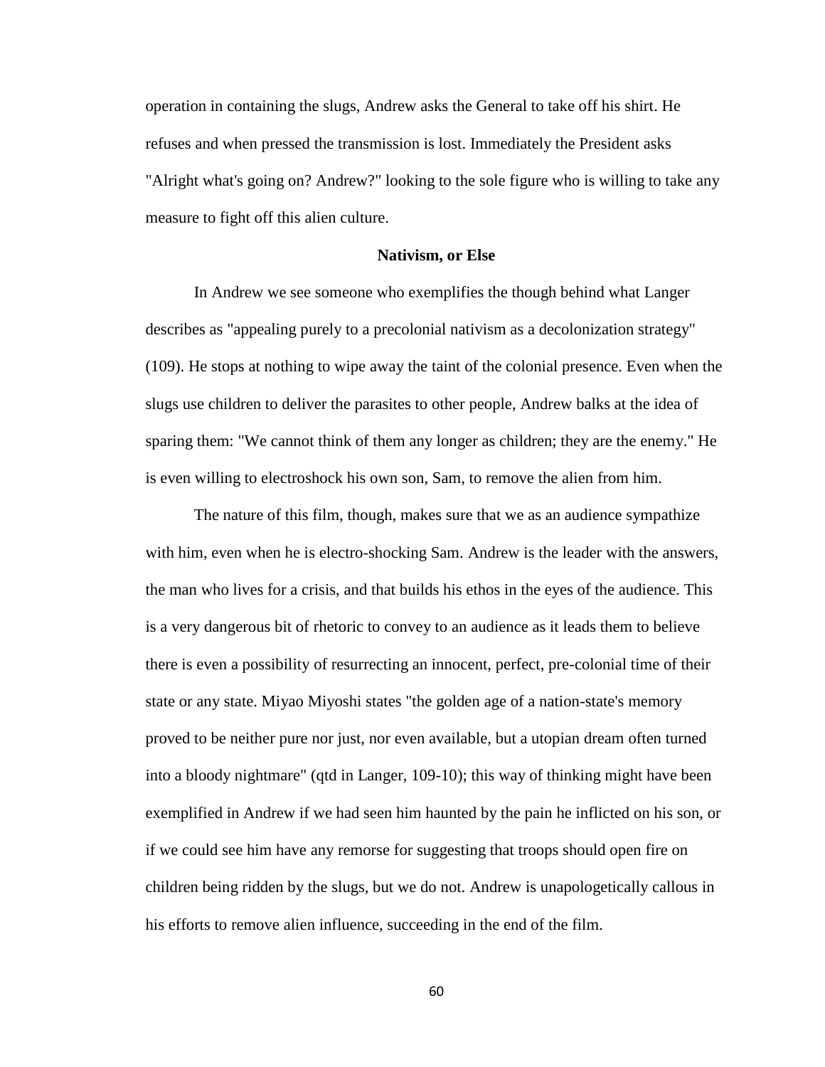operation in containing the slugs, Andrew asks the General to take off his shirt. He refuses and when pressed the transmission is lost. Immediately the President asks "Alright what's going on? Andrew?" looking to the sole figure who is willing to take any measure to fight off this alien culture.

### Nativism, or Else

In Andrew we see someone who exemplifies the though behind what Langer describes as "appealing purely to a precolonial nativism as a decolonization strategy" (109). He stops at nothing to wipe away the taint of the colonial presence. Even when the slugs use children to deliver the parasites to other people, Andrew balks at the idea of sparing them: "We cannot think of them any longer as children; they are the enemy." He is even willing to electroshock his own son, Sam, to remove the alien from him.

The nature of this film, though, makes sure that we as an audience sympathize with him, even when he is electro-shocking Sam. Andrew is the leader with the answers, the man who lives for a crisis, and that builds his ethos in the eyes of the audience. This is a very dangerous bit of rhetoric to convey to an audience as it leads them to believe there is even a possibility of resurrecting an innocent, perfect, pre-colonial time of their state or any state. Miyao Miyoshi states "the golden age of a nation-state's memory proved to be neither pure nor just, nor even available, but a utopian dream often turned into a bloody nightmare" (qtd in Langer, 109-10); this way of thinking might have been exemplified in Andrew if we had seen him haunted by the pain he inflicted on his son, or if we could see him have any remorse for suggesting that troops should open fire on children being ridden by the slugs, but we do not. Andrew is unapologetically callous in his efforts to remove alien influence, succeeding in the end of the film.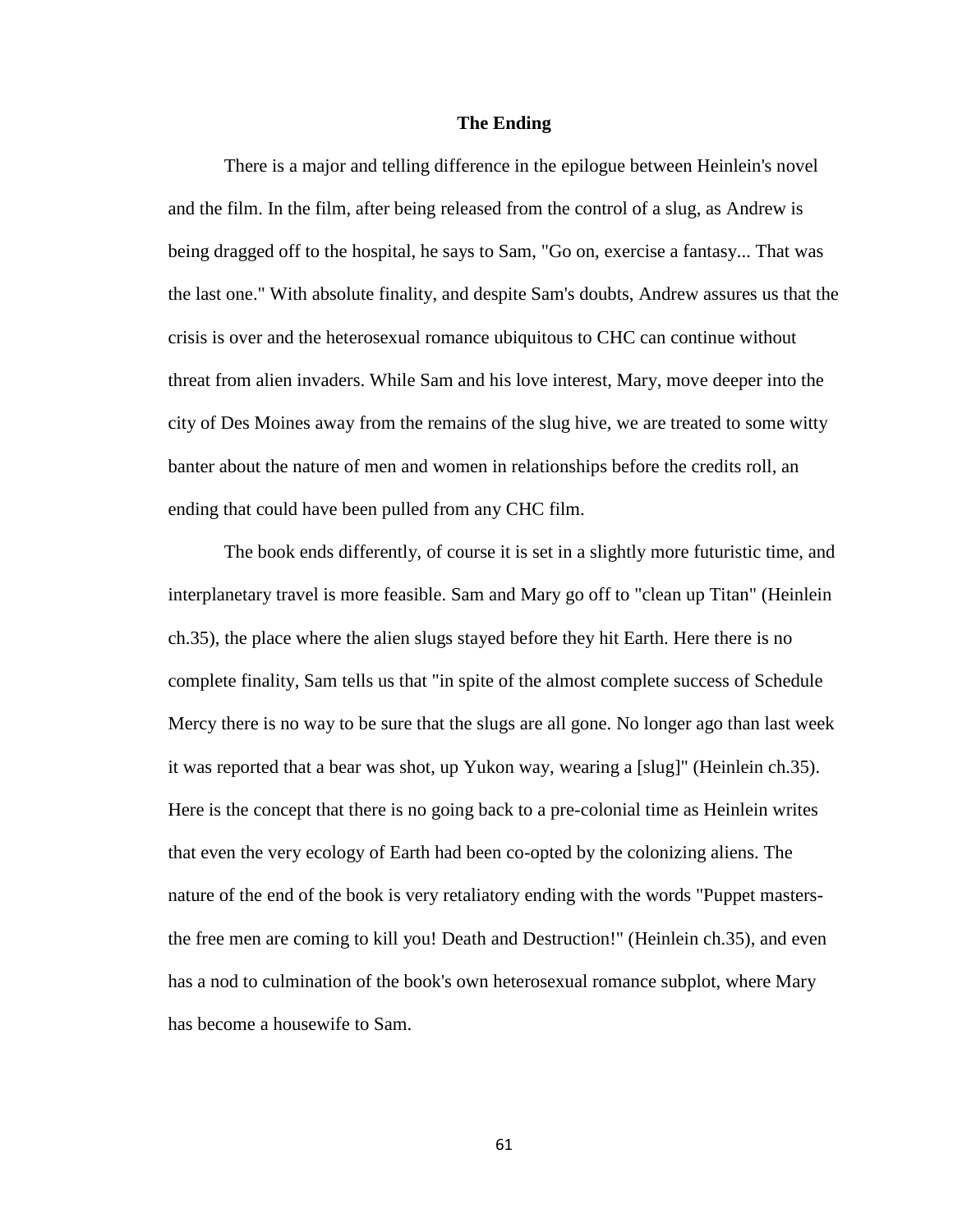## The Ending

There is a major and telling difference in the epilogue between Heinlein's novel and the film. In the film, after being released from the control of a slug, as Andrew is being dragged off to the hospital, he says to Sam, "Go on, exercise a fantasy... That was the last one." With absolute finality, and despite Sam's doubts, Andrew assures us that the crisis is over and the heterosexual romance ubiquitous to CHC can continue without threat from alien invaders. While Sam and his love interest, Mary, move deeper into the city of Des Moines away from the remains of the slug hive, we are treated to some witty banter about the nature of men and women in relationships before the credits roll, an ending that could have been pulled from any CHC film.

The book ends differently, of course it is set in a slightly more futuristic time, and interplanetary travel is more feasible. Sam and Mary go off to "clean up Titan" (Heinlein ch.35), the place where the alien slugs stayed before they hit Earth. Here there is no complete finality, Sam tells us that "in spite of the almost complete success of Schedule Mercy there is no way to be sure that the slugs are all gone. No longer ago than last week it was reported that a bear was shot, up Yukon way, wearing a [slug]" (Heinlein ch.35). Here is the concept that there is no going back to a pre-colonial time as Heinlein writes that even the very ecology of Earth had been co-opted by the colonizing aliens. The nature of the end of the book is very retaliatory ending with the words "Puppet masters- the free men are coming to kill you! Death and Destruction!" (Heinlein ch.35), and even has a nod to culmination of the book's own heterosexual romance subplot, where Mary has become a housewife to Sam.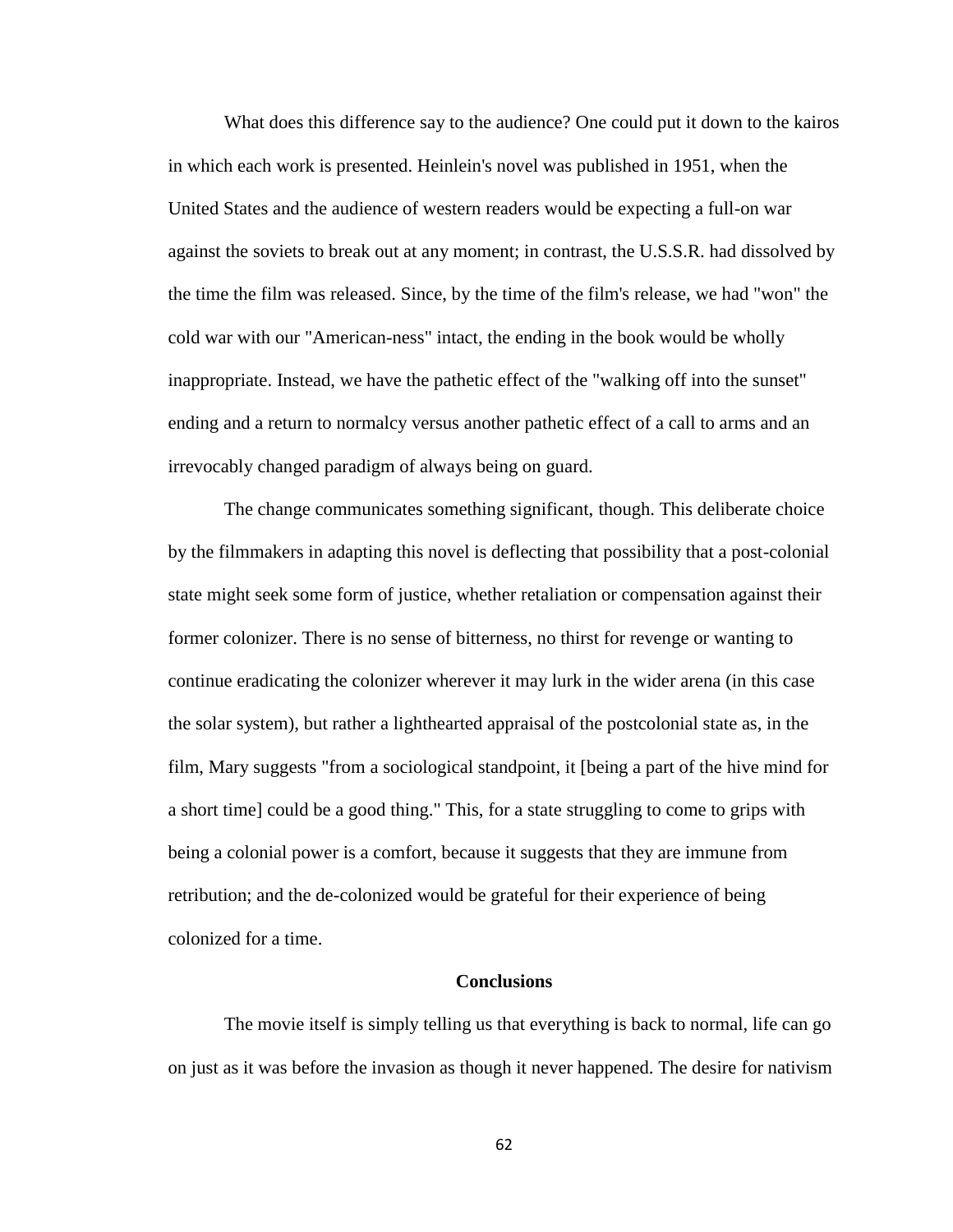What does this difference say to the audience? One could put it down to the kairos in which each work is presented. Heinlein's novel was published in 1951, when the United States and the audience of western readers would be expecting a full-on war against the soviets to break out at any moment; in contrast, the U.S.S.R. had dissolved by the time the film was released. Since, by the time of the film's release, we had "won" the cold war with our "American-ness" intact, the ending in the book would be wholly inappropriate. Instead, we have the pathetic effect of the "walking off into the sunset" ending and a return to normalcy versus another pathetic effect of a call to arms and an irrevocably changed paradigm of always being on guard.

The change communicates something significant, though. This deliberate choice by the filmmakers in adapting this novel is deflecting that possibility that a post-colonial state might seek some form of justice, whether retaliation or compensation against their former colonizer. There is no sense of bitterness, no thirst for revenge or wanting to continue eradicating the colonizer wherever it may lurk in the wider arena (in this case the solar system), but rather a lighthearted appraisal of the postcolonial state as, in the film, Mary suggests "from a sociological standpoint, it [being a part of the hive mind for a short time] could be a good thing." This, for a state struggling to come to grips with being a colonial power is a comfort, because it suggests that they are immune from retribution; and the de-colonized would be grateful for their experience of being colonized for a time.

## Conclusions

The movie itself is simply telling us that everything is back to normal, life can go on just as it was before the invasion as though it never happened. The desire for nativism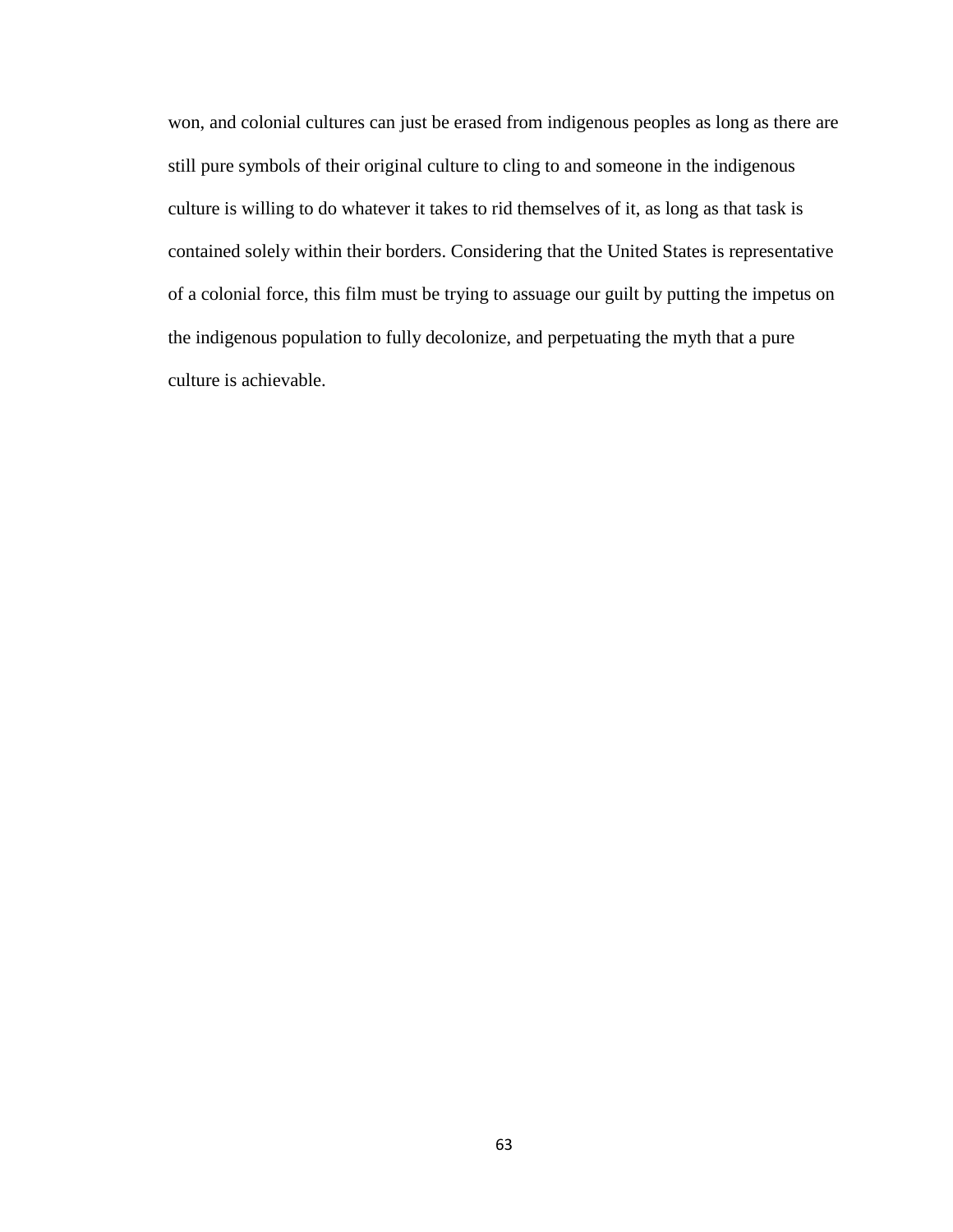won, and colonial cultures can just be erased from indigenous peoples as long as there are still pure symbols of their original culture to cling to and someone in the indigenous culture is willing to do whatever it takes to rid themselves of it, as long as that task is contained solely within their borders. Considering that the United States is representative of a colonial force, this film must be trying to assuage our guilt by putting the impetus on the indigenous population to fully decolonize, and perpetuating the myth that a pure culture is achievable.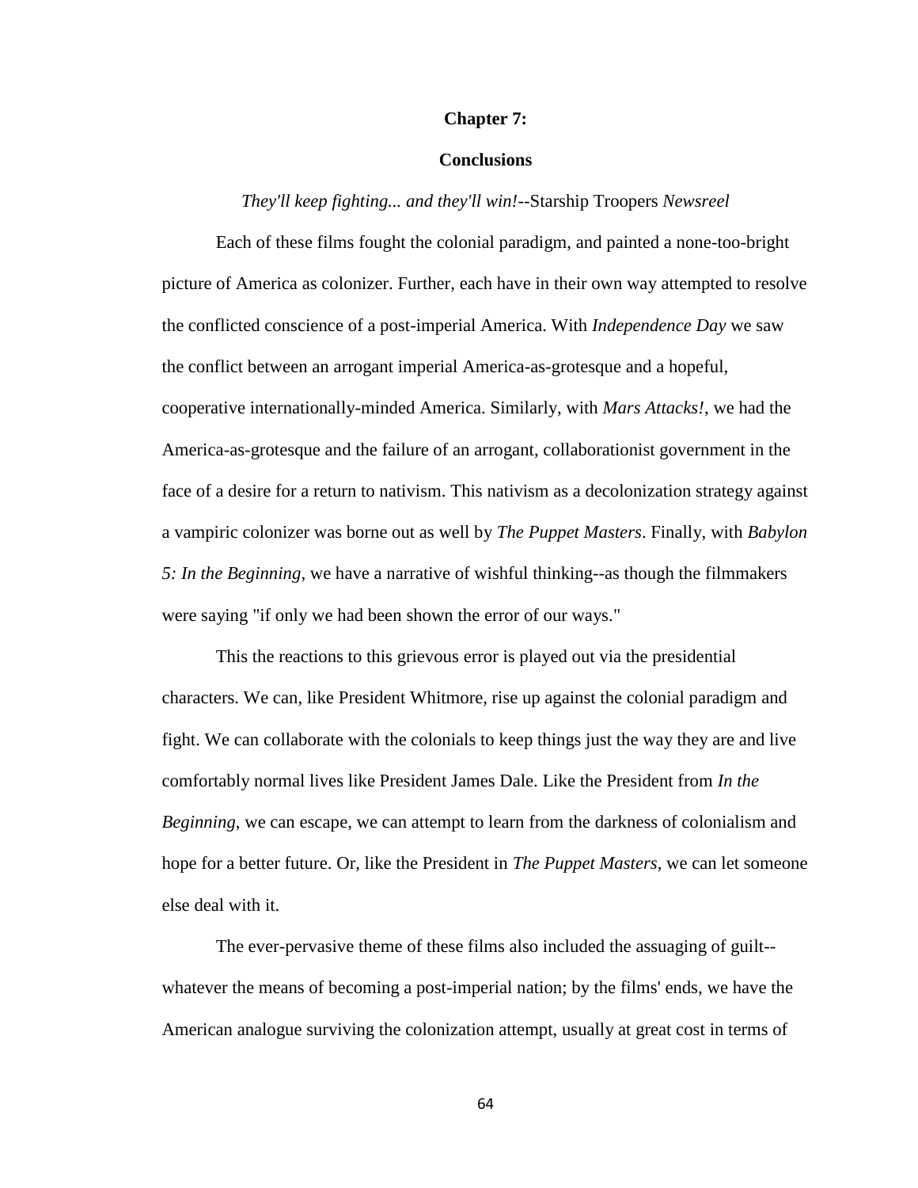# Chapter 7:

## Conclusions

*They'll keep fighting... and they'll win!*--Starship Troopers *Newsreel*

Each of these films fought the colonial paradigm, and painted a none-too-bright picture of America as colonizer. Further, each have in their own way attempted to resolve the conflicted conscience of a post-imperial America. With *Independence Day* we saw the conflict between an arrogant imperial America-as-grotesque and a hopeful, cooperative internationally-minded America. Similarly, with *Mars Attacks!*, we had the America-as-grotesque and the failure of an arrogant, collaborationist government in the face of a desire for a return to nativism. This nativism as a decolonization strategy against a vampiric colonizer was borne out as well by *The Puppet Masters*. Finally, with *Babylon 5: In the Beginning*, we have a narrative of wishful thinking--as though the filmmakers were saying "if only we had been shown the error of our ways."

This the reactions to this grievous error is played out via the presidential characters. We can, like President Whitmore, rise up against the colonial paradigm and fight. We can collaborate with the colonials to keep things just the way they are and live comfortably normal lives like President James Dale. Like the President from *In the Beginning*, we can escape, we can attempt to learn from the darkness of colonialism and hope for a better future. Or, like the President in *The Puppet Masters*, we can let someone else deal with it.

The ever-pervasive theme of these films also included the assuaging of guilt--whatever the means of becoming a post-imperial nation; by the films' ends, we have the American analogue surviving the colonization attempt, usually at great cost in terms of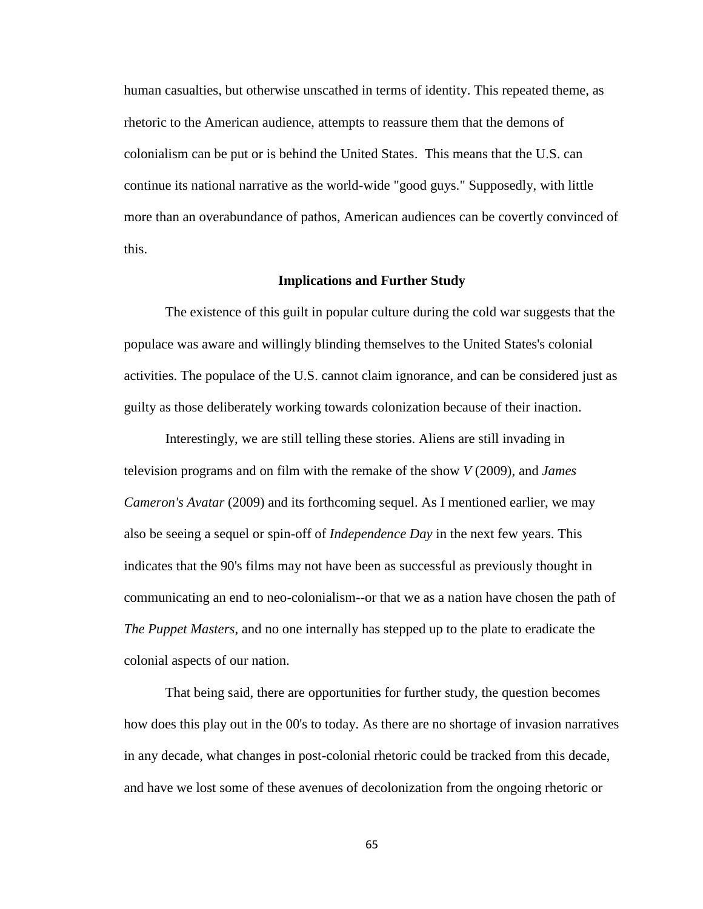human casualties, but otherwise unscathed in terms of identity. This repeated theme, as rhetoric to the American audience, attempts to reassure them that the demons of colonialism can be put or is behind the United States. This means that the U.S. can continue its national narrative as the world-wide "good guys." Supposedly, with little more than an overabundance of pathos, American audiences can be covertly convinced of this.

## Implications and Further Study

The existence of this guilt in popular culture during the cold war suggests that the populace was aware and willingly blinding themselves to the United States's colonial activities. The populace of the U.S. cannot claim ignorance, and can be considered just as guilty as those deliberately working towards colonization because of their inaction.

Interestingly, we are still telling these stories. Aliens are still invading in television programs and on film with the remake of the show *V* (2009), and *James Cameron's Avatar* (2009) and its forthcoming sequel. As I mentioned earlier, we may also be seeing a sequel or spin-off of *Independence Day* in the next few years. This indicates that the 90's films may not have been as successful as previously thought in communicating an end to neo-colonialism--or that we as a nation have chosen the path of *The Puppet Masters*, and no one internally has stepped up to the plate to eradicate the colonial aspects of our nation.

That being said, there are opportunities for further study, the question becomes how does this play out in the 00's to today. As there are no shortage of invasion narratives in any decade, what changes in post-colonial rhetoric could be tracked from this decade, and have we lost some of these avenues of decolonization from the ongoing rhetoric or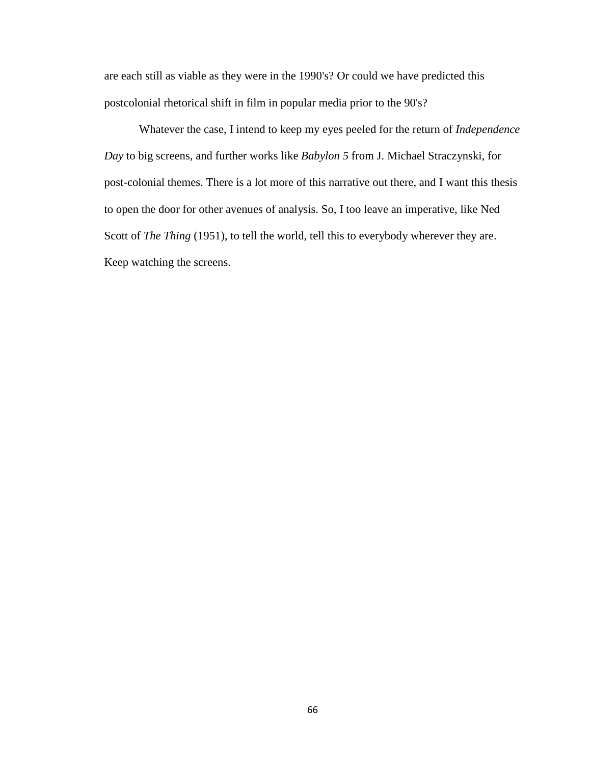are each still as viable as they were in the 1990's? Or could we have predicted this postcolonial rhetorical shift in film in popular media prior to the 90's?

Whatever the case, I intend to keep my eyes peeled for the return of *Independence Day* to big screens, and further works like *Babylon 5* from J. Michael Straczynski, for post-colonial themes. There is a lot more of this narrative out there, and I want this thesis to open the door for other avenues of analysis. So, I too leave an imperative, like Ned Scott of *The Thing* (1951), to tell the world, tell this to everybody wherever they are. Keep watching the screens.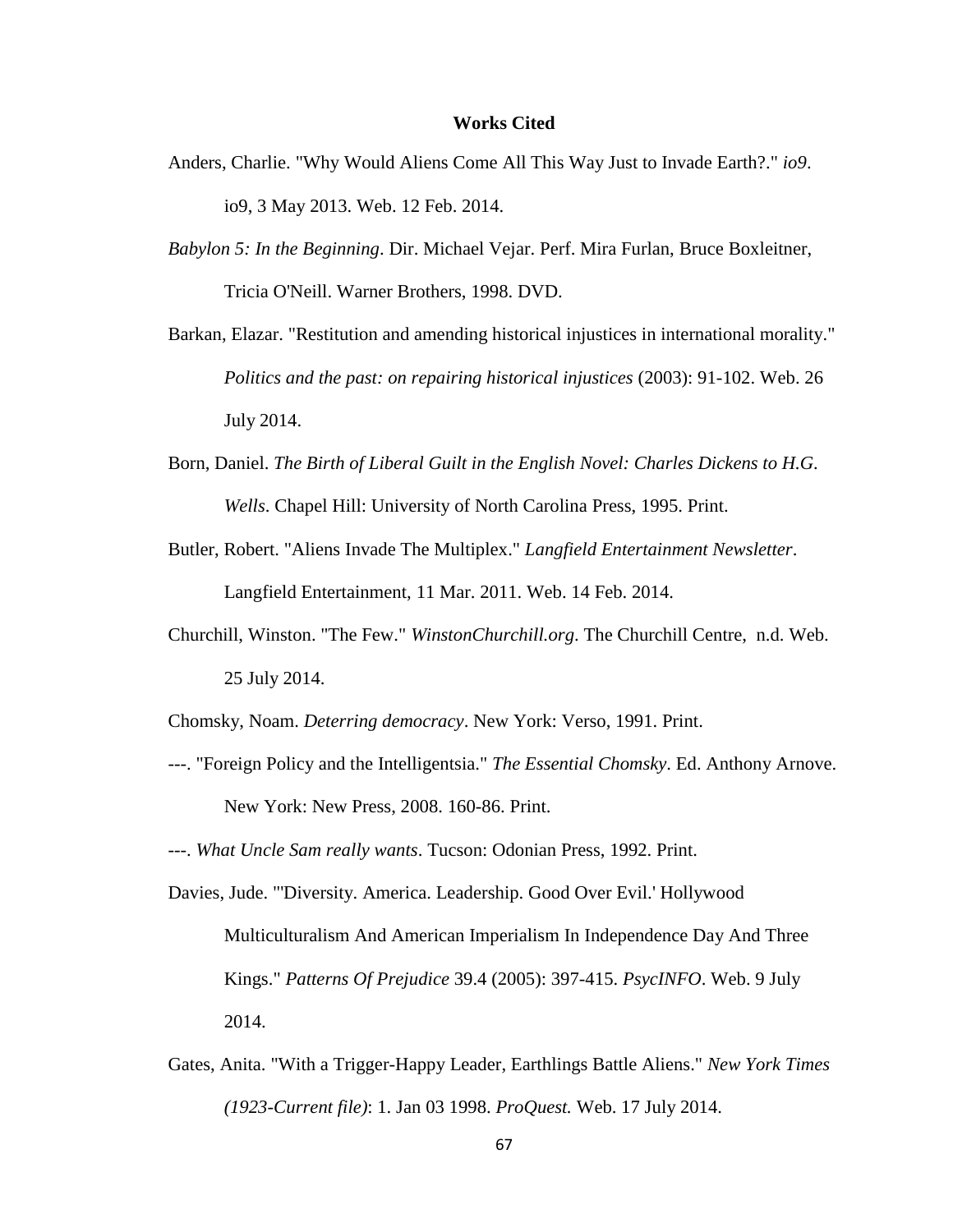# Works Cited

Anders, Charlie. "Why Would Aliens Come All This Way Just to Invade Earth?." *io9*. io9, 3 May 2013. Web. 12 Feb. 2014.

*Babylon 5: In the Beginning*. Dir. Michael Vejar. Perf. Mira Furlan, Bruce Boxleitner, Tricia O'Neill. Warner Brothers, 1998. DVD.

Barkan, Elazar. "Restitution and amending historical injustices in international morality." *Politics and the past: on repairing historical injustices* (2003): 91-102. Web. 26 July 2014.

Born, Daniel. *The Birth of Liberal Guilt in the English Novel: Charles Dickens to H.G. Wells*. Chapel Hill: University of North Carolina Press, 1995. Print.

Butler, Robert. "Aliens Invade The Multiplex." *Langfield Entertainment Newsletter*. Langfield Entertainment, 11 Mar. 2011. Web. 14 Feb. 2014.

Churchill, Winston. "The Few." *WinstonChurchill.org*. The Churchill Centre, n.d. Web. 25 July 2014.

Chomsky, Noam. *Deterring democracy*. New York: Verso, 1991. Print.

---. "Foreign Policy and the Intelligentsia." *The Essential Chomsky*. Ed. Anthony Arnove. New York: New Press, 2008. 160-86. Print.

---. *What Uncle Sam really wants*. Tucson: Odonian Press, 1992. Print.

Davies, Jude. "'Diversity. America. Leadership. Good Over Evil.' Hollywood Multiculturalism And American Imperialism In Independence Day And Three Kings." *Patterns Of Prejudice* 39.4 (2005): 397-415. *PsycINFO*. Web. 9 July 2014.

Gates, Anita. "With a Trigger-Happy Leader, Earthlings Battle Aliens." *New York Times (1923-Current file)*: 1. Jan 03 1998. *ProQuest.* Web. 17 July 2014.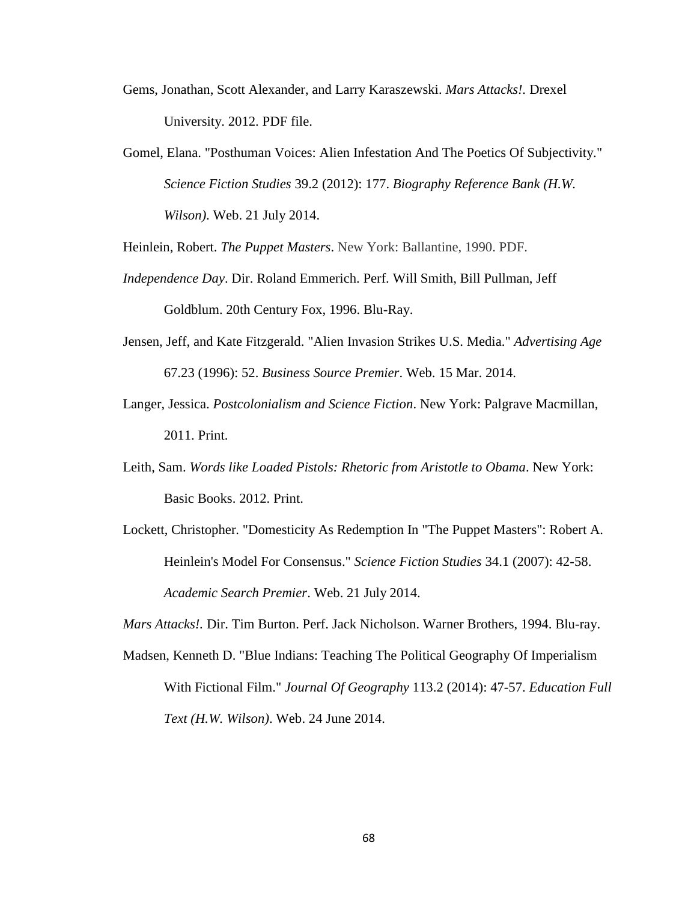Gems, Jonathan, Scott Alexander, and Larry Karaszewski. *Mars Attacks!.* Drexel University. 2012. PDF file.

Gomel, Elana. "Posthuman Voices: Alien Infestation And The Poetics Of Subjectivity." *Science Fiction Studies* 39.2 (2012): 177. *Biography Reference Bank (H.W. Wilson)*. Web. 21 July 2014.

Heinlein, Robert. *The Puppet Masters*. New York: Ballantine, 1990. PDF.

*Independence Day*. Dir. Roland Emmerich. Perf. Will Smith, Bill Pullman, Jeff Goldblum. 20th Century Fox, 1996. Blu-Ray.

Jensen, Jeff, and Kate Fitzgerald. "Alien Invasion Strikes U.S. Media." *Advertising Age* 67.23 (1996): 52. *Business Source Premier*. Web. 15 Mar. 2014.

Langer, Jessica. *Postcolonialism and Science Fiction*. New York: Palgrave Macmillan, 2011. Print.

Leith, Sam. *Words like Loaded Pistols: Rhetoric from Aristotle to Obama*. New York: Basic Books. 2012. Print.

Lockett, Christopher. "Domesticity As Redemption In "The Puppet Masters": Robert A. Heinlein's Model For Consensus." *Science Fiction Studies* 34.1 (2007): 42-58. *Academic Search Premier*. Web. 21 July 2014.

*Mars Attacks!.* Dir. Tim Burton. Perf. Jack Nicholson. Warner Brothers, 1994. Blu-ray.

Madsen, Kenneth D. "Blue Indians: Teaching The Political Geography Of Imperialism With Fictional Film." *Journal Of Geography* 113.2 (2014): 47-57. *Education Full Text (H.W. Wilson)*. Web. 24 June 2014.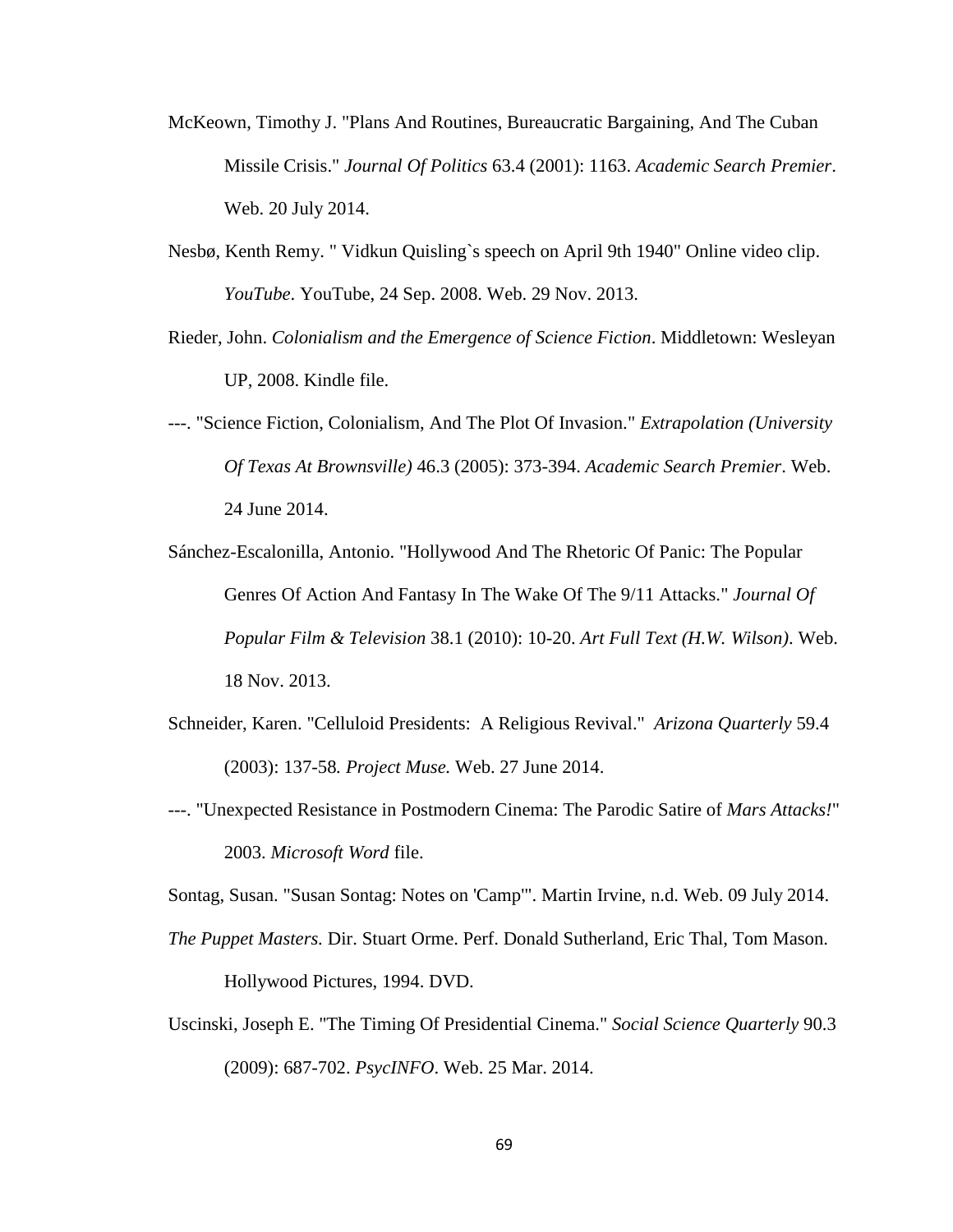McKeown, Timothy J. "Plans And Routines, Bureaucratic Bargaining, And The Cuban Missile Crisis." *Journal Of Politics* 63.4 (2001): 1163. *Academic Search Premier*. Web. 20 July 2014.

Nesbø, Kenth Remy. " Vidkun Quisling`s speech on April 9th 1940" Online video clip. *YouTube*. YouTube, 24 Sep. 2008. Web. 29 Nov. 2013.

Rieder, John. *Colonialism and the Emergence of Science Fiction*. Middletown: Wesleyan UP, 2008. Kindle file.

---. "Science Fiction, Colonialism, And The Plot Of Invasion." *Extrapolation (University Of Texas At Brownsville)* 46.3 (2005): 373-394. *Academic Search Premier*. Web. 24 June 2014.

Sánchez-Escalonilla, Antonio. "Hollywood And The Rhetoric Of Panic: The Popular Genres Of Action And Fantasy In The Wake Of The 9/11 Attacks." *Journal Of Popular Film & Television* 38.1 (2010): 10-20. *Art Full Text (H.W. Wilson)*. Web. 18 Nov. 2013.

Schneider, Karen. "Celluloid Presidents: A Religious Revival." *Arizona Quarterly* 59.4 (2003): 137-58. *Project Muse.* Web. 27 June 2014.

---. "Unexpected Resistance in Postmodern Cinema: The Parodic Satire of *Mars Attacks!*" 2003. *Microsoft Word* file.

Sontag, Susan. "Susan Sontag: Notes on 'Camp'". Martin Irvine, n.d. Web. 09 July 2014.

*The Puppet Masters.* Dir. Stuart Orme. Perf. Donald Sutherland, Eric Thal, Tom Mason. Hollywood Pictures, 1994. DVD.

Uscinski, Joseph E. "The Timing Of Presidential Cinema." *Social Science Quarterly* 90.3 (2009): 687-702. *PsycINFO*. Web. 25 Mar. 2014.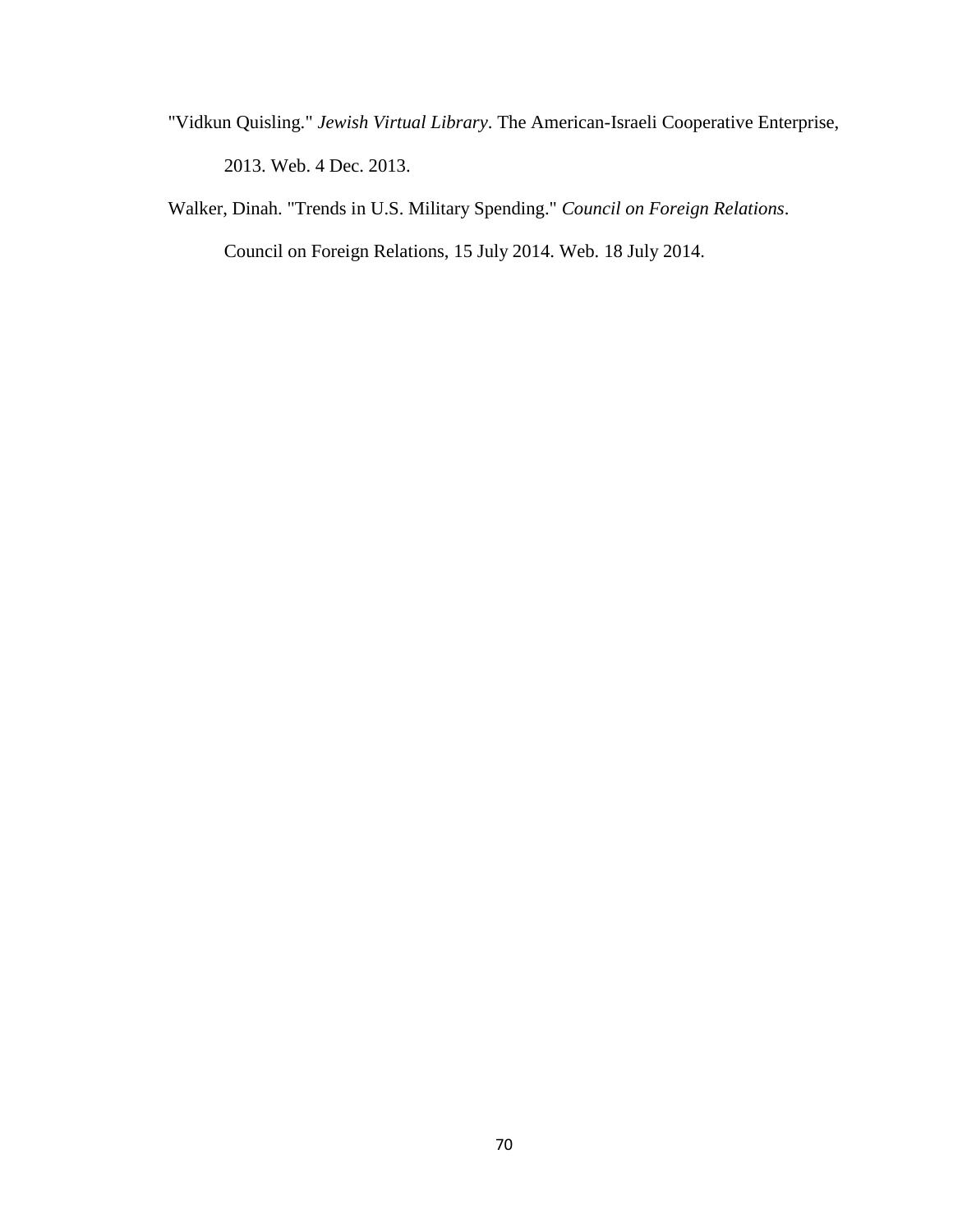"Vidkun Quisling." *Jewish Virtual Library*. The American-Israeli Cooperative Enterprise, 2013. Web. 4 Dec. 2013.

Walker, Dinah. "Trends in U.S. Military Spending." *Council on Foreign Relations*. Council on Foreign Relations, 15 July 2014. Web. 18 July 2014.